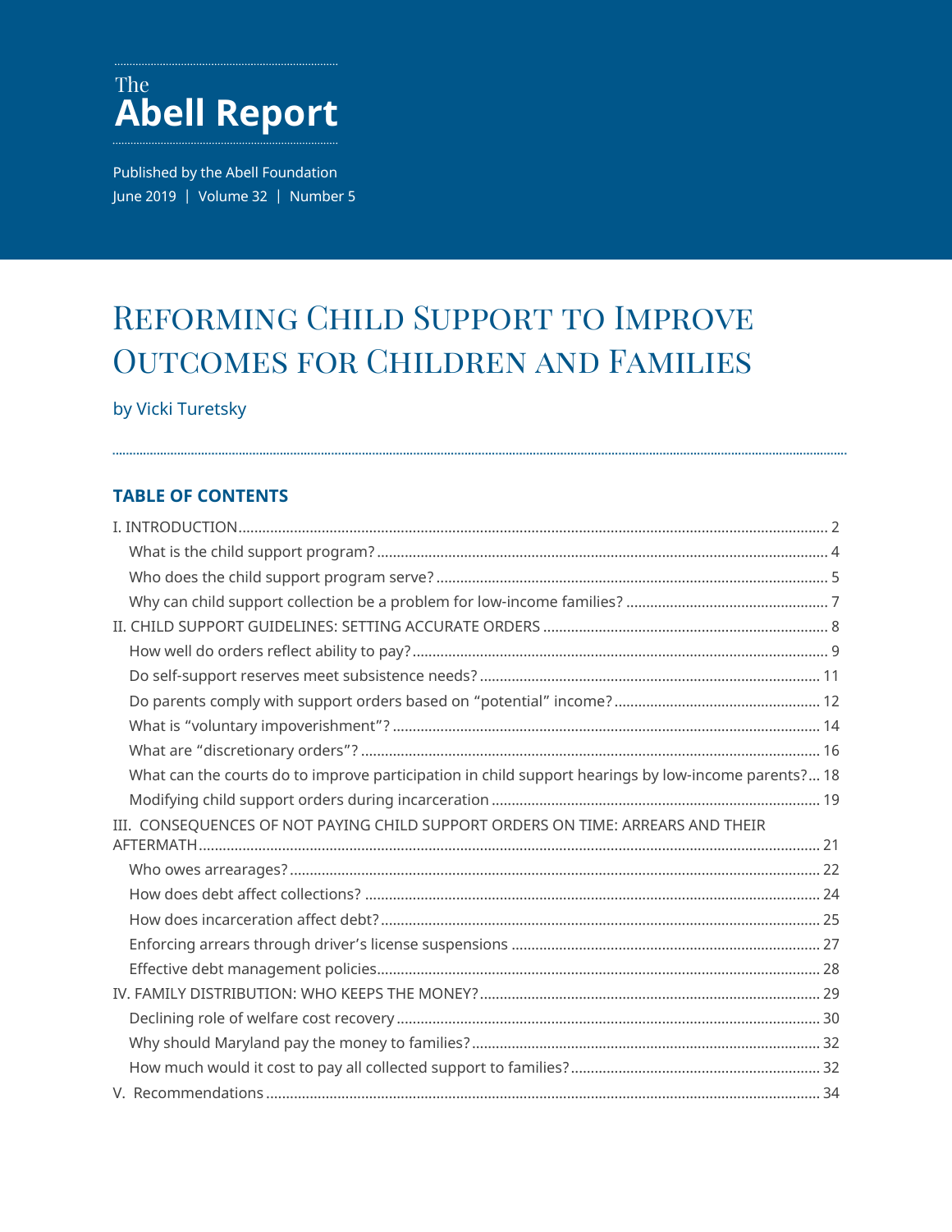The

# Abell Report

Published by the Abell Foundation
June 2019 | Volume 32 | Number 5

# Reforming Child Support to Improve Outcomes for Children and Families

by Vicki Turetsky

## TABLE OF CONTENTS

I. INTRODUCTION .......... 2
- What is the child support program? .......... 4
- Who does the child support program serve? .......... 5
- Why can child support collection be a problem for low-income families? .......... 7

II. CHILD SUPPORT GUIDELINES: SETTING ACCURATE ORDERS .......... 8
- How well do orders reflect ability to pay? .......... 9
- Do self-support reserves meet subsistence needs? .......... 11
- Do parents comply with support orders based on "potential" income? .......... 12
- What is "voluntary impoverishment"? .......... 14
- What are "discretionary orders"? .......... 16
- What can the courts do to improve participation in child support hearings by low-income parents? .......... 18
- Modifying child support orders during incarceration .......... 19

III. CONSEQUENCES OF NOT PAYING CHILD SUPPORT ORDERS ON TIME: ARREARS AND THEIR AFTERMATH .......... 21
- Who owes arrearages? .......... 22
- How does debt affect collections? .......... 24
- How does incarceration affect debt? .......... 25
- Enforcing arrears through driver's license suspensions .......... 27
- Effective debt management policies .......... 28

IV. FAMILY DISTRIBUTION: WHO KEEPS THE MONEY? .......... 29
- Declining role of welfare cost recovery .......... 30
- Why should Maryland pay the money to families? .......... 32
- How much would it cost to pay all collected support to families? .......... 32

V. Recommendations .......... 34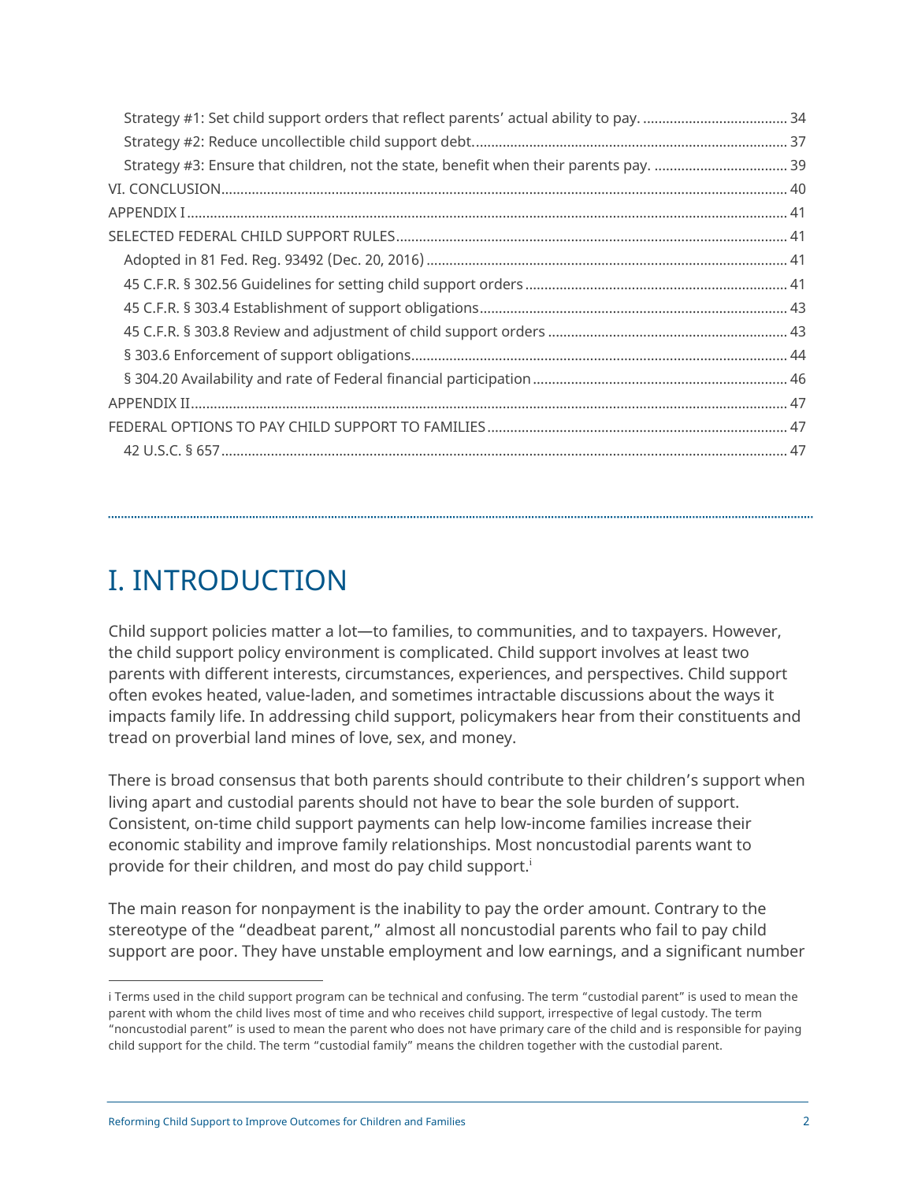Strategy #1: Set child support orders that reflect parents' actual ability to pay. ...................................... 34
Strategy #2: Reduce uncollectible child support debt. ................................................................................ 37
Strategy #3: Ensure that children, not the state, benefit when their parents pay. .................................. 39
VI. CONCLUSION ................................................................................................................................................. 40
APPENDIX I ......................................................................................................................................................... 41
SELECTED FEDERAL CHILD SUPPORT RULES ............................................................................................... 41
Adopted in 81 Fed. Reg. 93492 (Dec. 20, 2016) ............................................................................................ 41
45 C.F.R. § 302.56 Guidelines for setting child support orders ................................................................... 41
45 C.F.R. § 303.4 Establishment of support obligations ............................................................................... 43
45 C.F.R. § 303.8 Review and adjustment of child support orders .............................................................. 43
§ 303.6 Enforcement of support obligations ................................................................................................... 44
§ 304.20 Availability and rate of Federal financial participation ................................................................... 46
APPENDIX II ........................................................................................................................................................ 47
FEDERAL OPTIONS TO PAY CHILD SUPPORT TO FAMILIES ....................................................................... 47
42 U.S.C. § 657 .................................................................................................................................................. 47

# I. INTRODUCTION

Child support policies matter a lot—to families, to communities, and to taxpayers. However, the child support policy environment is complicated. Child support involves at least two parents with different interests, circumstances, experiences, and perspectives. Child support often evokes heated, value-laden, and sometimes intractable discussions about the ways it impacts family life. In addressing child support, policymakers hear from their constituents and tread on proverbial land mines of love, sex, and money.

There is broad consensus that both parents should contribute to their children's support when living apart and custodial parents should not have to bear the sole burden of support. Consistent, on-time child support payments can help low-income families increase their economic stability and improve family relationships. Most noncustodial parents want to provide for their children, and most do pay child support.[i]

The main reason for nonpayment is the inability to pay the order amount. Contrary to the stereotype of the "deadbeat parent," almost all noncustodial parents who fail to pay child support are poor. They have unstable employment and low earnings, and a significant number

i Terms used in the child support program can be technical and confusing. The term "custodial parent" is used to mean the parent with whom the child lives most of time and who receives child support, irrespective of legal custody. The term "noncustodial parent" is used to mean the parent who does not have primary care of the child and is responsible for paying child support for the child. The term "custodial family" means the children together with the custodial parent.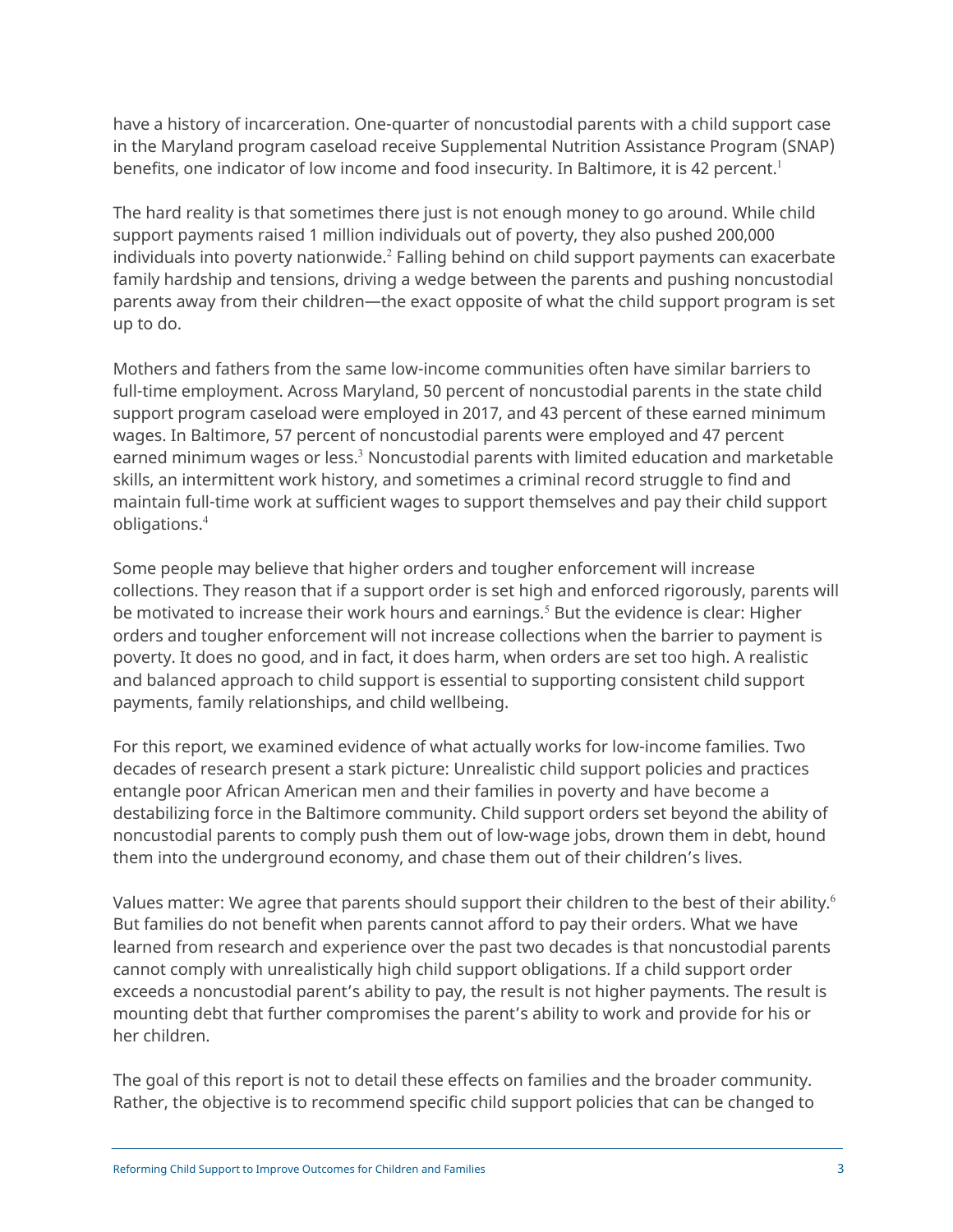have a history of incarceration. One-quarter of noncustodial parents with a child support case in the Maryland program caseload receive Supplemental Nutrition Assistance Program (SNAP) benefits, one indicator of low income and food insecurity. In Baltimore, it is 42 percent.[1]

The hard reality is that sometimes there just is not enough money to go around. While child support payments raised 1 million individuals out of poverty, they also pushed 200,000 individuals into poverty nationwide.[2] Falling behind on child support payments can exacerbate family hardship and tensions, driving a wedge between the parents and pushing noncustodial parents away from their children—the exact opposite of what the child support program is set up to do.

Mothers and fathers from the same low-income communities often have similar barriers to full-time employment. Across Maryland, 50 percent of noncustodial parents in the state child support program caseload were employed in 2017, and 43 percent of these earned minimum wages. In Baltimore, 57 percent of noncustodial parents were employed and 47 percent earned minimum wages or less.[3] Noncustodial parents with limited education and marketable skills, an intermittent work history, and sometimes a criminal record struggle to find and maintain full-time work at sufficient wages to support themselves and pay their child support obligations.[4]

Some people may believe that higher orders and tougher enforcement will increase collections. They reason that if a support order is set high and enforced rigorously, parents will be motivated to increase their work hours and earnings.[5] But the evidence is clear: Higher orders and tougher enforcement will not increase collections when the barrier to payment is poverty. It does no good, and in fact, it does harm, when orders are set too high. A realistic and balanced approach to child support is essential to supporting consistent child support payments, family relationships, and child wellbeing.

For this report, we examined evidence of what actually works for low-income families. Two decades of research present a stark picture: Unrealistic child support policies and practices entangle poor African American men and their families in poverty and have become a destabilizing force in the Baltimore community. Child support orders set beyond the ability of noncustodial parents to comply push them out of low-wage jobs, drown them in debt, hound them into the underground economy, and chase them out of their children's lives.

Values matter: We agree that parents should support their children to the best of their ability.[6] But families do not benefit when parents cannot afford to pay their orders. What we have learned from research and experience over the past two decades is that noncustodial parents cannot comply with unrealistically high child support obligations. If a child support order exceeds a noncustodial parent's ability to pay, the result is not higher payments. The result is mounting debt that further compromises the parent's ability to work and provide for his or her children.

The goal of this report is not to detail these effects on families and the broader community. Rather, the objective is to recommend specific child support policies that can be changed to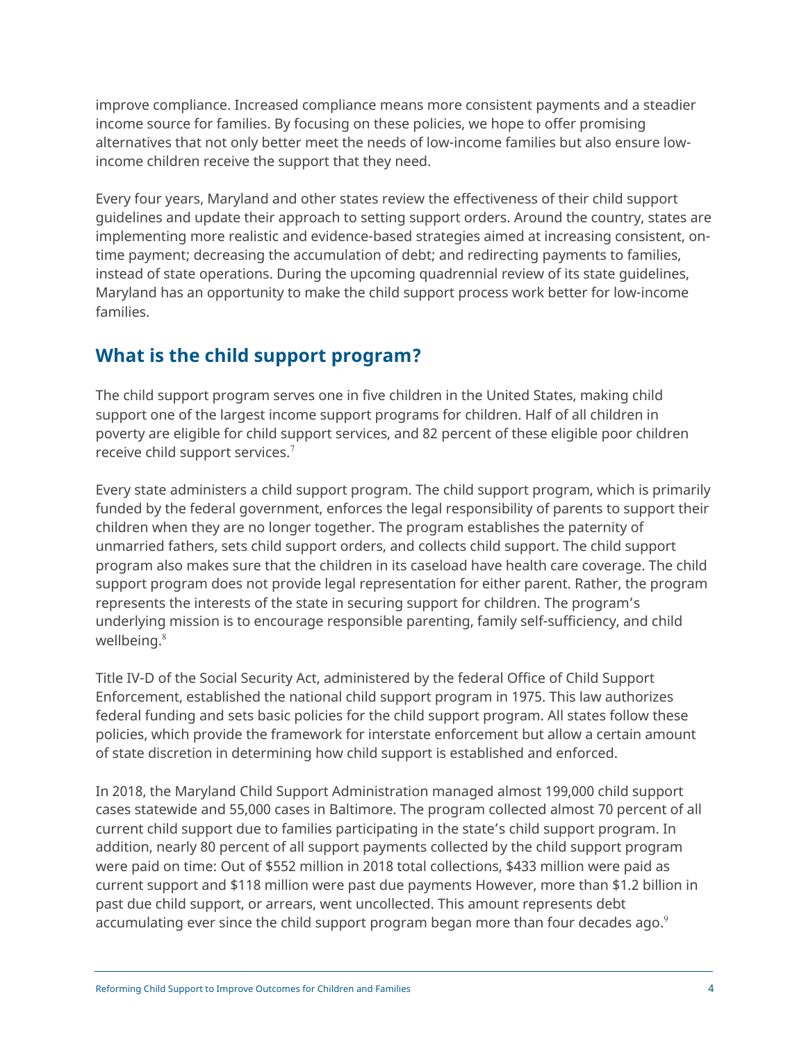improve compliance. Increased compliance means more consistent payments and a steadier income source for families. By focusing on these policies, we hope to offer promising alternatives that not only better meet the needs of low-income families but also ensure low-income children receive the support that they need.

Every four years, Maryland and other states review the effectiveness of their child support guidelines and update their approach to setting support orders. Around the country, states are implementing more realistic and evidence-based strategies aimed at increasing consistent, on-time payment; decreasing the accumulation of debt; and redirecting payments to families, instead of state operations. During the upcoming quadrennial review of its state guidelines, Maryland has an opportunity to make the child support process work better for low-income families.

## What is the child support program?

The child support program serves one in five children in the United States, making child support one of the largest income support programs for children. Half of all children in poverty are eligible for child support services, and 82 percent of these eligible poor children receive child support services.[7]

Every state administers a child support program. The child support program, which is primarily funded by the federal government, enforces the legal responsibility of parents to support their children when they are no longer together. The program establishes the paternity of unmarried fathers, sets child support orders, and collects child support. The child support program also makes sure that the children in its caseload have health care coverage. The child support program does not provide legal representation for either parent. Rather, the program represents the interests of the state in securing support for children. The program's underlying mission is to encourage responsible parenting, family self-sufficiency, and child wellbeing.[8]

Title IV-D of the Social Security Act, administered by the federal Office of Child Support Enforcement, established the national child support program in 1975. This law authorizes federal funding and sets basic policies for the child support program. All states follow these policies, which provide the framework for interstate enforcement but allow a certain amount of state discretion in determining how child support is established and enforced.

In 2018, the Maryland Child Support Administration managed almost 199,000 child support cases statewide and 55,000 cases in Baltimore. The program collected almost 70 percent of all current child support due to families participating in the state's child support program. In addition, nearly 80 percent of all support payments collected by the child support program were paid on time: Out of $552 million in 2018 total collections, $433 million were paid as current support and $118 million were past due payments However, more than $1.2 billion in past due child support, or arrears, went uncollected. This amount represents debt accumulating ever since the child support program began more than four decades ago.[9]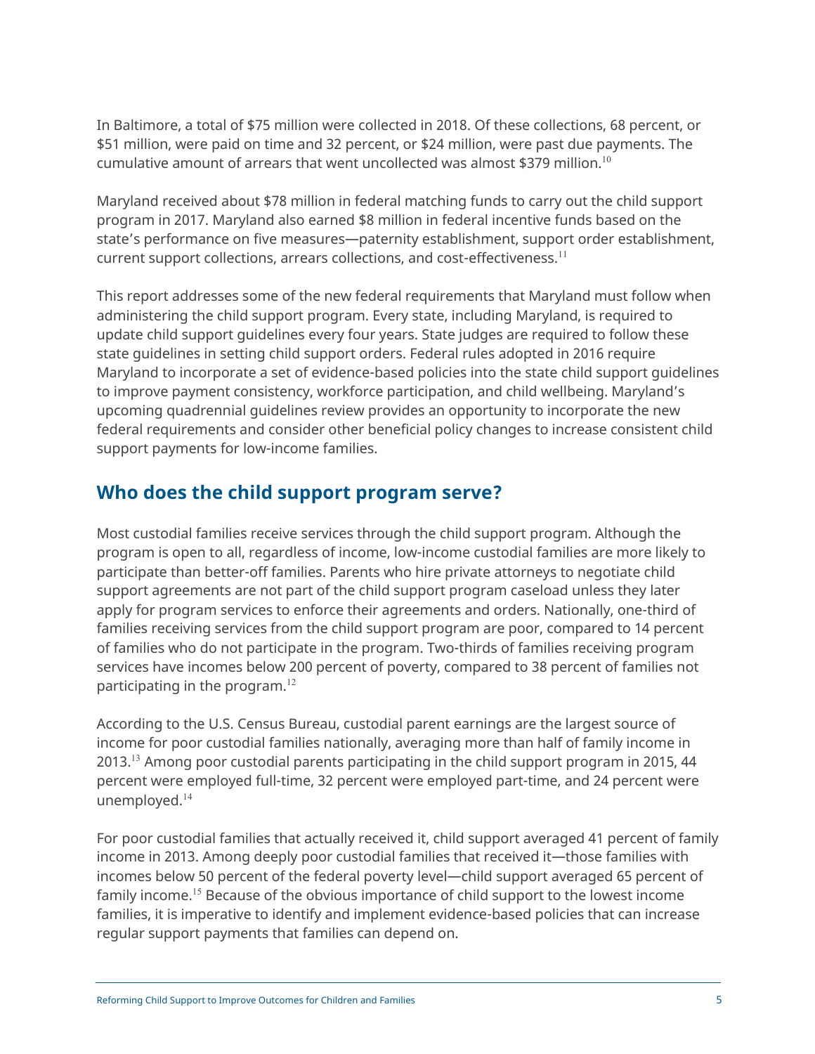In Baltimore, a total of $75 million were collected in 2018. Of these collections, 68 percent, or $51 million, were paid on time and 32 percent, or $24 million, were past due payments. The cumulative amount of arrears that went uncollected was almost $379 million.[10]

Maryland received about $78 million in federal matching funds to carry out the child support program in 2017. Maryland also earned $8 million in federal incentive funds based on the state's performance on five measures—paternity establishment, support order establishment, current support collections, arrears collections, and cost-effectiveness.[11]

This report addresses some of the new federal requirements that Maryland must follow when administering the child support program. Every state, including Maryland, is required to update child support guidelines every four years. State judges are required to follow these state guidelines in setting child support orders. Federal rules adopted in 2016 require Maryland to incorporate a set of evidence-based policies into the state child support guidelines to improve payment consistency, workforce participation, and child wellbeing. Maryland's upcoming quadrennial guidelines review provides an opportunity to incorporate the new federal requirements and consider other beneficial policy changes to increase consistent child support payments for low-income families.

## Who does the child support program serve?

Most custodial families receive services through the child support program. Although the program is open to all, regardless of income, low-income custodial families are more likely to participate than better-off families. Parents who hire private attorneys to negotiate child support agreements are not part of the child support program caseload unless they later apply for program services to enforce their agreements and orders. Nationally, one-third of families receiving services from the child support program are poor, compared to 14 percent of families who do not participate in the program. Two-thirds of families receiving program services have incomes below 200 percent of poverty, compared to 38 percent of families not participating in the program.[12]

According to the U.S. Census Bureau, custodial parent earnings are the largest source of income for poor custodial families nationally, averaging more than half of family income in 2013.[13] Among poor custodial parents participating in the child support program in 2015, 44 percent were employed full-time, 32 percent were employed part-time, and 24 percent were unemployed.[14]

For poor custodial families that actually received it, child support averaged 41 percent of family income in 2013. Among deeply poor custodial families that received it—those families with incomes below 50 percent of the federal poverty level—child support averaged 65 percent of family income.[15] Because of the obvious importance of child support to the lowest income families, it is imperative to identify and implement evidence-based policies that can increase regular support payments that families can depend on.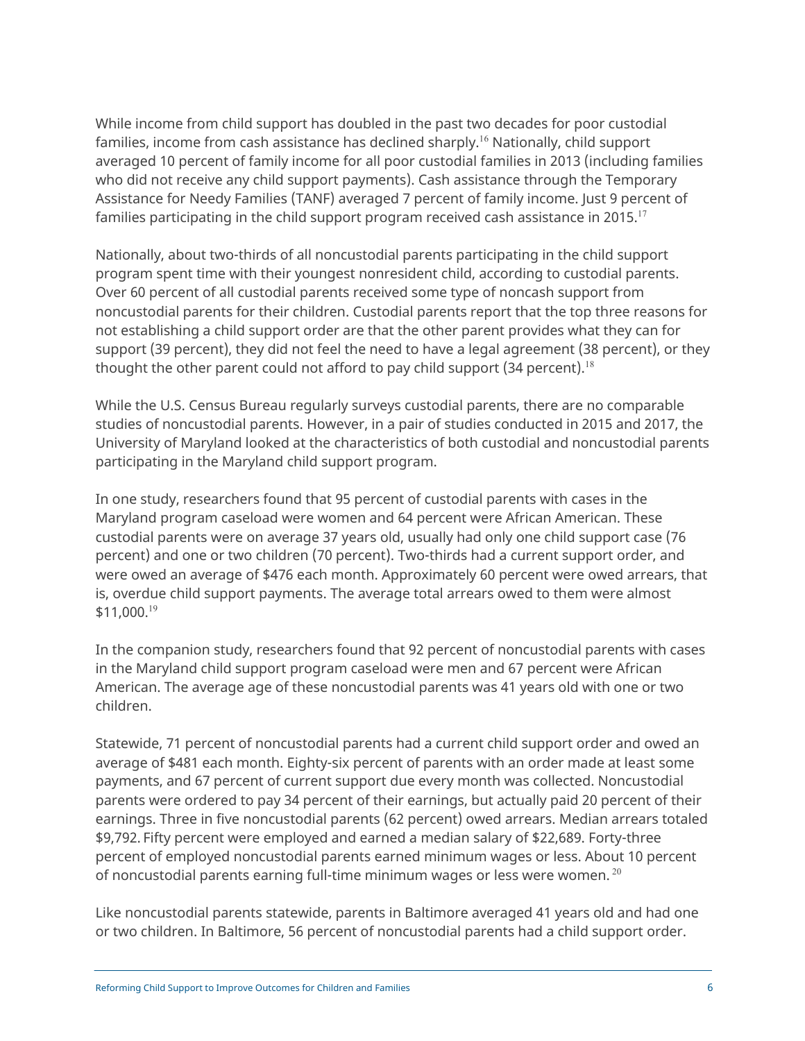While income from child support has doubled in the past two decades for poor custodial families, income from cash assistance has declined sharply.[16] Nationally, child support averaged 10 percent of family income for all poor custodial families in 2013 (including families who did not receive any child support payments). Cash assistance through the Temporary Assistance for Needy Families (TANF) averaged 7 percent of family income. Just 9 percent of families participating in the child support program received cash assistance in 2015.[17]

Nationally, about two-thirds of all noncustodial parents participating in the child support program spent time with their youngest nonresident child, according to custodial parents. Over 60 percent of all custodial parents received some type of noncash support from noncustodial parents for their children. Custodial parents report that the top three reasons for not establishing a child support order are that the other parent provides what they can for support (39 percent), they did not feel the need to have a legal agreement (38 percent), or they thought the other parent could not afford to pay child support (34 percent).[18]

While the U.S. Census Bureau regularly surveys custodial parents, there are no comparable studies of noncustodial parents. However, in a pair of studies conducted in 2015 and 2017, the University of Maryland looked at the characteristics of both custodial and noncustodial parents participating in the Maryland child support program.

In one study, researchers found that 95 percent of custodial parents with cases in the Maryland program caseload were women and 64 percent were African American. These custodial parents were on average 37 years old, usually had only one child support case (76 percent) and one or two children (70 percent). Two-thirds had a current support order, and were owed an average of $476 each month. Approximately 60 percent were owed arrears, that is, overdue child support payments. The average total arrears owed to them were almost $11,000.[19]

In the companion study, researchers found that 92 percent of noncustodial parents with cases in the Maryland child support program caseload were men and 67 percent were African American. The average age of these noncustodial parents was 41 years old with one or two children.

Statewide, 71 percent of noncustodial parents had a current child support order and owed an average of $481 each month. Eighty-six percent of parents with an order made at least some payments, and 67 percent of current support due every month was collected. Noncustodial parents were ordered to pay 34 percent of their earnings, but actually paid 20 percent of their earnings. Three in five noncustodial parents (62 percent) owed arrears. Median arrears totaled $9,792. Fifty percent were employed and earned a median salary of $22,689. Forty-three percent of employed noncustodial parents earned minimum wages or less. About 10 percent of noncustodial parents earning full-time minimum wages or less were women.[20]

Like noncustodial parents statewide, parents in Baltimore averaged 41 years old and had one or two children. In Baltimore, 56 percent of noncustodial parents had a child support order.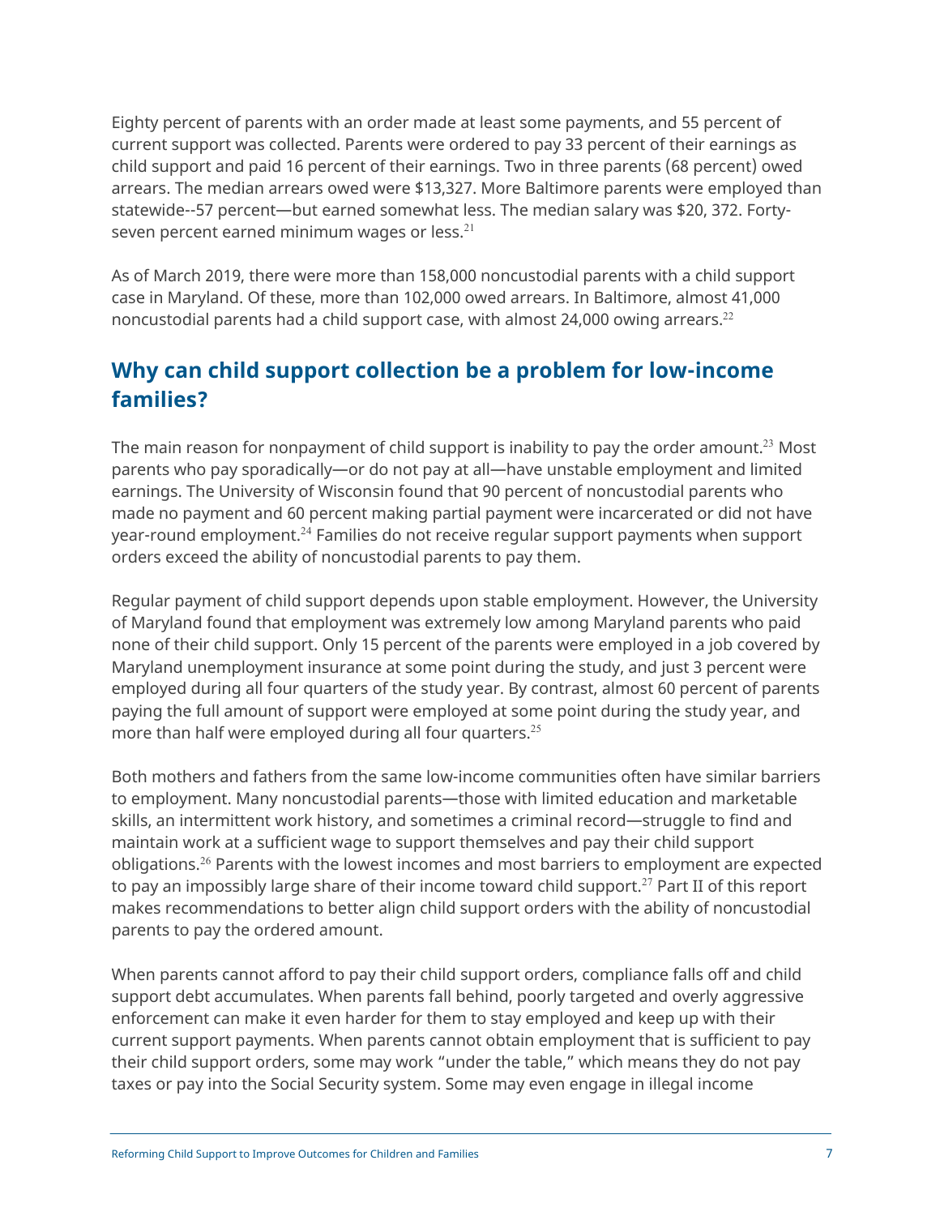Eighty percent of parents with an order made at least some payments, and 55 percent of current support was collected. Parents were ordered to pay 33 percent of their earnings as child support and paid 16 percent of their earnings. Two in three parents (68 percent) owed arrears. The median arrears owed were $13,327. More Baltimore parents were employed than statewide--57 percent—but earned somewhat less. The median salary was $20, 372. Forty-seven percent earned minimum wages or less.[21]

As of March 2019, there were more than 158,000 noncustodial parents with a child support case in Maryland. Of these, more than 102,000 owed arrears. In Baltimore, almost 41,000 noncustodial parents had a child support case, with almost 24,000 owing arrears.[22]

## Why can child support collection be a problem for low-income families?

The main reason for nonpayment of child support is inability to pay the order amount.[23] Most parents who pay sporadically—or do not pay at all—have unstable employment and limited earnings. The University of Wisconsin found that 90 percent of noncustodial parents who made no payment and 60 percent making partial payment were incarcerated or did not have year-round employment.[24] Families do not receive regular support payments when support orders exceed the ability of noncustodial parents to pay them.

Regular payment of child support depends upon stable employment. However, the University of Maryland found that employment was extremely low among Maryland parents who paid none of their child support. Only 15 percent of the parents were employed in a job covered by Maryland unemployment insurance at some point during the study, and just 3 percent were employed during all four quarters of the study year. By contrast, almost 60 percent of parents paying the full amount of support were employed at some point during the study year, and more than half were employed during all four quarters.[25]

Both mothers and fathers from the same low-income communities often have similar barriers to employment. Many noncustodial parents—those with limited education and marketable skills, an intermittent work history, and sometimes a criminal record—struggle to find and maintain work at a sufficient wage to support themselves and pay their child support obligations.[26] Parents with the lowest incomes and most barriers to employment are expected to pay an impossibly large share of their income toward child support.[27] Part II of this report makes recommendations to better align child support orders with the ability of noncustodial parents to pay the ordered amount.

When parents cannot afford to pay their child support orders, compliance falls off and child support debt accumulates. When parents fall behind, poorly targeted and overly aggressive enforcement can make it even harder for them to stay employed and keep up with their current support payments. When parents cannot obtain employment that is sufficient to pay their child support orders, some may work "under the table," which means they do not pay taxes or pay into the Social Security system. Some may even engage in illegal income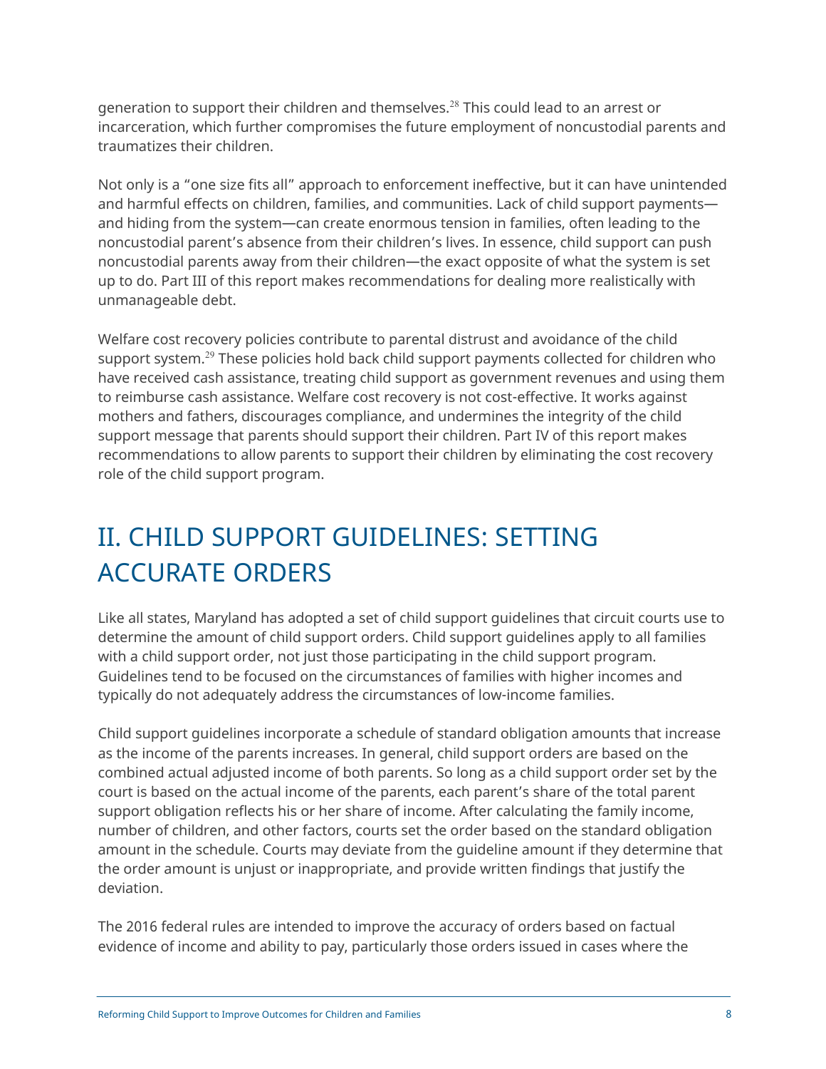generation to support their children and themselves.[28] This could lead to an arrest or incarceration, which further compromises the future employment of noncustodial parents and traumatizes their children.

Not only is a "one size fits all" approach to enforcement ineffective, but it can have unintended and harmful effects on children, families, and communities. Lack of child support payments—and hiding from the system—can create enormous tension in families, often leading to the noncustodial parent's absence from their children's lives. In essence, child support can push noncustodial parents away from their children—the exact opposite of what the system is set up to do. Part III of this report makes recommendations for dealing more realistically with unmanageable debt.

Welfare cost recovery policies contribute to parental distrust and avoidance of the child support system.[29] These policies hold back child support payments collected for children who have received cash assistance, treating child support as government revenues and using them to reimburse cash assistance. Welfare cost recovery is not cost-effective. It works against mothers and fathers, discourages compliance, and undermines the integrity of the child support message that parents should support their children. Part IV of this report makes recommendations to allow parents to support their children by eliminating the cost recovery role of the child support program.

# II. CHILD SUPPORT GUIDELINES: SETTING ACCURATE ORDERS

Like all states, Maryland has adopted a set of child support guidelines that circuit courts use to determine the amount of child support orders. Child support guidelines apply to all families with a child support order, not just those participating in the child support program. Guidelines tend to be focused on the circumstances of families with higher incomes and typically do not adequately address the circumstances of low-income families.

Child support guidelines incorporate a schedule of standard obligation amounts that increase as the income of the parents increases. In general, child support orders are based on the combined actual adjusted income of both parents. So long as a child support order set by the court is based on the actual income of the parents, each parent's share of the total parent support obligation reflects his or her share of income. After calculating the family income, number of children, and other factors, courts set the order based on the standard obligation amount in the schedule. Courts may deviate from the guideline amount if they determine that the order amount is unjust or inappropriate, and provide written findings that justify the deviation.

The 2016 federal rules are intended to improve the accuracy of orders based on factual evidence of income and ability to pay, particularly those orders issued in cases where the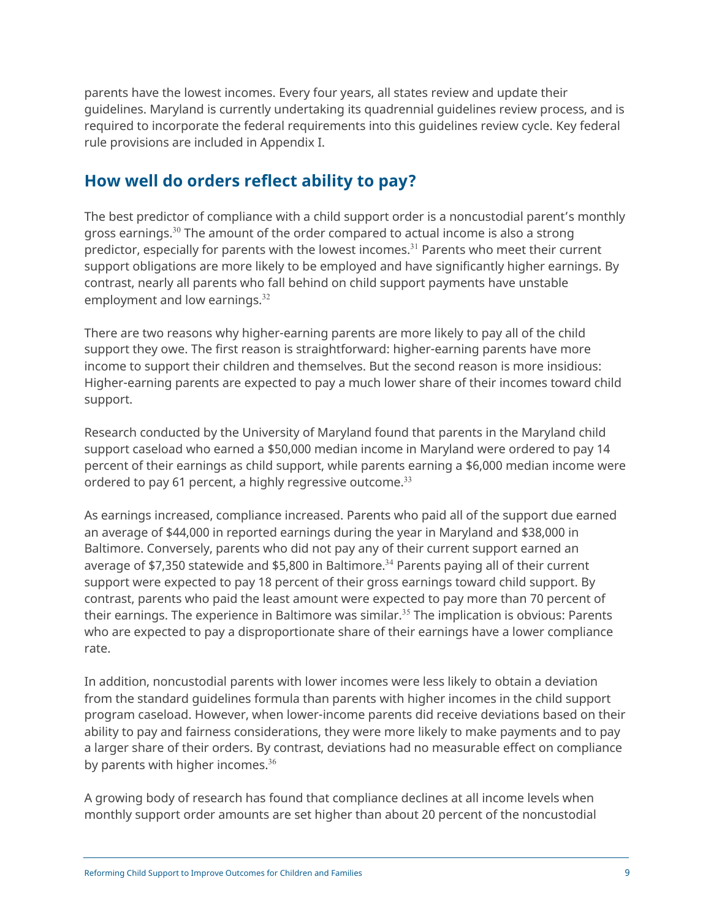parents have the lowest incomes. Every four years, all states review and update their guidelines. Maryland is currently undertaking its quadrennial guidelines review process, and is required to incorporate the federal requirements into this guidelines review cycle. Key federal rule provisions are included in Appendix I.

## How well do orders reflect ability to pay?

The best predictor of compliance with a child support order is a noncustodial parent's monthly gross earnings.[30] The amount of the order compared to actual income is also a strong predictor, especially for parents with the lowest incomes.[31] Parents who meet their current support obligations are more likely to be employed and have significantly higher earnings. By contrast, nearly all parents who fall behind on child support payments have unstable employment and low earnings.[32]

There are two reasons why higher-earning parents are more likely to pay all of the child support they owe. The first reason is straightforward: higher-earning parents have more income to support their children and themselves. But the second reason is more insidious: Higher-earning parents are expected to pay a much lower share of their incomes toward child support.

Research conducted by the University of Maryland found that parents in the Maryland child support caseload who earned a $50,000 median income in Maryland were ordered to pay 14 percent of their earnings as child support, while parents earning a $6,000 median income were ordered to pay 61 percent, a highly regressive outcome.[33]

As earnings increased, compliance increased. Parents who paid all of the support due earned an average of $44,000 in reported earnings during the year in Maryland and $38,000 in Baltimore. Conversely, parents who did not pay any of their current support earned an average of $7,350 statewide and $5,800 in Baltimore.[34] Parents paying all of their current support were expected to pay 18 percent of their gross earnings toward child support. By contrast, parents who paid the least amount were expected to pay more than 70 percent of their earnings. The experience in Baltimore was similar.[35] The implication is obvious: Parents who are expected to pay a disproportionate share of their earnings have a lower compliance rate.

In addition, noncustodial parents with lower incomes were less likely to obtain a deviation from the standard guidelines formula than parents with higher incomes in the child support program caseload. However, when lower-income parents did receive deviations based on their ability to pay and fairness considerations, they were more likely to make payments and to pay a larger share of their orders. By contrast, deviations had no measurable effect on compliance by parents with higher incomes.[36]

A growing body of research has found that compliance declines at all income levels when monthly support order amounts are set higher than about 20 percent of the noncustodial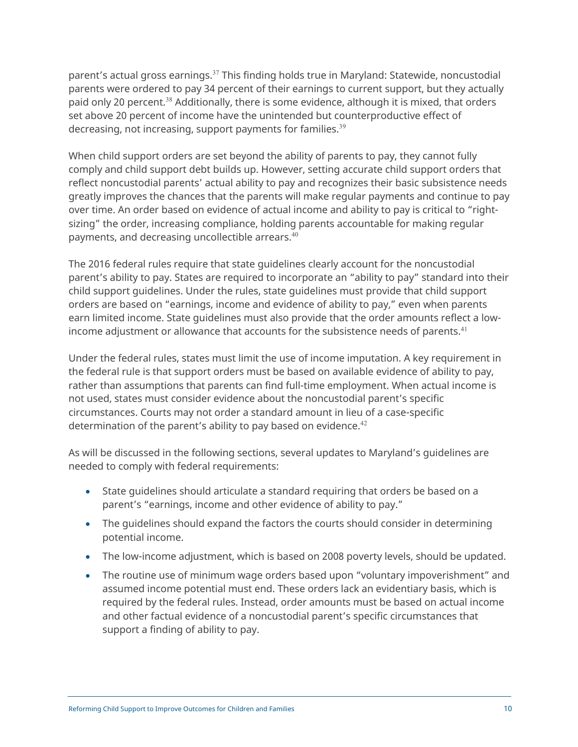parent's actual gross earnings.[37] This finding holds true in Maryland: Statewide, noncustodial parents were ordered to pay 34 percent of their earnings to current support, but they actually paid only 20 percent.[38] Additionally, there is some evidence, although it is mixed, that orders set above 20 percent of income have the unintended but counterproductive effect of decreasing, not increasing, support payments for families.[39]

When child support orders are set beyond the ability of parents to pay, they cannot fully comply and child support debt builds up. However, setting accurate child support orders that reflect noncustodial parents' actual ability to pay and recognizes their basic subsistence needs greatly improves the chances that the parents will make regular payments and continue to pay over time. An order based on evidence of actual income and ability to pay is critical to "right-sizing" the order, increasing compliance, holding parents accountable for making regular payments, and decreasing uncollectible arrears.[40]

The 2016 federal rules require that state guidelines clearly account for the noncustodial parent's ability to pay. States are required to incorporate an "ability to pay" standard into their child support guidelines. Under the rules, state guidelines must provide that child support orders are based on "earnings, income and evidence of ability to pay," even when parents earn limited income. State guidelines must also provide that the order amounts reflect a low-income adjustment or allowance that accounts for the subsistence needs of parents.[41]

Under the federal rules, states must limit the use of income imputation. A key requirement in the federal rule is that support orders must be based on available evidence of ability to pay, rather than assumptions that parents can find full-time employment. When actual income is not used, states must consider evidence about the noncustodial parent's specific circumstances. Courts may not order a standard amount in lieu of a case-specific determination of the parent's ability to pay based on evidence.[42]

As will be discussed in the following sections, several updates to Maryland's guidelines are needed to comply with federal requirements:

- State guidelines should articulate a standard requiring that orders be based on a parent's "earnings, income and other evidence of ability to pay."
- The guidelines should expand the factors the courts should consider in determining potential income.
- The low-income adjustment, which is based on 2008 poverty levels, should be updated.
- The routine use of minimum wage orders based upon "voluntary impoverishment" and assumed income potential must end. These orders lack an evidentiary basis, which is required by the federal rules. Instead, order amounts must be based on actual income and other factual evidence of a noncustodial parent's specific circumstances that support a finding of ability to pay.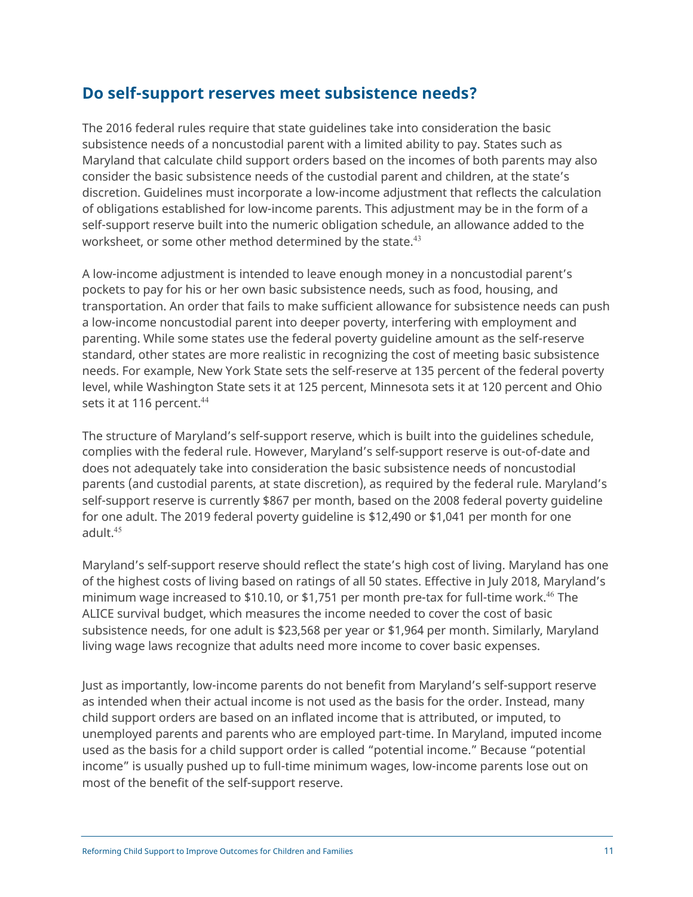## Do self-support reserves meet subsistence needs?

The 2016 federal rules require that state guidelines take into consideration the basic subsistence needs of a noncustodial parent with a limited ability to pay. States such as Maryland that calculate child support orders based on the incomes of both parents may also consider the basic subsistence needs of the custodial parent and children, at the state's discretion. Guidelines must incorporate a low-income adjustment that reflects the calculation of obligations established for low-income parents. This adjustment may be in the form of a self-support reserve built into the numeric obligation schedule, an allowance added to the worksheet, or some other method determined by the state.[43]

A low-income adjustment is intended to leave enough money in a noncustodial parent's pockets to pay for his or her own basic subsistence needs, such as food, housing, and transportation. An order that fails to make sufficient allowance for subsistence needs can push a low-income noncustodial parent into deeper poverty, interfering with employment and parenting. While some states use the federal poverty guideline amount as the self-reserve standard, other states are more realistic in recognizing the cost of meeting basic subsistence needs. For example, New York State sets the self-reserve at 135 percent of the federal poverty level, while Washington State sets it at 125 percent, Minnesota sets it at 120 percent and Ohio sets it at 116 percent.[44]

The structure of Maryland's self-support reserve, which is built into the guidelines schedule, complies with the federal rule. However, Maryland's self-support reserve is out-of-date and does not adequately take into consideration the basic subsistence needs of noncustodial parents (and custodial parents, at state discretion), as required by the federal rule. Maryland's self-support reserve is currently $867 per month, based on the 2008 federal poverty guideline for one adult. The 2019 federal poverty guideline is $12,490 or $1,041 per month for one adult.[45]

Maryland's self-support reserve should reflect the state's high cost of living. Maryland has one of the highest costs of living based on ratings of all 50 states. Effective in July 2018, Maryland's minimum wage increased to $10.10, or $1,751 per month pre-tax for full-time work.[46] The ALICE survival budget, which measures the income needed to cover the cost of basic subsistence needs, for one adult is $23,568 per year or $1,964 per month. Similarly, Maryland living wage laws recognize that adults need more income to cover basic expenses.

Just as importantly, low-income parents do not benefit from Maryland's self-support reserve as intended when their actual income is not used as the basis for the order. Instead, many child support orders are based on an inflated income that is attributed, or imputed, to unemployed parents and parents who are employed part-time. In Maryland, imputed income used as the basis for a child support order is called "potential income." Because "potential income" is usually pushed up to full-time minimum wages, low-income parents lose out on most of the benefit of the self-support reserve.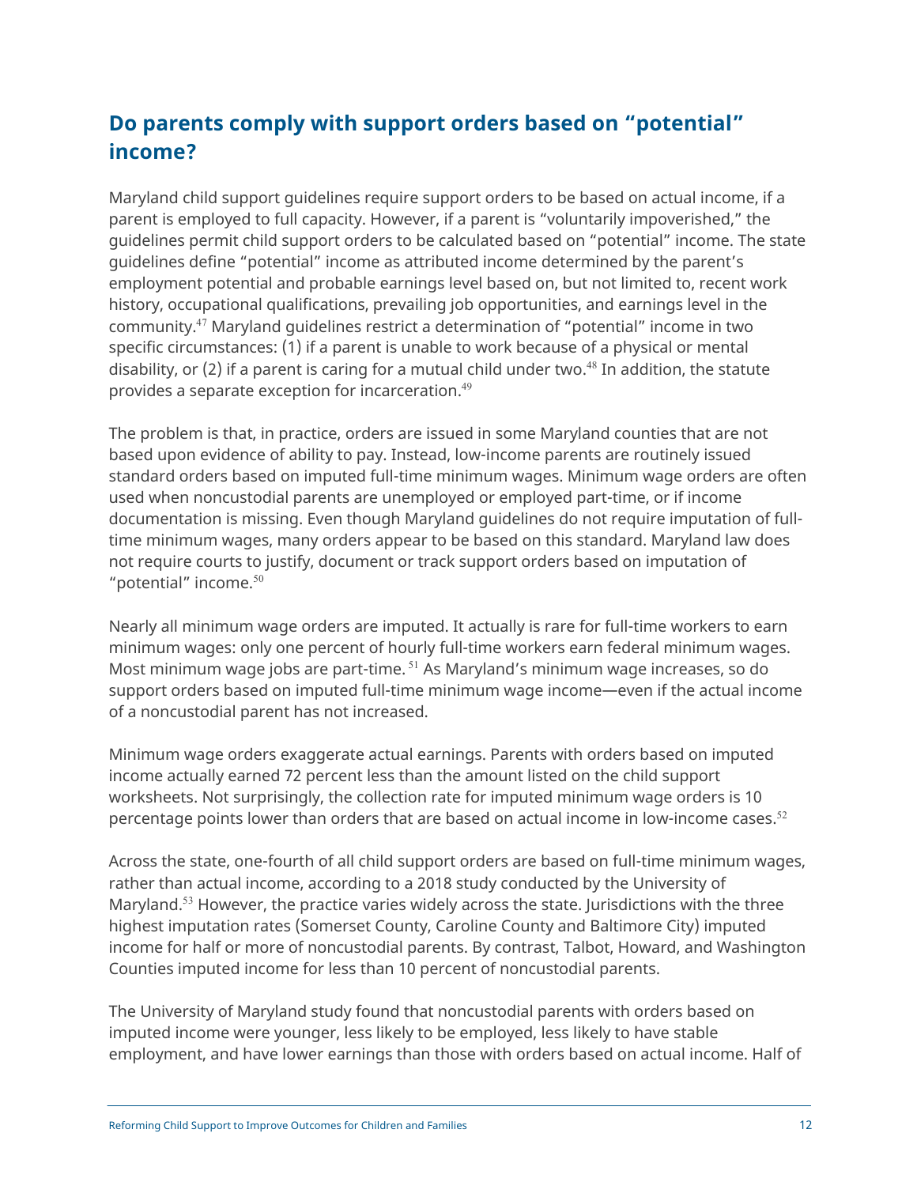## Do parents comply with support orders based on "potential" income?

Maryland child support guidelines require support orders to be based on actual income, if a parent is employed to full capacity. However, if a parent is "voluntarily impoverished," the guidelines permit child support orders to be calculated based on "potential" income. The state guidelines define "potential" income as attributed income determined by the parent's employment potential and probable earnings level based on, but not limited to, recent work history, occupational qualifications, prevailing job opportunities, and earnings level in the community.[47] Maryland guidelines restrict a determination of "potential" income in two specific circumstances: (1) if a parent is unable to work because of a physical or mental disability, or (2) if a parent is caring for a mutual child under two.[48] In addition, the statute provides a separate exception for incarceration.[49]

The problem is that, in practice, orders are issued in some Maryland counties that are not based upon evidence of ability to pay. Instead, low-income parents are routinely issued standard orders based on imputed full-time minimum wages. Minimum wage orders are often used when noncustodial parents are unemployed or employed part-time, or if income documentation is missing. Even though Maryland guidelines do not require imputation of full-time minimum wages, many orders appear to be based on this standard. Maryland law does not require courts to justify, document or track support orders based on imputation of "potential" income.[50]

Nearly all minimum wage orders are imputed. It actually is rare for full-time workers to earn minimum wages: only one percent of hourly full-time workers earn federal minimum wages. Most minimum wage jobs are part-time.[51] As Maryland's minimum wage increases, so do support orders based on imputed full-time minimum wage income—even if the actual income of a noncustodial parent has not increased.

Minimum wage orders exaggerate actual earnings. Parents with orders based on imputed income actually earned 72 percent less than the amount listed on the child support worksheets. Not surprisingly, the collection rate for imputed minimum wage orders is 10 percentage points lower than orders that are based on actual income in low-income cases.[52]

Across the state, one-fourth of all child support orders are based on full-time minimum wages, rather than actual income, according to a 2018 study conducted by the University of Maryland.[53] However, the practice varies widely across the state. Jurisdictions with the three highest imputation rates (Somerset County, Caroline County and Baltimore City) imputed income for half or more of noncustodial parents. By contrast, Talbot, Howard, and Washington Counties imputed income for less than 10 percent of noncustodial parents.

The University of Maryland study found that noncustodial parents with orders based on imputed income were younger, less likely to be employed, less likely to have stable employment, and have lower earnings than those with orders based on actual income. Half of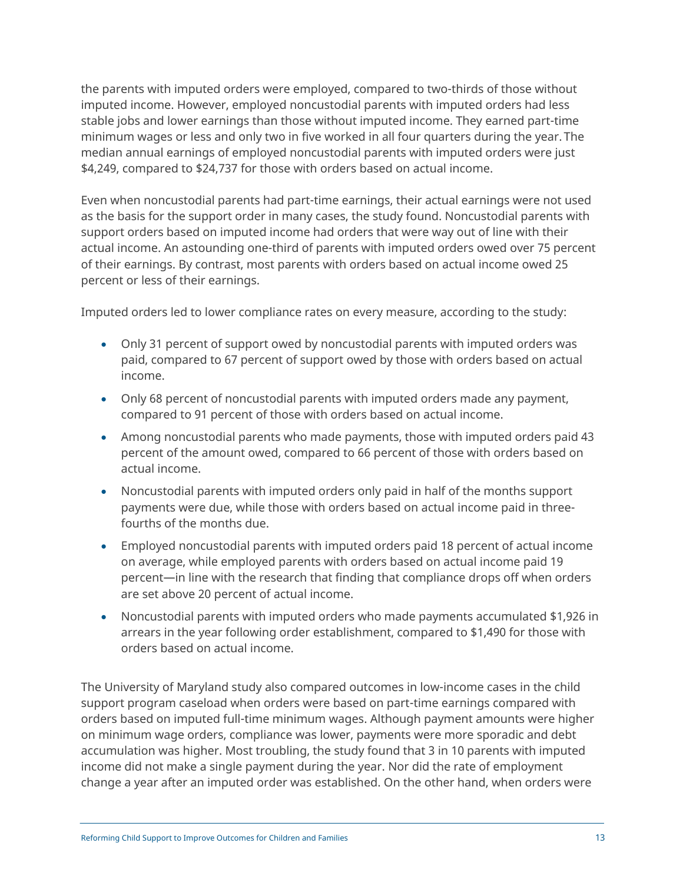the parents with imputed orders were employed, compared to two-thirds of those without imputed income. However, employed noncustodial parents with imputed orders had less stable jobs and lower earnings than those without imputed income. They earned part-time minimum wages or less and only two in five worked in all four quarters during the year. The median annual earnings of employed noncustodial parents with imputed orders were just $4,249, compared to $24,737 for those with orders based on actual income.

Even when noncustodial parents had part-time earnings, their actual earnings were not used as the basis for the support order in many cases, the study found. Noncustodial parents with support orders based on imputed income had orders that were way out of line with their actual income. An astounding one-third of parents with imputed orders owed over 75 percent of their earnings. By contrast, most parents with orders based on actual income owed 25 percent or less of their earnings.

Imputed orders led to lower compliance rates on every measure, according to the study:

- Only 31 percent of support owed by noncustodial parents with imputed orders was paid, compared to 67 percent of support owed by those with orders based on actual income.
- Only 68 percent of noncustodial parents with imputed orders made any payment, compared to 91 percent of those with orders based on actual income.
- Among noncustodial parents who made payments, those with imputed orders paid 43 percent of the amount owed, compared to 66 percent of those with orders based on actual income.
- Noncustodial parents with imputed orders only paid in half of the months support payments were due, while those with orders based on actual income paid in three-fourths of the months due.
- Employed noncustodial parents with imputed orders paid 18 percent of actual income on average, while employed parents with orders based on actual income paid 19 percent—in line with the research that finding that compliance drops off when orders are set above 20 percent of actual income.
- Noncustodial parents with imputed orders who made payments accumulated $1,926 in arrears in the year following order establishment, compared to $1,490 for those with orders based on actual income.

The University of Maryland study also compared outcomes in low-income cases in the child support program caseload when orders were based on part-time earnings compared with orders based on imputed full-time minimum wages. Although payment amounts were higher on minimum wage orders, compliance was lower, payments were more sporadic and debt accumulation was higher. Most troubling, the study found that 3 in 10 parents with imputed income did not make a single payment during the year. Nor did the rate of employment change a year after an imputed order was established. On the other hand, when orders were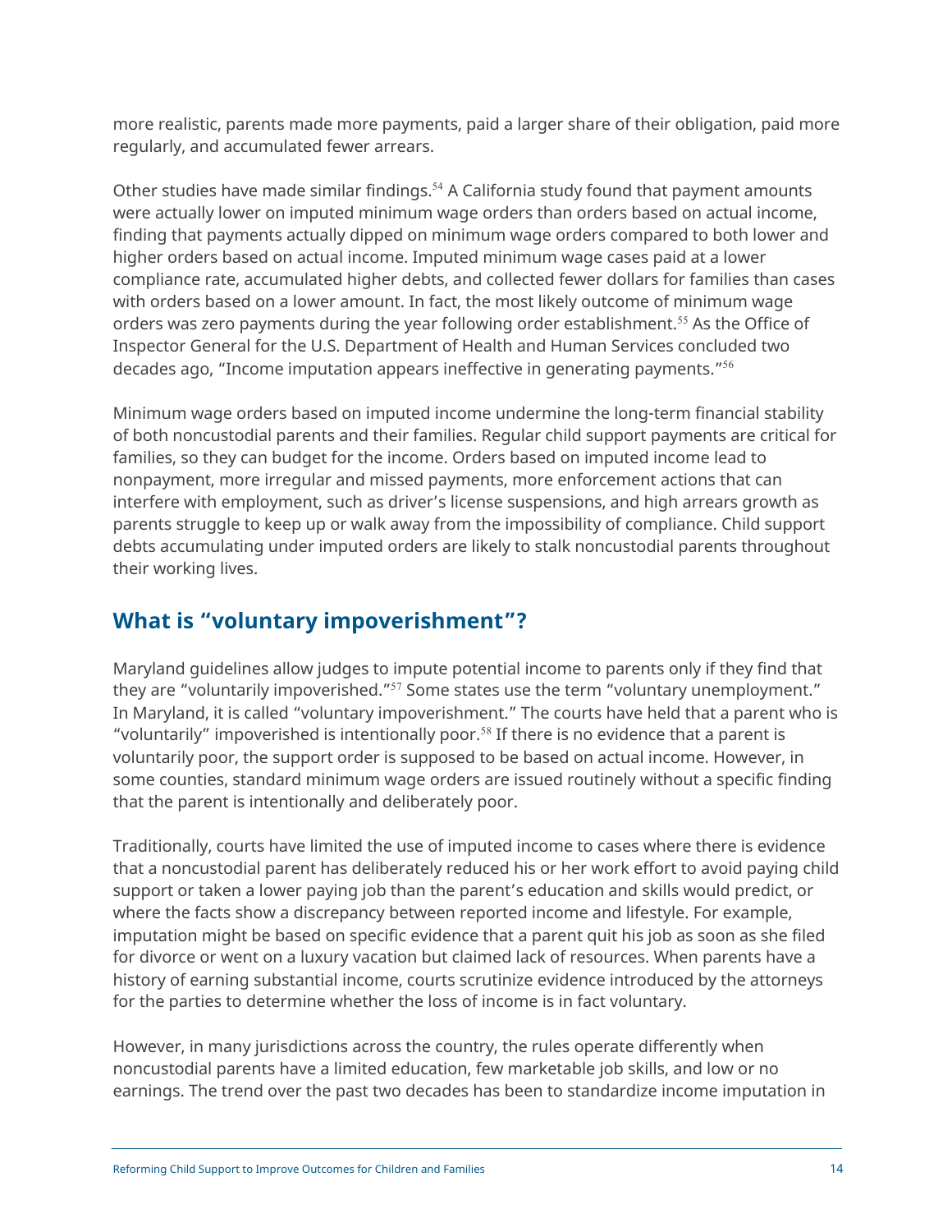more realistic, parents made more payments, paid a larger share of their obligation, paid more regularly, and accumulated fewer arrears.

Other studies have made similar findings.[54] A California study found that payment amounts were actually lower on imputed minimum wage orders than orders based on actual income, finding that payments actually dipped on minimum wage orders compared to both lower and higher orders based on actual income. Imputed minimum wage cases paid at a lower compliance rate, accumulated higher debts, and collected fewer dollars for families than cases with orders based on a lower amount. In fact, the most likely outcome of minimum wage orders was zero payments during the year following order establishment.[55] As the Office of Inspector General for the U.S. Department of Health and Human Services concluded two decades ago, "Income imputation appears ineffective in generating payments."[56]

Minimum wage orders based on imputed income undermine the long-term financial stability of both noncustodial parents and their families. Regular child support payments are critical for families, so they can budget for the income. Orders based on imputed income lead to nonpayment, more irregular and missed payments, more enforcement actions that can interfere with employment, such as driver's license suspensions, and high arrears growth as parents struggle to keep up or walk away from the impossibility of compliance. Child support debts accumulating under imputed orders are likely to stalk noncustodial parents throughout their working lives.

## What is "voluntary impoverishment"?

Maryland guidelines allow judges to impute potential income to parents only if they find that they are "voluntarily impoverished."[57] Some states use the term "voluntary unemployment." In Maryland, it is called "voluntary impoverishment." The courts have held that a parent who is "voluntarily" impoverished is intentionally poor.[58] If there is no evidence that a parent is voluntarily poor, the support order is supposed to be based on actual income. However, in some counties, standard minimum wage orders are issued routinely without a specific finding that the parent is intentionally and deliberately poor.

Traditionally, courts have limited the use of imputed income to cases where there is evidence that a noncustodial parent has deliberately reduced his or her work effort to avoid paying child support or taken a lower paying job than the parent's education and skills would predict, or where the facts show a discrepancy between reported income and lifestyle. For example, imputation might be based on specific evidence that a parent quit his job as soon as she filed for divorce or went on a luxury vacation but claimed lack of resources. When parents have a history of earning substantial income, courts scrutinize evidence introduced by the attorneys for the parties to determine whether the loss of income is in fact voluntary.

However, in many jurisdictions across the country, the rules operate differently when noncustodial parents have a limited education, few marketable job skills, and low or no earnings. The trend over the past two decades has been to standardize income imputation in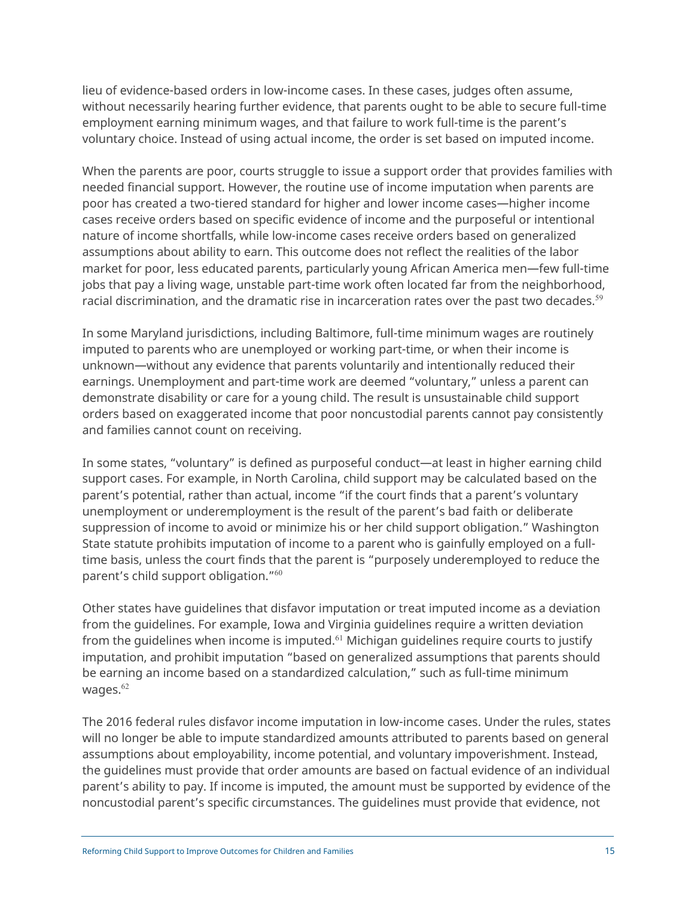lieu of evidence-based orders in low-income cases. In these cases, judges often assume, without necessarily hearing further evidence, that parents ought to be able to secure full-time employment earning minimum wages, and that failure to work full-time is the parent's voluntary choice. Instead of using actual income, the order is set based on imputed income.

When the parents are poor, courts struggle to issue a support order that provides families with needed financial support. However, the routine use of income imputation when parents are poor has created a two-tiered standard for higher and lower income cases—higher income cases receive orders based on specific evidence of income and the purposeful or intentional nature of income shortfalls, while low-income cases receive orders based on generalized assumptions about ability to earn. This outcome does not reflect the realities of the labor market for poor, less educated parents, particularly young African America men—few full-time jobs that pay a living wage, unstable part-time work often located far from the neighborhood, racial discrimination, and the dramatic rise in incarceration rates over the past two decades.[59]

In some Maryland jurisdictions, including Baltimore, full-time minimum wages are routinely imputed to parents who are unemployed or working part-time, or when their income is unknown—without any evidence that parents voluntarily and intentionally reduced their earnings. Unemployment and part-time work are deemed "voluntary," unless a parent can demonstrate disability or care for a young child. The result is unsustainable child support orders based on exaggerated income that poor noncustodial parents cannot pay consistently and families cannot count on receiving.

In some states, "voluntary" is defined as purposeful conduct—at least in higher earning child support cases. For example, in North Carolina, child support may be calculated based on the parent's potential, rather than actual, income "if the court finds that a parent's voluntary unemployment or underemployment is the result of the parent's bad faith or deliberate suppression of income to avoid or minimize his or her child support obligation." Washington State statute prohibits imputation of income to a parent who is gainfully employed on a full-time basis, unless the court finds that the parent is "purposely underemployed to reduce the parent's child support obligation."[60]

Other states have guidelines that disfavor imputation or treat imputed income as a deviation from the guidelines. For example, Iowa and Virginia guidelines require a written deviation from the guidelines when income is imputed.[61] Michigan guidelines require courts to justify imputation, and prohibit imputation "based on generalized assumptions that parents should be earning an income based on a standardized calculation," such as full-time minimum wages.[62]

The 2016 federal rules disfavor income imputation in low-income cases. Under the rules, states will no longer be able to impute standardized amounts attributed to parents based on general assumptions about employability, income potential, and voluntary impoverishment. Instead, the guidelines must provide that order amounts are based on factual evidence of an individual parent's ability to pay. If income is imputed, the amount must be supported by evidence of the noncustodial parent's specific circumstances. The guidelines must provide that evidence, not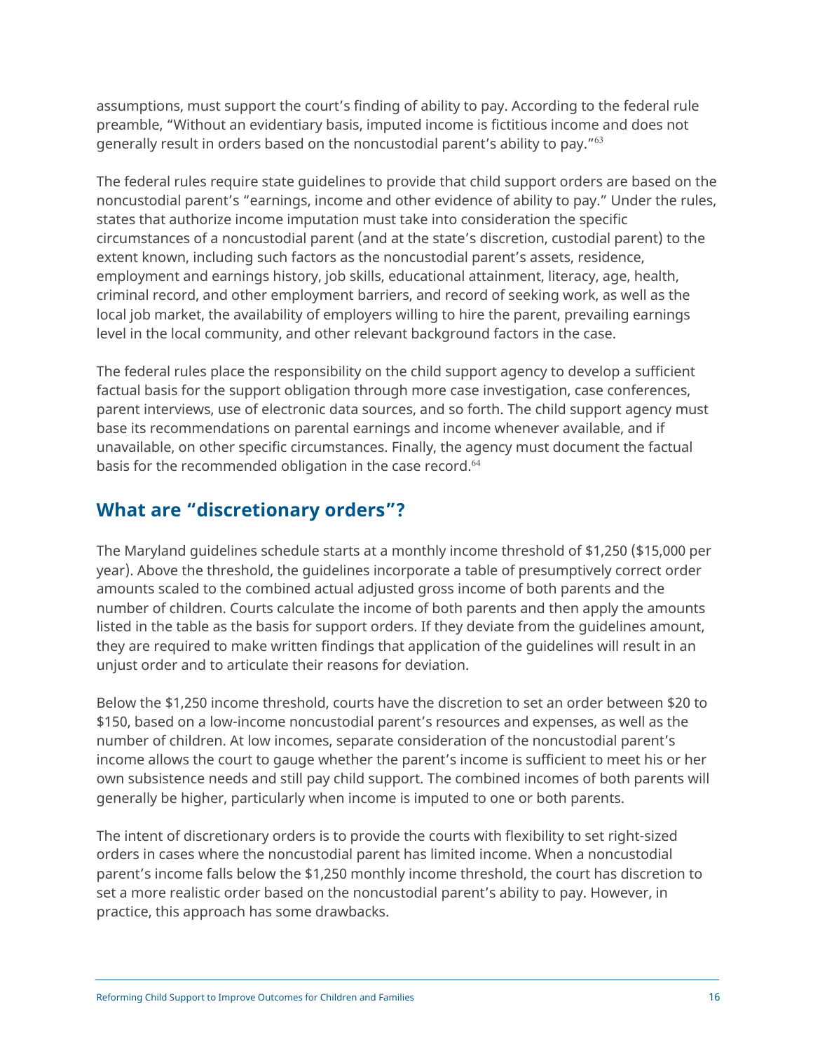assumptions, must support the court's finding of ability to pay. According to the federal rule preamble, "Without an evidentiary basis, imputed income is fictitious income and does not generally result in orders based on the noncustodial parent's ability to pay."[63]

The federal rules require state guidelines to provide that child support orders are based on the noncustodial parent's "earnings, income and other evidence of ability to pay." Under the rules, states that authorize income imputation must take into consideration the specific circumstances of a noncustodial parent (and at the state's discretion, custodial parent) to the extent known, including such factors as the noncustodial parent's assets, residence, employment and earnings history, job skills, educational attainment, literacy, age, health, criminal record, and other employment barriers, and record of seeking work, as well as the local job market, the availability of employers willing to hire the parent, prevailing earnings level in the local community, and other relevant background factors in the case.

The federal rules place the responsibility on the child support agency to develop a sufficient factual basis for the support obligation through more case investigation, case conferences, parent interviews, use of electronic data sources, and so forth. The child support agency must base its recommendations on parental earnings and income whenever available, and if unavailable, on other specific circumstances. Finally, the agency must document the factual basis for the recommended obligation in the case record.[64]

## What are "discretionary orders"?

The Maryland guidelines schedule starts at a monthly income threshold of $1,250 ($15,000 per year). Above the threshold, the guidelines incorporate a table of presumptively correct order amounts scaled to the combined actual adjusted gross income of both parents and the number of children. Courts calculate the income of both parents and then apply the amounts listed in the table as the basis for support orders. If they deviate from the guidelines amount, they are required to make written findings that application of the guidelines will result in an unjust order and to articulate their reasons for deviation.

Below the $1,250 income threshold, courts have the discretion to set an order between $20 to $150, based on a low-income noncustodial parent's resources and expenses, as well as the number of children. At low incomes, separate consideration of the noncustodial parent's income allows the court to gauge whether the parent's income is sufficient to meet his or her own subsistence needs and still pay child support. The combined incomes of both parents will generally be higher, particularly when income is imputed to one or both parents.

The intent of discretionary orders is to provide the courts with flexibility to set right-sized orders in cases where the noncustodial parent has limited income. When a noncustodial parent's income falls below the $1,250 monthly income threshold, the court has discretion to set a more realistic order based on the noncustodial parent's ability to pay. However, in practice, this approach has some drawbacks.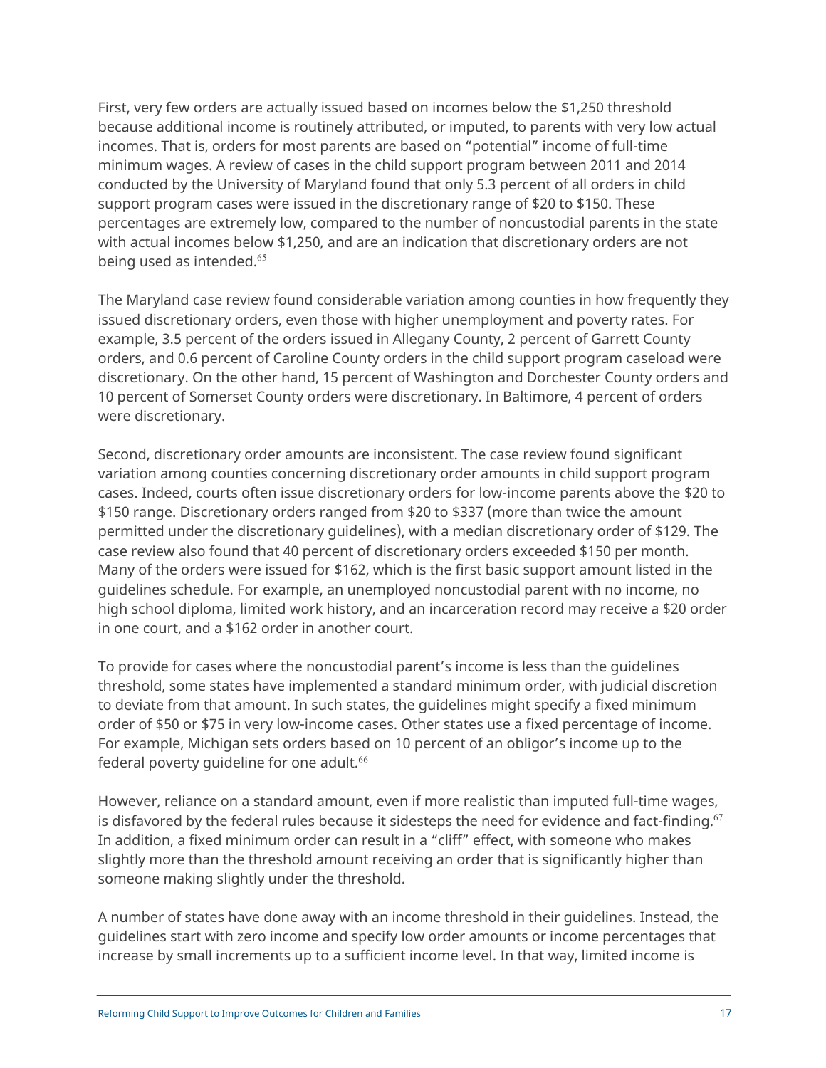First, very few orders are actually issued based on incomes below the $1,250 threshold because additional income is routinely attributed, or imputed, to parents with very low actual incomes. That is, orders for most parents are based on "potential" income of full-time minimum wages. A review of cases in the child support program between 2011 and 2014 conducted by the University of Maryland found that only 5.3 percent of all orders in child support program cases were issued in the discretionary range of $20 to $150. These percentages are extremely low, compared to the number of noncustodial parents in the state with actual incomes below $1,250, and are an indication that discretionary orders are not being used as intended.[65]

The Maryland case review found considerable variation among counties in how frequently they issued discretionary orders, even those with higher unemployment and poverty rates. For example, 3.5 percent of the orders issued in Allegany County, 2 percent of Garrett County orders, and 0.6 percent of Caroline County orders in the child support program caseload were discretionary. On the other hand, 15 percent of Washington and Dorchester County orders and 10 percent of Somerset County orders were discretionary. In Baltimore, 4 percent of orders were discretionary.

Second, discretionary order amounts are inconsistent. The case review found significant variation among counties concerning discretionary order amounts in child support program cases. Indeed, courts often issue discretionary orders for low-income parents above the $20 to $150 range. Discretionary orders ranged from $20 to $337 (more than twice the amount permitted under the discretionary guidelines), with a median discretionary order of $129. The case review also found that 40 percent of discretionary orders exceeded $150 per month. Many of the orders were issued for $162, which is the first basic support amount listed in the guidelines schedule. For example, an unemployed noncustodial parent with no income, no high school diploma, limited work history, and an incarceration record may receive a $20 order in one court, and a $162 order in another court.

To provide for cases where the noncustodial parent's income is less than the guidelines threshold, some states have implemented a standard minimum order, with judicial discretion to deviate from that amount. In such states, the guidelines might specify a fixed minimum order of $50 or $75 in very low-income cases. Other states use a fixed percentage of income. For example, Michigan sets orders based on 10 percent of an obligor's income up to the federal poverty guideline for one adult.[66]

However, reliance on a standard amount, even if more realistic than imputed full-time wages, is disfavored by the federal rules because it sidesteps the need for evidence and fact-finding.[67] In addition, a fixed minimum order can result in a "cliff" effect, with someone who makes slightly more than the threshold amount receiving an order that is significantly higher than someone making slightly under the threshold.

A number of states have done away with an income threshold in their guidelines. Instead, the guidelines start with zero income and specify low order amounts or income percentages that increase by small increments up to a sufficient income level. In that way, limited income is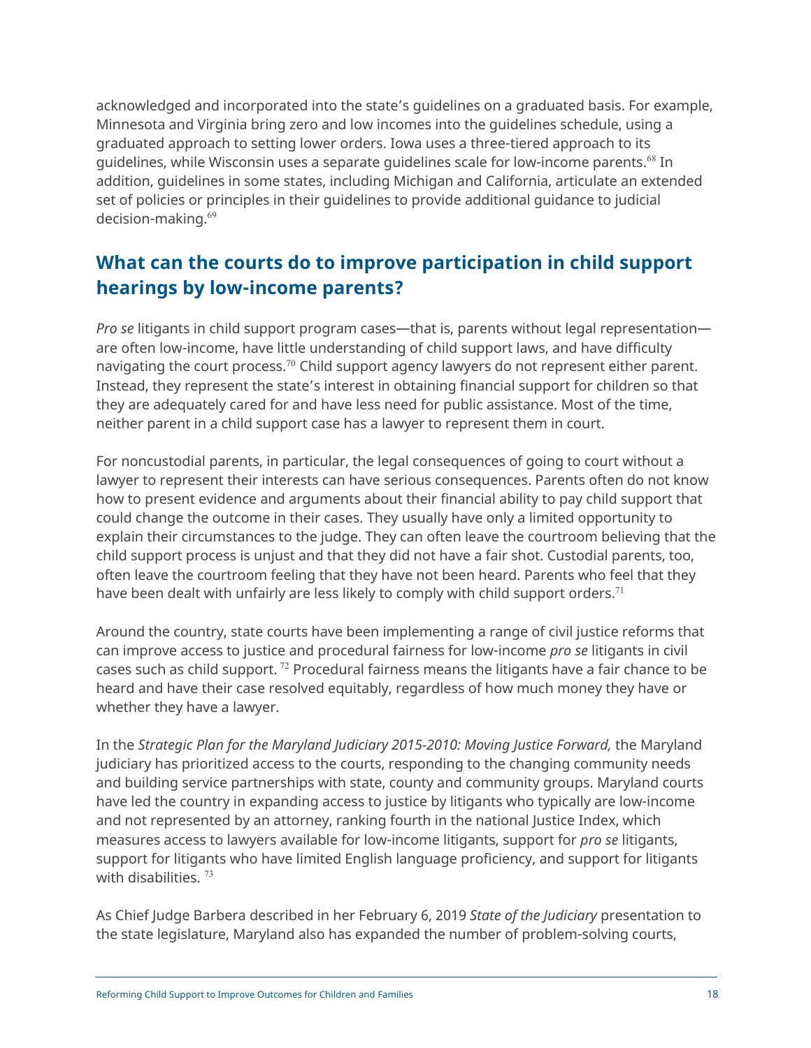acknowledged and incorporated into the state's guidelines on a graduated basis. For example, Minnesota and Virginia bring zero and low incomes into the guidelines schedule, using a graduated approach to setting lower orders. Iowa uses a three-tiered approach to its guidelines, while Wisconsin uses a separate guidelines scale for low-income parents.[68] In addition, guidelines in some states, including Michigan and California, articulate an extended set of policies or principles in their guidelines to provide additional guidance to judicial decision-making.[69]

## What can the courts do to improve participation in child support hearings by low-income parents?

*Pro se* litigants in child support program cases—that is, parents without legal representation—are often low-income, have little understanding of child support laws, and have difficulty navigating the court process.[70] Child support agency lawyers do not represent either parent. Instead, they represent the state's interest in obtaining financial support for children so that they are adequately cared for and have less need for public assistance. Most of the time, neither parent in a child support case has a lawyer to represent them in court.

For noncustodial parents, in particular, the legal consequences of going to court without a lawyer to represent their interests can have serious consequences. Parents often do not know how to present evidence and arguments about their financial ability to pay child support that could change the outcome in their cases. They usually have only a limited opportunity to explain their circumstances to the judge. They can often leave the courtroom believing that the child support process is unjust and that they did not have a fair shot. Custodial parents, too, often leave the courtroom feeling that they have not been heard. Parents who feel that they have been dealt with unfairly are less likely to comply with child support orders.[71]

Around the country, state courts have been implementing a range of civil justice reforms that can improve access to justice and procedural fairness for low-income *pro se* litigants in civil cases such as child support. [72] Procedural fairness means the litigants have a fair chance to be heard and have their case resolved equitably, regardless of how much money they have or whether they have a lawyer.

In the *Strategic Plan for the Maryland Judiciary 2015-2010: Moving Justice Forward,* the Maryland judiciary has prioritized access to the courts, responding to the changing community needs and building service partnerships with state, county and community groups. Maryland courts have led the country in expanding access to justice by litigants who typically are low-income and not represented by an attorney, ranking fourth in the national Justice Index, which measures access to lawyers available for low-income litigants, support for *pro se* litigants, support for litigants who have limited English language proficiency, and support for litigants with disabilities. [73]

As Chief Judge Barbera described in her February 6, 2019 *State of the Judiciary* presentation to the state legislature, Maryland also has expanded the number of problem-solving courts,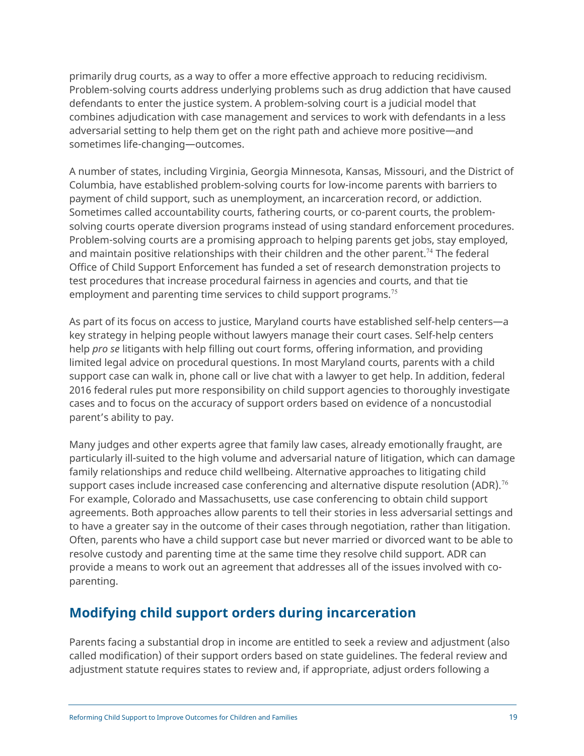primarily drug courts, as a way to offer a more effective approach to reducing recidivism. Problem-solving courts address underlying problems such as drug addiction that have caused defendants to enter the justice system. A problem-solving court is a judicial model that combines adjudication with case management and services to work with defendants in a less adversarial setting to help them get on the right path and achieve more positive—and sometimes life-changing—outcomes.

A number of states, including Virginia, Georgia Minnesota, Kansas, Missouri, and the District of Columbia, have established problem-solving courts for low-income parents with barriers to payment of child support, such as unemployment, an incarceration record, or addiction. Sometimes called accountability courts, fathering courts, or co-parent courts, the problem-solving courts operate diversion programs instead of using standard enforcement procedures. Problem-solving courts are a promising approach to helping parents get jobs, stay employed, and maintain positive relationships with their children and the other parent.[74] The federal Office of Child Support Enforcement has funded a set of research demonstration projects to test procedures that increase procedural fairness in agencies and courts, and that tie employment and parenting time services to child support programs.[75]

As part of its focus on access to justice, Maryland courts have established self-help centers—a key strategy in helping people without lawyers manage their court cases. Self-help centers help *pro se* litigants with help filling out court forms, offering information, and providing limited legal advice on procedural questions. In most Maryland courts, parents with a child support case can walk in, phone call or live chat with a lawyer to get help. In addition, federal 2016 federal rules put more responsibility on child support agencies to thoroughly investigate cases and to focus on the accuracy of support orders based on evidence of a noncustodial parent's ability to pay.

Many judges and other experts agree that family law cases, already emotionally fraught, are particularly ill-suited to the high volume and adversarial nature of litigation, which can damage family relationships and reduce child wellbeing. Alternative approaches to litigating child support cases include increased case conferencing and alternative dispute resolution (ADR).[76] For example, Colorado and Massachusetts, use case conferencing to obtain child support agreements. Both approaches allow parents to tell their stories in less adversarial settings and to have a greater say in the outcome of their cases through negotiation, rather than litigation. Often, parents who have a child support case but never married or divorced want to be able to resolve custody and parenting time at the same time they resolve child support. ADR can provide a means to work out an agreement that addresses all of the issues involved with co-parenting.

## Modifying child support orders during incarceration

Parents facing a substantial drop in income are entitled to seek a review and adjustment (also called modification) of their support orders based on state guidelines. The federal review and adjustment statute requires states to review and, if appropriate, adjust orders following a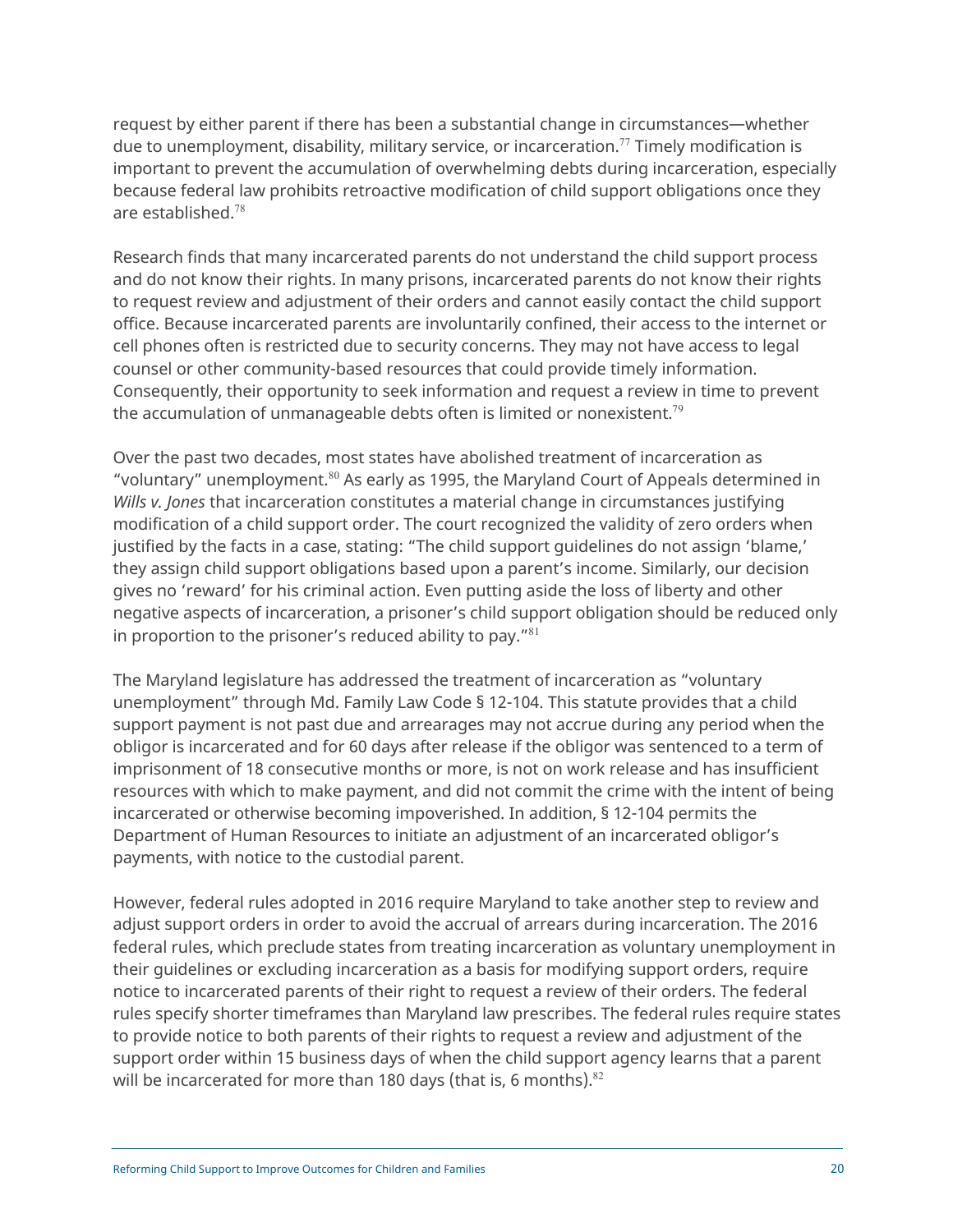request by either parent if there has been a substantial change in circumstances—whether due to unemployment, disability, military service, or incarceration.[77] Timely modification is important to prevent the accumulation of overwhelming debts during incarceration, especially because federal law prohibits retroactive modification of child support obligations once they are established.[78]

Research finds that many incarcerated parents do not understand the child support process and do not know their rights. In many prisons, incarcerated parents do not know their rights to request review and adjustment of their orders and cannot easily contact the child support office. Because incarcerated parents are involuntarily confined, their access to the internet or cell phones often is restricted due to security concerns. They may not have access to legal counsel or other community-based resources that could provide timely information. Consequently, their opportunity to seek information and request a review in time to prevent the accumulation of unmanageable debts often is limited or nonexistent.[79]

Over the past two decades, most states have abolished treatment of incarceration as "voluntary" unemployment.[80] As early as 1995, the Maryland Court of Appeals determined in *Wills v. Jones* that incarceration constitutes a material change in circumstances justifying modification of a child support order. The court recognized the validity of zero orders when justified by the facts in a case, stating: "The child support guidelines do not assign 'blame,' they assign child support obligations based upon a parent's income. Similarly, our decision gives no 'reward' for his criminal action. Even putting aside the loss of liberty and other negative aspects of incarceration, a prisoner's child support obligation should be reduced only in proportion to the prisoner's reduced ability to pay."[81]

The Maryland legislature has addressed the treatment of incarceration as "voluntary unemployment" through Md. Family Law Code § 12-104. This statute provides that a child support payment is not past due and arrearages may not accrue during any period when the obligor is incarcerated and for 60 days after release if the obligor was sentenced to a term of imprisonment of 18 consecutive months or more, is not on work release and has insufficient resources with which to make payment, and did not commit the crime with the intent of being incarcerated or otherwise becoming impoverished. In addition, § 12-104 permits the Department of Human Resources to initiate an adjustment of an incarcerated obligor's payments, with notice to the custodial parent.

However, federal rules adopted in 2016 require Maryland to take another step to review and adjust support orders in order to avoid the accrual of arrears during incarceration. The 2016 federal rules, which preclude states from treating incarceration as voluntary unemployment in their guidelines or excluding incarceration as a basis for modifying support orders, require notice to incarcerated parents of their right to request a review of their orders. The federal rules specify shorter timeframes than Maryland law prescribes. The federal rules require states to provide notice to both parents of their rights to request a review and adjustment of the support order within 15 business days of when the child support agency learns that a parent will be incarcerated for more than 180 days (that is, 6 months).[82]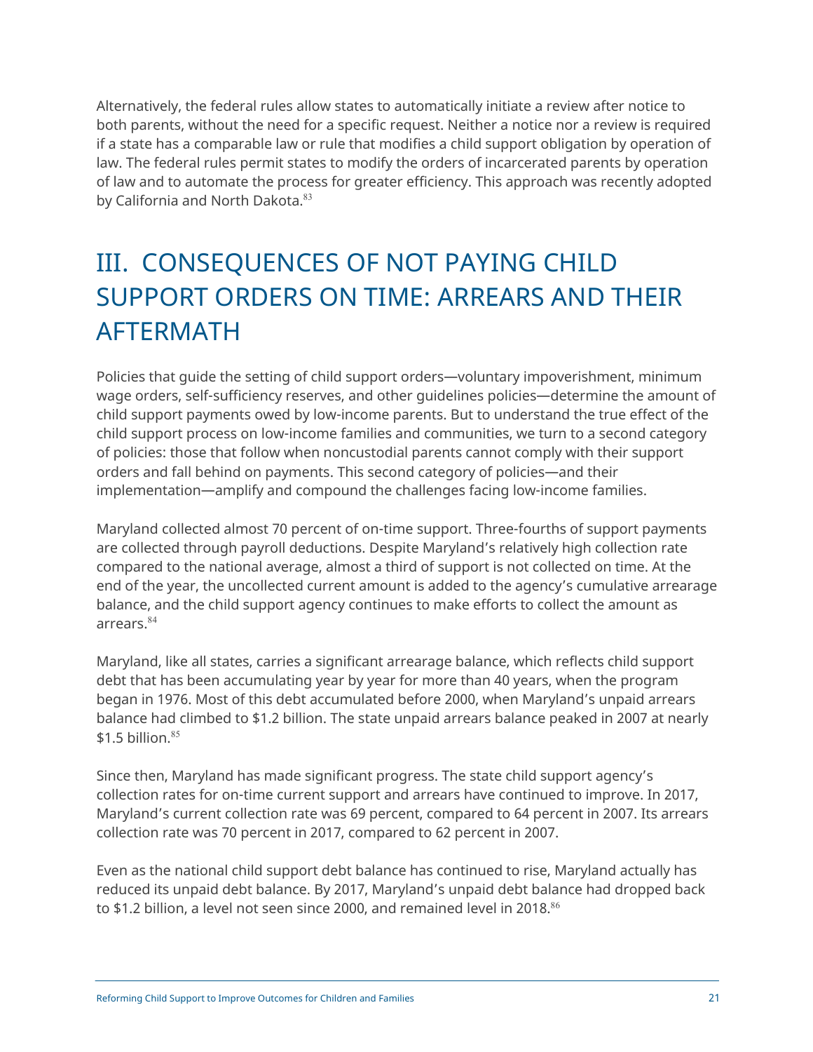Alternatively, the federal rules allow states to automatically initiate a review after notice to both parents, without the need for a specific request. Neither a notice nor a review is required if a state has a comparable law or rule that modifies a child support obligation by operation of law. The federal rules permit states to modify the orders of incarcerated parents by operation of law and to automate the process for greater efficiency. This approach was recently adopted by California and North Dakota.[83]

# III. CONSEQUENCES OF NOT PAYING CHILD SUPPORT ORDERS ON TIME: ARREARS AND THEIR AFTERMATH

Policies that guide the setting of child support orders—voluntary impoverishment, minimum wage orders, self-sufficiency reserves, and other guidelines policies—determine the amount of child support payments owed by low-income parents. But to understand the true effect of the child support process on low-income families and communities, we turn to a second category of policies: those that follow when noncustodial parents cannot comply with their support orders and fall behind on payments. This second category of policies—and their implementation—amplify and compound the challenges facing low-income families.

Maryland collected almost 70 percent of on-time support. Three-fourths of support payments are collected through payroll deductions. Despite Maryland's relatively high collection rate compared to the national average, almost a third of support is not collected on time. At the end of the year, the uncollected current amount is added to the agency's cumulative arrearage balance, and the child support agency continues to make efforts to collect the amount as arrears.[84]

Maryland, like all states, carries a significant arrearage balance, which reflects child support debt that has been accumulating year by year for more than 40 years, when the program began in 1976. Most of this debt accumulated before 2000, when Maryland's unpaid arrears balance had climbed to $1.2 billion. The state unpaid arrears balance peaked in 2007 at nearly $1.5 billion.[85]

Since then, Maryland has made significant progress. The state child support agency's collection rates for on-time current support and arrears have continued to improve. In 2017, Maryland's current collection rate was 69 percent, compared to 64 percent in 2007. Its arrears collection rate was 70 percent in 2017, compared to 62 percent in 2007.

Even as the national child support debt balance has continued to rise, Maryland actually has reduced its unpaid debt balance. By 2017, Maryland's unpaid debt balance had dropped back to $1.2 billion, a level not seen since 2000, and remained level in 2018.[86]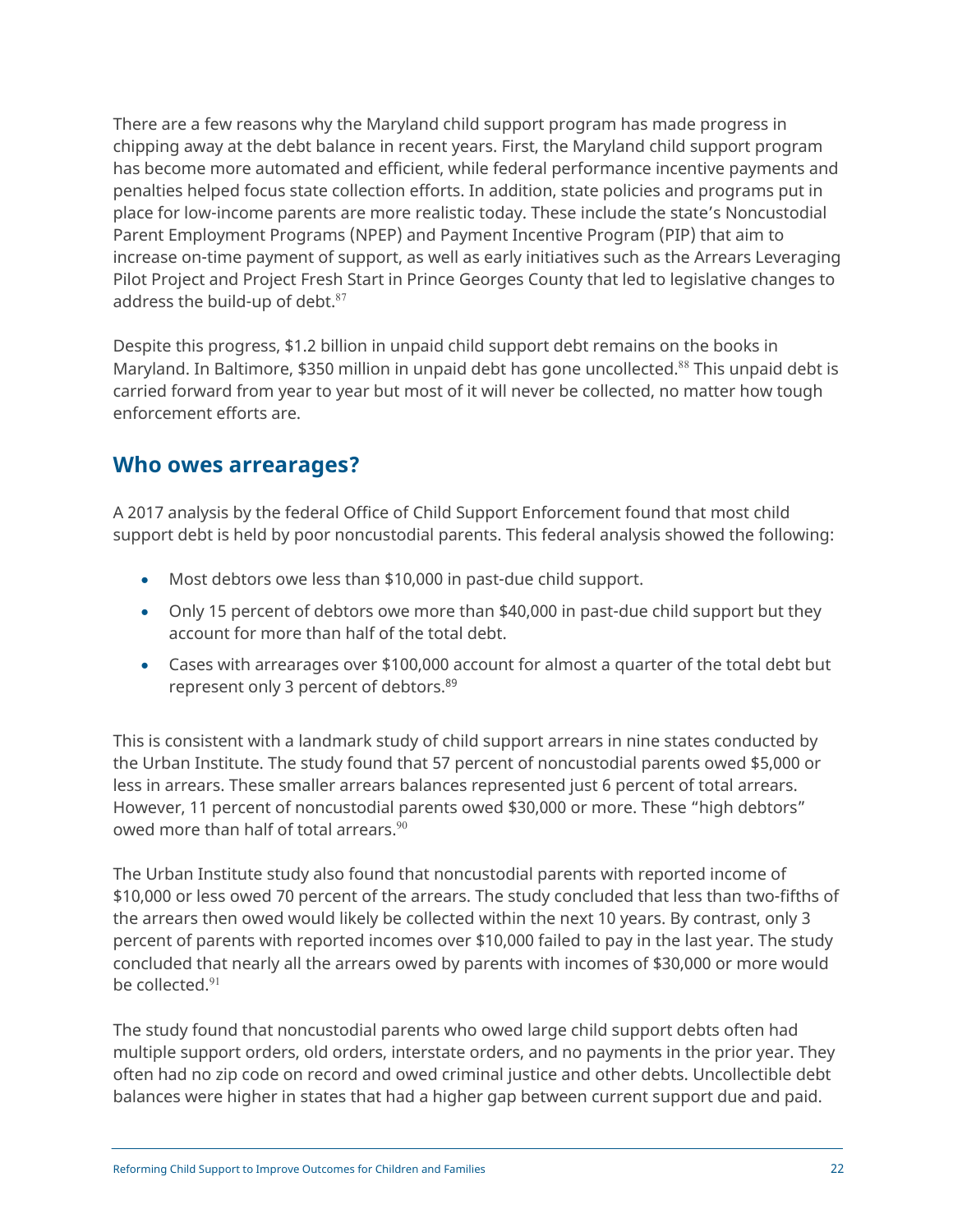There are a few reasons why the Maryland child support program has made progress in chipping away at the debt balance in recent years. First, the Maryland child support program has become more automated and efficient, while federal performance incentive payments and penalties helped focus state collection efforts. In addition, state policies and programs put in place for low-income parents are more realistic today. These include the state's Noncustodial Parent Employment Programs (NPEP) and Payment Incentive Program (PIP) that aim to increase on-time payment of support, as well as early initiatives such as the Arrears Leveraging Pilot Project and Project Fresh Start in Prince Georges County that led to legislative changes to address the build-up of debt.[87]

Despite this progress, $1.2 billion in unpaid child support debt remains on the books in Maryland. In Baltimore, $350 million in unpaid debt has gone uncollected.[88] This unpaid debt is carried forward from year to year but most of it will never be collected, no matter how tough enforcement efforts are.

## Who owes arrearages?

A 2017 analysis by the federal Office of Child Support Enforcement found that most child support debt is held by poor noncustodial parents. This federal analysis showed the following:

- Most debtors owe less than $10,000 in past-due child support.
- Only 15 percent of debtors owe more than $40,000 in past-due child support but they account for more than half of the total debt.
- Cases with arrearages over $100,000 account for almost a quarter of the total debt but represent only 3 percent of debtors.[89]

This is consistent with a landmark study of child support arrears in nine states conducted by the Urban Institute. The study found that 57 percent of noncustodial parents owed $5,000 or less in arrears. These smaller arrears balances represented just 6 percent of total arrears. However, 11 percent of noncustodial parents owed $30,000 or more. These "high debtors" owed more than half of total arrears.[90]

The Urban Institute study also found that noncustodial parents with reported income of $10,000 or less owed 70 percent of the arrears. The study concluded that less than two-fifths of the arrears then owed would likely be collected within the next 10 years. By contrast, only 3 percent of parents with reported incomes over $10,000 failed to pay in the last year. The study concluded that nearly all the arrears owed by parents with incomes of $30,000 or more would be collected.[91]

The study found that noncustodial parents who owed large child support debts often had multiple support orders, old orders, interstate orders, and no payments in the prior year. They often had no zip code on record and owed criminal justice and other debts. Uncollectible debt balances were higher in states that had a higher gap between current support due and paid.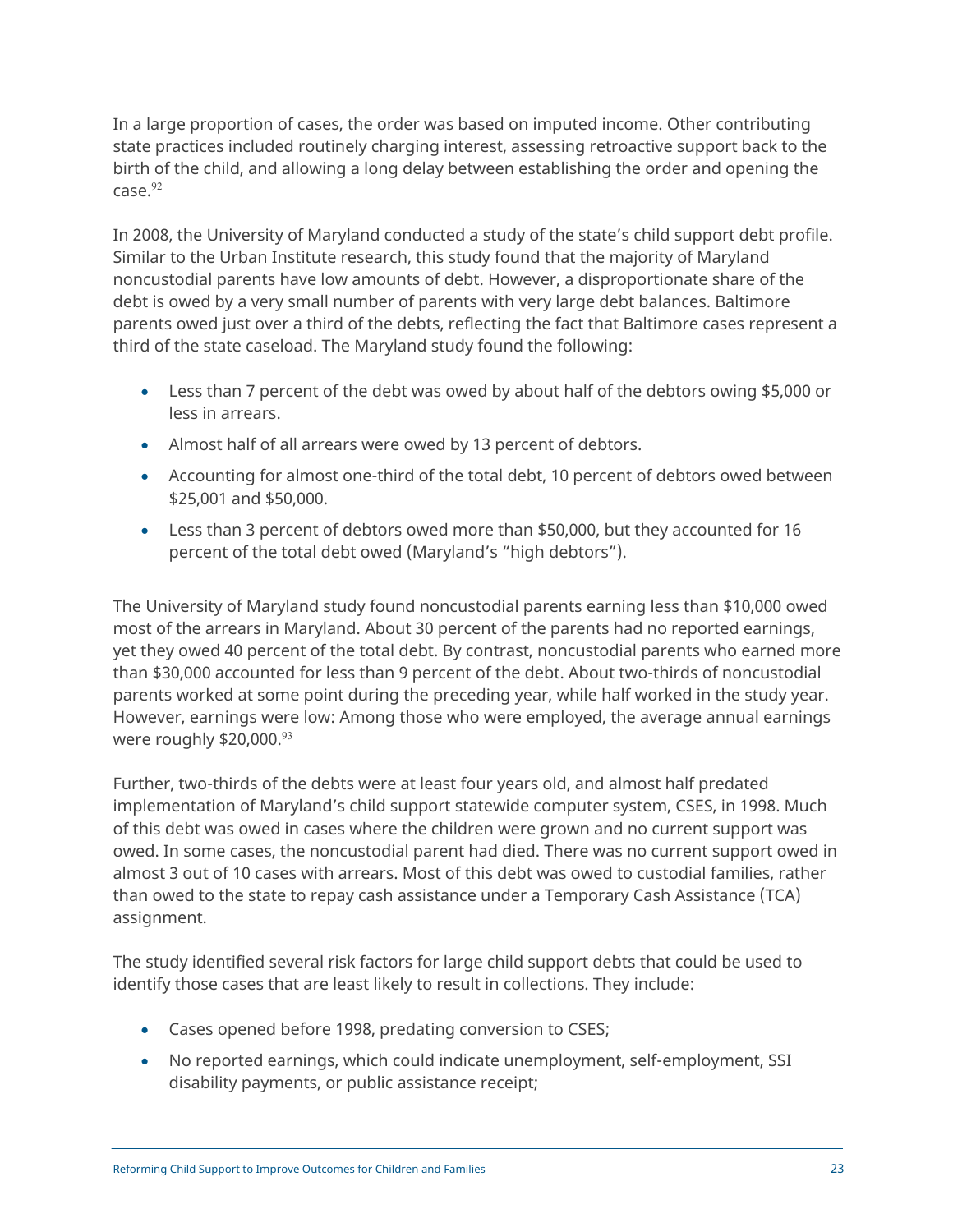In a large proportion of cases, the order was based on imputed income. Other contributing state practices included routinely charging interest, assessing retroactive support back to the birth of the child, and allowing a long delay between establishing the order and opening the case.[92]

In 2008, the University of Maryland conducted a study of the state's child support debt profile. Similar to the Urban Institute research, this study found that the majority of Maryland noncustodial parents have low amounts of debt. However, a disproportionate share of the debt is owed by a very small number of parents with very large debt balances. Baltimore parents owed just over a third of the debts, reflecting the fact that Baltimore cases represent a third of the state caseload. The Maryland study found the following:

- Less than 7 percent of the debt was owed by about half of the debtors owing $5,000 or less in arrears.
- Almost half of all arrears were owed by 13 percent of debtors.
- Accounting for almost one-third of the total debt, 10 percent of debtors owed between $25,001 and $50,000.
- Less than 3 percent of debtors owed more than $50,000, but they accounted for 16 percent of the total debt owed (Maryland's "high debtors").

The University of Maryland study found noncustodial parents earning less than $10,000 owed most of the arrears in Maryland. About 30 percent of the parents had no reported earnings, yet they owed 40 percent of the total debt. By contrast, noncustodial parents who earned more than $30,000 accounted for less than 9 percent of the debt. About two-thirds of noncustodial parents worked at some point during the preceding year, while half worked in the study year. However, earnings were low: Among those who were employed, the average annual earnings were roughly $20,000.[93]

Further, two-thirds of the debts were at least four years old, and almost half predated implementation of Maryland's child support statewide computer system, CSES, in 1998. Much of this debt was owed in cases where the children were grown and no current support was owed. In some cases, the noncustodial parent had died. There was no current support owed in almost 3 out of 10 cases with arrears. Most of this debt was owed to custodial families, rather than owed to the state to repay cash assistance under a Temporary Cash Assistance (TCA) assignment.

The study identified several risk factors for large child support debts that could be used to identify those cases that are least likely to result in collections. They include:

- Cases opened before 1998, predating conversion to CSES;
- No reported earnings, which could indicate unemployment, self-employment, SSI disability payments, or public assistance receipt;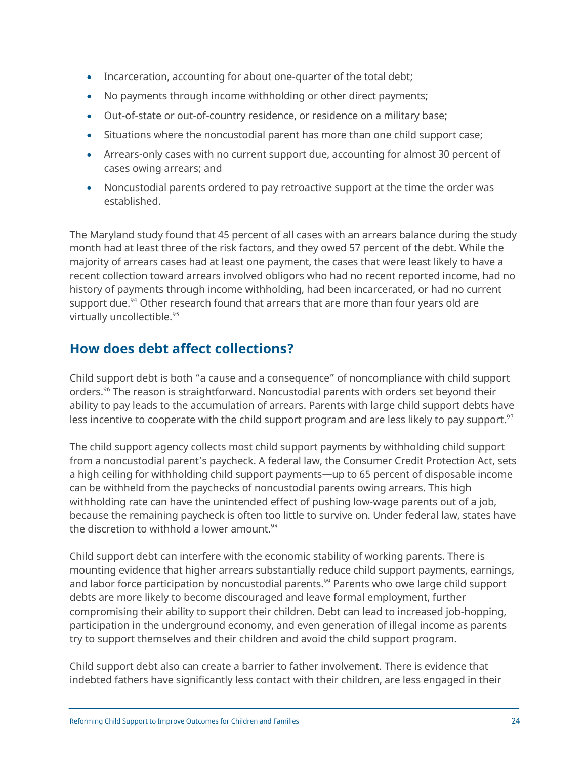- Incarceration, accounting for about one-quarter of the total debt;
- No payments through income withholding or other direct payments;
- Out-of-state or out-of-country residence, or residence on a military base;
- Situations where the noncustodial parent has more than one child support case;
- Arrears-only cases with no current support due, accounting for almost 30 percent of cases owing arrears; and
- Noncustodial parents ordered to pay retroactive support at the time the order was established.

The Maryland study found that 45 percent of all cases with an arrears balance during the study month had at least three of the risk factors, and they owed 57 percent of the debt. While the majority of arrears cases had at least one payment, the cases that were least likely to have a recent collection toward arrears involved obligors who had no recent reported income, had no history of payments through income withholding, had been incarcerated, or had no current support due.[94] Other research found that arrears that are more than four years old are virtually uncollectible.[95]

## How does debt affect collections?

Child support debt is both "a cause and a consequence" of noncompliance with child support orders.[96] The reason is straightforward. Noncustodial parents with orders set beyond their ability to pay leads to the accumulation of arrears. Parents with large child support debts have less incentive to cooperate with the child support program and are less likely to pay support.[97]

The child support agency collects most child support payments by withholding child support from a noncustodial parent's paycheck. A federal law, the Consumer Credit Protection Act, sets a high ceiling for withholding child support payments—up to 65 percent of disposable income can be withheld from the paychecks of noncustodial parents owing arrears. This high withholding rate can have the unintended effect of pushing low-wage parents out of a job, because the remaining paycheck is often too little to survive on. Under federal law, states have the discretion to withhold a lower amount.[98]

Child support debt can interfere with the economic stability of working parents. There is mounting evidence that higher arrears substantially reduce child support payments, earnings, and labor force participation by noncustodial parents.[99] Parents who owe large child support debts are more likely to become discouraged and leave formal employment, further compromising their ability to support their children. Debt can lead to increased job-hopping, participation in the underground economy, and even generation of illegal income as parents try to support themselves and their children and avoid the child support program.

Child support debt also can create a barrier to father involvement. There is evidence that indebted fathers have significantly less contact with their children, are less engaged in their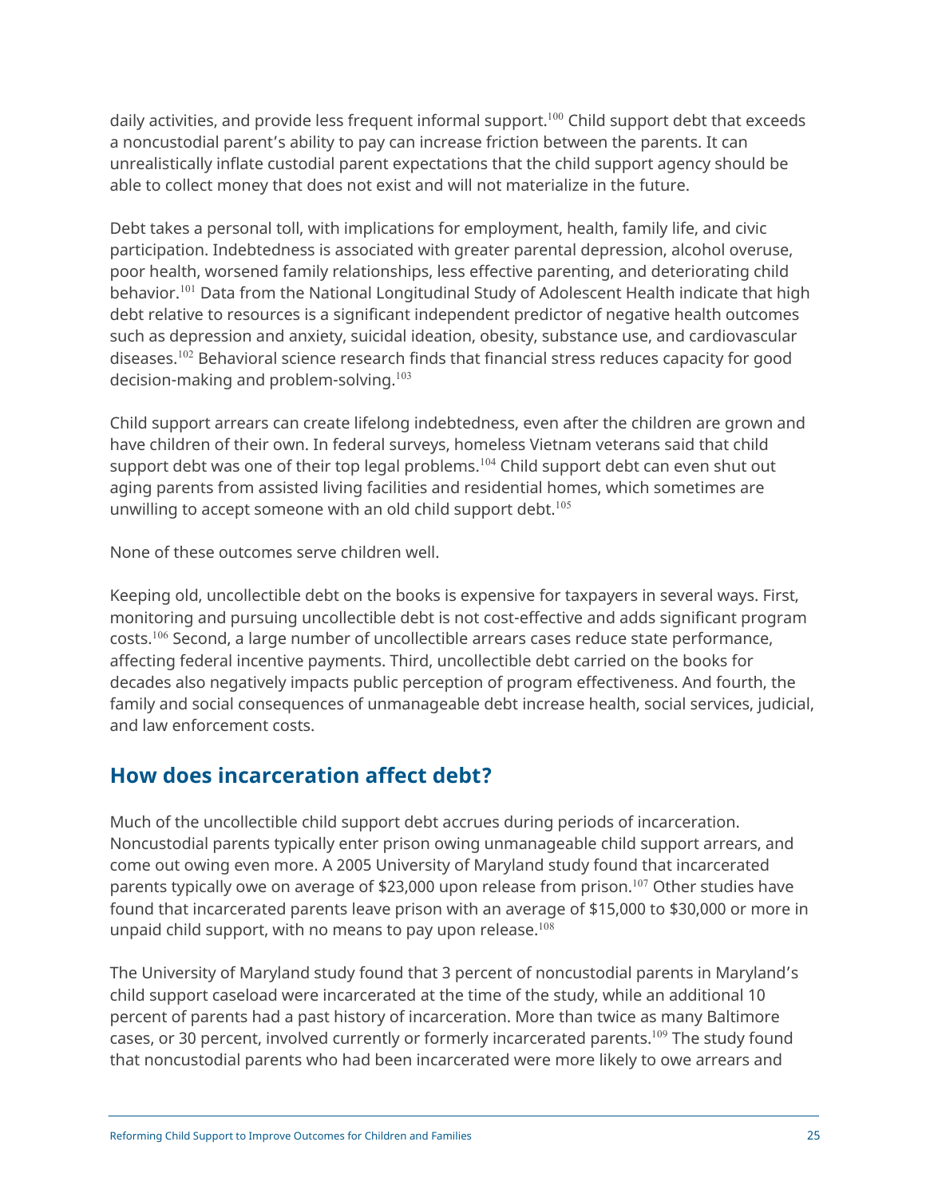daily activities, and provide less frequent informal support.[100] Child support debt that exceeds a noncustodial parent's ability to pay can increase friction between the parents. It can unrealistically inflate custodial parent expectations that the child support agency should be able to collect money that does not exist and will not materialize in the future.

Debt takes a personal toll, with implications for employment, health, family life, and civic participation. Indebtedness is associated with greater parental depression, alcohol overuse, poor health, worsened family relationships, less effective parenting, and deteriorating child behavior.[101] Data from the National Longitudinal Study of Adolescent Health indicate that high debt relative to resources is a significant independent predictor of negative health outcomes such as depression and anxiety, suicidal ideation, obesity, substance use, and cardiovascular diseases.[102] Behavioral science research finds that financial stress reduces capacity for good decision-making and problem-solving.[103]

Child support arrears can create lifelong indebtedness, even after the children are grown and have children of their own. In federal surveys, homeless Vietnam veterans said that child support debt was one of their top legal problems.[104] Child support debt can even shut out aging parents from assisted living facilities and residential homes, which sometimes are unwilling to accept someone with an old child support debt.[105]

None of these outcomes serve children well.

Keeping old, uncollectible debt on the books is expensive for taxpayers in several ways. First, monitoring and pursuing uncollectible debt is not cost-effective and adds significant program costs.[106] Second, a large number of uncollectible arrears cases reduce state performance, affecting federal incentive payments. Third, uncollectible debt carried on the books for decades also negatively impacts public perception of program effectiveness. And fourth, the family and social consequences of unmanageable debt increase health, social services, judicial, and law enforcement costs.

## How does incarceration affect debt?

Much of the uncollectible child support debt accrues during periods of incarceration. Noncustodial parents typically enter prison owing unmanageable child support arrears, and come out owing even more. A 2005 University of Maryland study found that incarcerated parents typically owe on average of $23,000 upon release from prison.[107] Other studies have found that incarcerated parents leave prison with an average of $15,000 to $30,000 or more in unpaid child support, with no means to pay upon release.[108]

The University of Maryland study found that 3 percent of noncustodial parents in Maryland's child support caseload were incarcerated at the time of the study, while an additional 10 percent of parents had a past history of incarceration. More than twice as many Baltimore cases, or 30 percent, involved currently or formerly incarcerated parents.[109] The study found that noncustodial parents who had been incarcerated were more likely to owe arrears and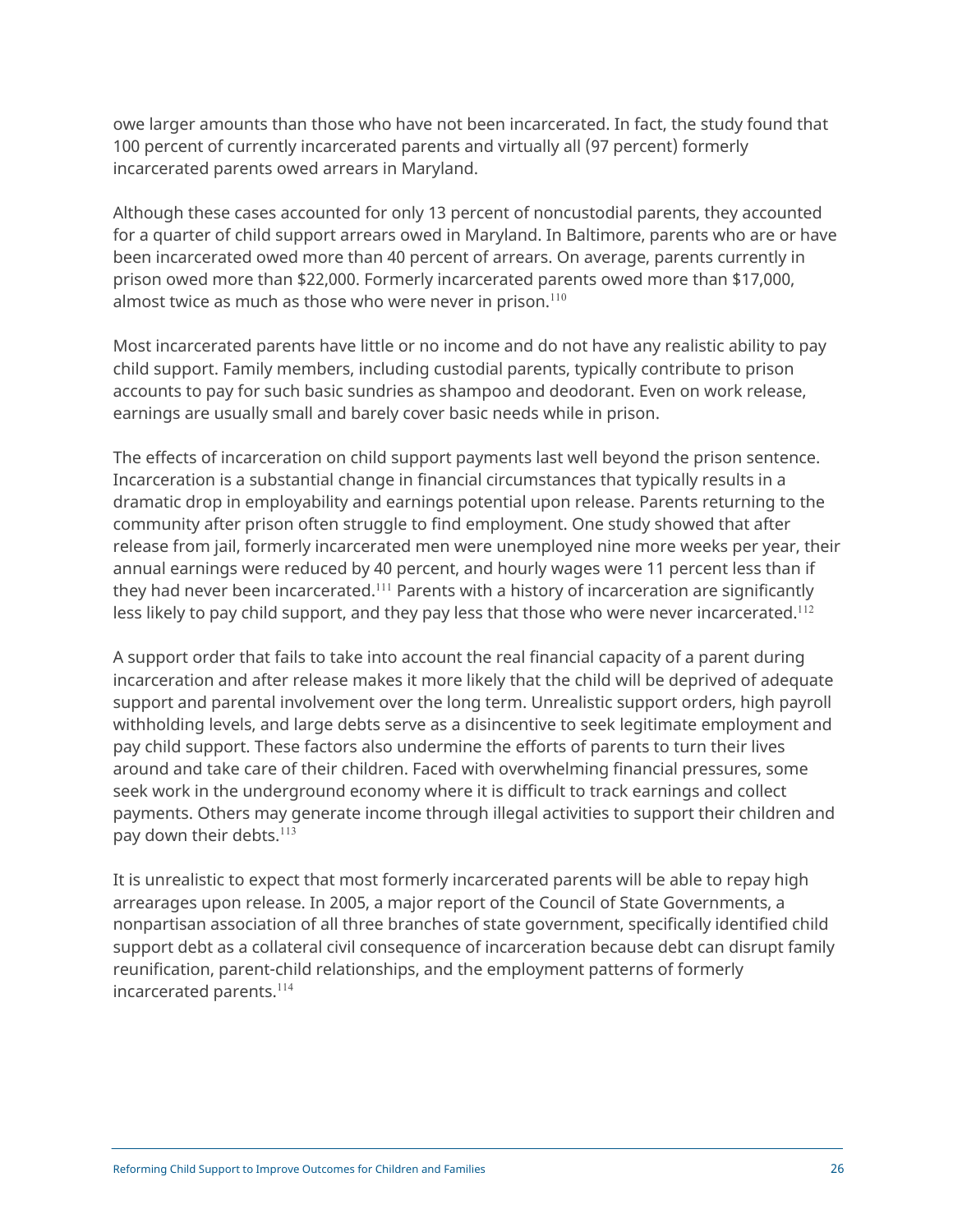owe larger amounts than those who have not been incarcerated. In fact, the study found that 100 percent of currently incarcerated parents and virtually all (97 percent) formerly incarcerated parents owed arrears in Maryland.

Although these cases accounted for only 13 percent of noncustodial parents, they accounted for a quarter of child support arrears owed in Maryland. In Baltimore, parents who are or have been incarcerated owed more than 40 percent of arrears. On average, parents currently in prison owed more than $22,000. Formerly incarcerated parents owed more than $17,000, almost twice as much as those who were never in prison.[110]

Most incarcerated parents have little or no income and do not have any realistic ability to pay child support. Family members, including custodial parents, typically contribute to prison accounts to pay for such basic sundries as shampoo and deodorant. Even on work release, earnings are usually small and barely cover basic needs while in prison.

The effects of incarceration on child support payments last well beyond the prison sentence. Incarceration is a substantial change in financial circumstances that typically results in a dramatic drop in employability and earnings potential upon release. Parents returning to the community after prison often struggle to find employment. One study showed that after release from jail, formerly incarcerated men were unemployed nine more weeks per year, their annual earnings were reduced by 40 percent, and hourly wages were 11 percent less than if they had never been incarcerated.[111] Parents with a history of incarceration are significantly less likely to pay child support, and they pay less that those who were never incarcerated.[112]

A support order that fails to take into account the real financial capacity of a parent during incarceration and after release makes it more likely that the child will be deprived of adequate support and parental involvement over the long term. Unrealistic support orders, high payroll withholding levels, and large debts serve as a disincentive to seek legitimate employment and pay child support. These factors also undermine the efforts of parents to turn their lives around and take care of their children. Faced with overwhelming financial pressures, some seek work in the underground economy where it is difficult to track earnings and collect payments. Others may generate income through illegal activities to support their children and pay down their debts.[113]

It is unrealistic to expect that most formerly incarcerated parents will be able to repay high arrearages upon release. In 2005, a major report of the Council of State Governments, a nonpartisan association of all three branches of state government, specifically identified child support debt as a collateral civil consequence of incarceration because debt can disrupt family reunification, parent-child relationships, and the employment patterns of formerly incarcerated parents.[114]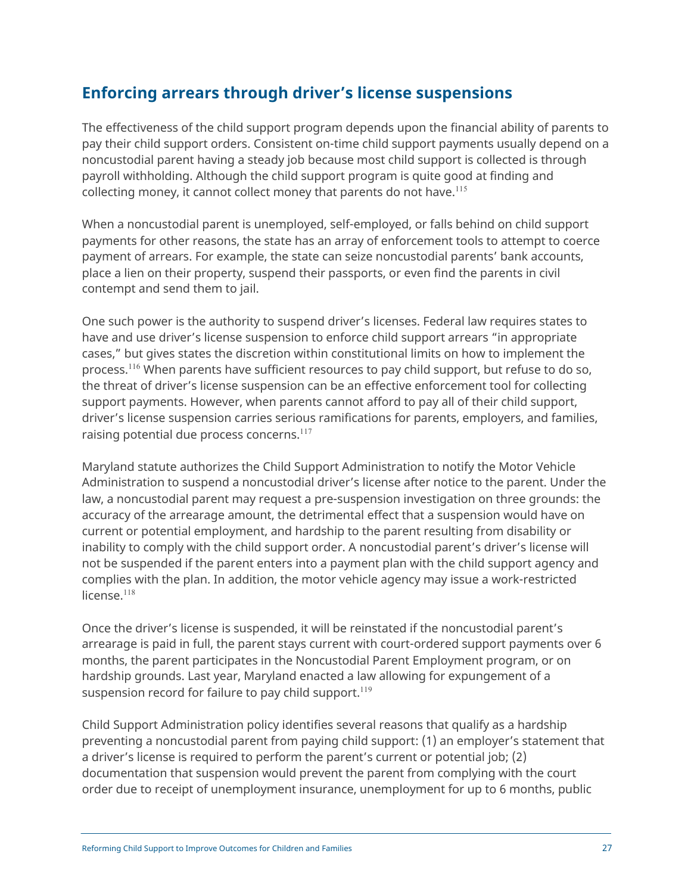## Enforcing arrears through driver's license suspensions

The effectiveness of the child support program depends upon the financial ability of parents to pay their child support orders. Consistent on-time child support payments usually depend on a noncustodial parent having a steady job because most child support is collected is through payroll withholding. Although the child support program is quite good at finding and collecting money, it cannot collect money that parents do not have.[115]

When a noncustodial parent is unemployed, self-employed, or falls behind on child support payments for other reasons, the state has an array of enforcement tools to attempt to coerce payment of arrears. For example, the state can seize noncustodial parents' bank accounts, place a lien on their property, suspend their passports, or even find the parents in civil contempt and send them to jail.

One such power is the authority to suspend driver's licenses. Federal law requires states to have and use driver's license suspension to enforce child support arrears "in appropriate cases," but gives states the discretion within constitutional limits on how to implement the process.[116] When parents have sufficient resources to pay child support, but refuse to do so, the threat of driver's license suspension can be an effective enforcement tool for collecting support payments. However, when parents cannot afford to pay all of their child support, driver's license suspension carries serious ramifications for parents, employers, and families, raising potential due process concerns.[117]

Maryland statute authorizes the Child Support Administration to notify the Motor Vehicle Administration to suspend a noncustodial driver's license after notice to the parent. Under the law, a noncustodial parent may request a pre-suspension investigation on three grounds: the accuracy of the arrearage amount, the detrimental effect that a suspension would have on current or potential employment, and hardship to the parent resulting from disability or inability to comply with the child support order. A noncustodial parent's driver's license will not be suspended if the parent enters into a payment plan with the child support agency and complies with the plan. In addition, the motor vehicle agency may issue a work-restricted license.[118]

Once the driver's license is suspended, it will be reinstated if the noncustodial parent's arrearage is paid in full, the parent stays current with court-ordered support payments over 6 months, the parent participates in the Noncustodial Parent Employment program, or on hardship grounds. Last year, Maryland enacted a law allowing for expungement of a suspension record for failure to pay child support.[119]

Child Support Administration policy identifies several reasons that qualify as a hardship preventing a noncustodial parent from paying child support: (1) an employer's statement that a driver's license is required to perform the parent's current or potential job; (2) documentation that suspension would prevent the parent from complying with the court order due to receipt of unemployment insurance, unemployment for up to 6 months, public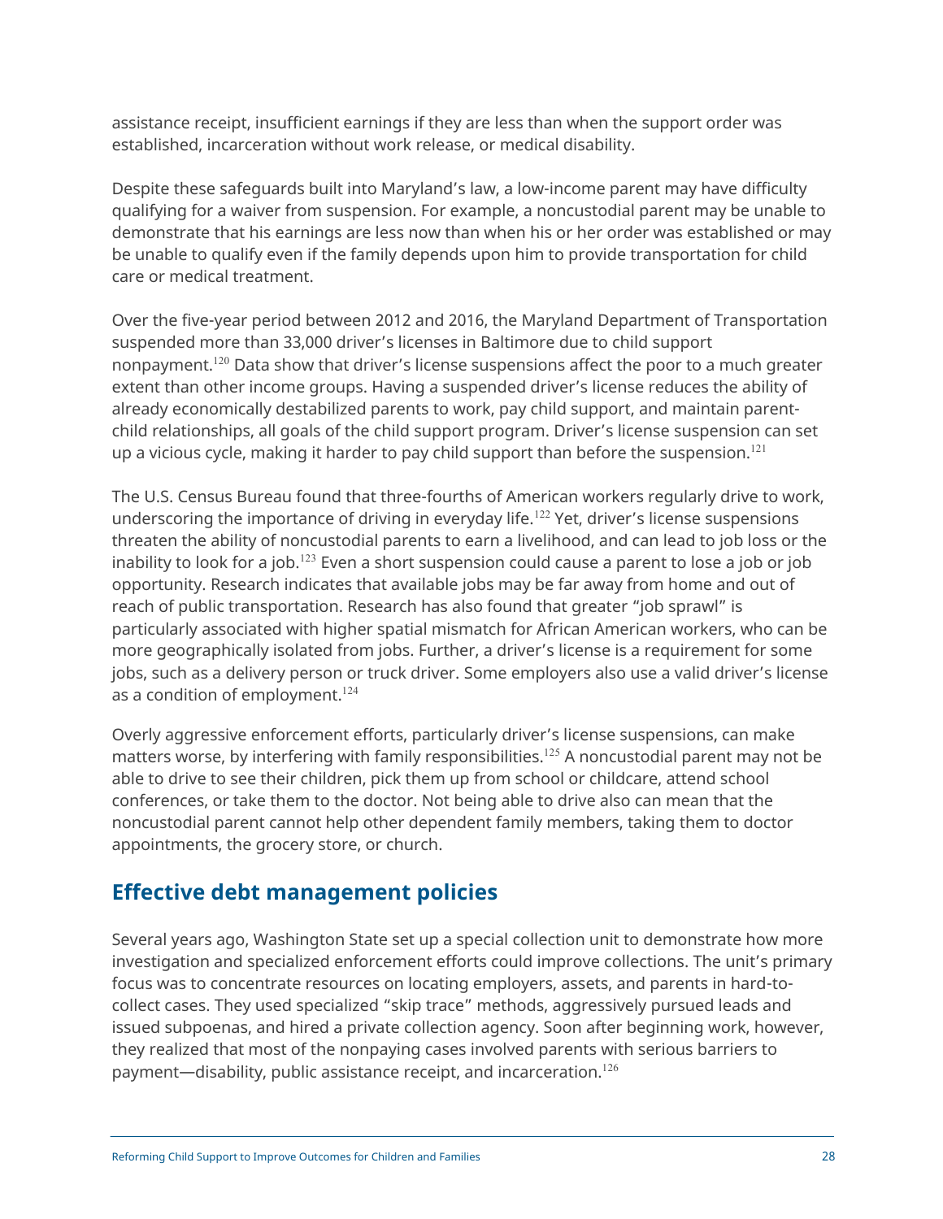assistance receipt, insufficient earnings if they are less than when the support order was established, incarceration without work release, or medical disability.

Despite these safeguards built into Maryland's law, a low-income parent may have difficulty qualifying for a waiver from suspension. For example, a noncustodial parent may be unable to demonstrate that his earnings are less now than when his or her order was established or may be unable to qualify even if the family depends upon him to provide transportation for child care or medical treatment.

Over the five-year period between 2012 and 2016, the Maryland Department of Transportation suspended more than 33,000 driver's licenses in Baltimore due to child support nonpayment.[120] Data show that driver's license suspensions affect the poor to a much greater extent than other income groups. Having a suspended driver's license reduces the ability of already economically destabilized parents to work, pay child support, and maintain parent-child relationships, all goals of the child support program. Driver's license suspension can set up a vicious cycle, making it harder to pay child support than before the suspension.[121]

The U.S. Census Bureau found that three-fourths of American workers regularly drive to work, underscoring the importance of driving in everyday life.[122] Yet, driver's license suspensions threaten the ability of noncustodial parents to earn a livelihood, and can lead to job loss or the inability to look for a job.[123] Even a short suspension could cause a parent to lose a job or job opportunity. Research indicates that available jobs may be far away from home and out of reach of public transportation. Research has also found that greater "job sprawl" is particularly associated with higher spatial mismatch for African American workers, who can be more geographically isolated from jobs. Further, a driver's license is a requirement for some jobs, such as a delivery person or truck driver. Some employers also use a valid driver's license as a condition of employment.[124]

Overly aggressive enforcement efforts, particularly driver's license suspensions, can make matters worse, by interfering with family responsibilities.[125] A noncustodial parent may not be able to drive to see their children, pick them up from school or childcare, attend school conferences, or take them to the doctor. Not being able to drive also can mean that the noncustodial parent cannot help other dependent family members, taking them to doctor appointments, the grocery store, or church.

## Effective debt management policies

Several years ago, Washington State set up a special collection unit to demonstrate how more investigation and specialized enforcement efforts could improve collections. The unit's primary focus was to concentrate resources on locating employers, assets, and parents in hard-to-collect cases. They used specialized "skip trace" methods, aggressively pursued leads and issued subpoenas, and hired a private collection agency. Soon after beginning work, however, they realized that most of the nonpaying cases involved parents with serious barriers to payment—disability, public assistance receipt, and incarceration.[126]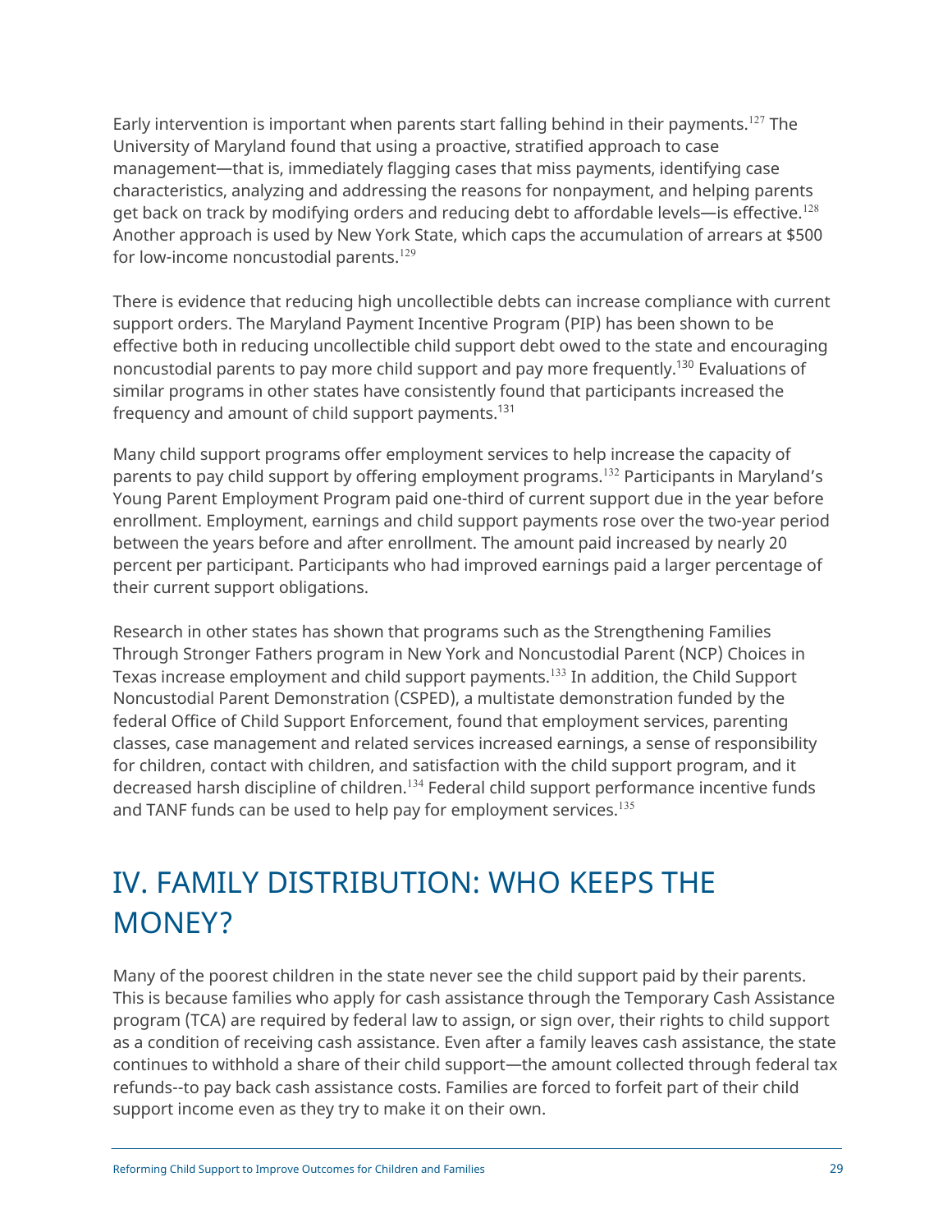Early intervention is important when parents start falling behind in their payments.[127] The University of Maryland found that using a proactive, stratified approach to case management—that is, immediately flagging cases that miss payments, identifying case characteristics, analyzing and addressing the reasons for nonpayment, and helping parents get back on track by modifying orders and reducing debt to affordable levels—is effective.[128] Another approach is used by New York State, which caps the accumulation of arrears at $500 for low-income noncustodial parents.[129]

There is evidence that reducing high uncollectible debts can increase compliance with current support orders. The Maryland Payment Incentive Program (PIP) has been shown to be effective both in reducing uncollectible child support debt owed to the state and encouraging noncustodial parents to pay more child support and pay more frequently.[130] Evaluations of similar programs in other states have consistently found that participants increased the frequency and amount of child support payments.[131]

Many child support programs offer employment services to help increase the capacity of parents to pay child support by offering employment programs.[132] Participants in Maryland's Young Parent Employment Program paid one-third of current support due in the year before enrollment. Employment, earnings and child support payments rose over the two-year period between the years before and after enrollment. The amount paid increased by nearly 20 percent per participant. Participants who had improved earnings paid a larger percentage of their current support obligations.

Research in other states has shown that programs such as the Strengthening Families Through Stronger Fathers program in New York and Noncustodial Parent (NCP) Choices in Texas increase employment and child support payments.[133] In addition, the Child Support Noncustodial Parent Demonstration (CSPED), a multistate demonstration funded by the federal Office of Child Support Enforcement, found that employment services, parenting classes, case management and related services increased earnings, a sense of responsibility for children, contact with children, and satisfaction with the child support program, and it decreased harsh discipline of children.[134] Federal child support performance incentive funds and TANF funds can be used to help pay for employment services.[135]

# IV. FAMILY DISTRIBUTION: WHO KEEPS THE MONEY?

Many of the poorest children in the state never see the child support paid by their parents. This is because families who apply for cash assistance through the Temporary Cash Assistance program (TCA) are required by federal law to assign, or sign over, their rights to child support as a condition of receiving cash assistance. Even after a family leaves cash assistance, the state continues to withhold a share of their child support—the amount collected through federal tax refunds--to pay back cash assistance costs. Families are forced to forfeit part of their child support income even as they try to make it on their own.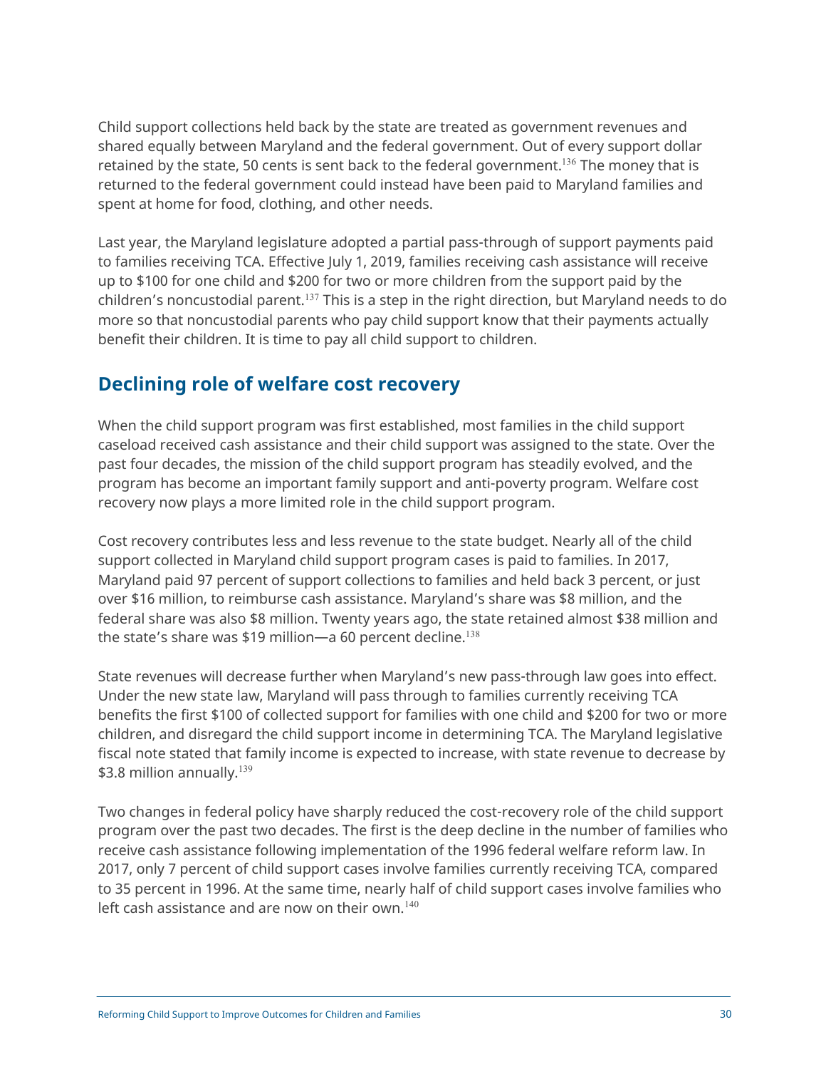Child support collections held back by the state are treated as government revenues and shared equally between Maryland and the federal government. Out of every support dollar retained by the state, 50 cents is sent back to the federal government.[136] The money that is returned to the federal government could instead have been paid to Maryland families and spent at home for food, clothing, and other needs.

Last year, the Maryland legislature adopted a partial pass-through of support payments paid to families receiving TCA. Effective July 1, 2019, families receiving cash assistance will receive up to $100 for one child and $200 for two or more children from the support paid by the children's noncustodial parent.[137] This is a step in the right direction, but Maryland needs to do more so that noncustodial parents who pay child support know that their payments actually benefit their children. It is time to pay all child support to children.

## Declining role of welfare cost recovery

When the child support program was first established, most families in the child support caseload received cash assistance and their child support was assigned to the state. Over the past four decades, the mission of the child support program has steadily evolved, and the program has become an important family support and anti-poverty program. Welfare cost recovery now plays a more limited role in the child support program.

Cost recovery contributes less and less revenue to the state budget. Nearly all of the child support collected in Maryland child support program cases is paid to families. In 2017, Maryland paid 97 percent of support collections to families and held back 3 percent, or just over $16 million, to reimburse cash assistance. Maryland's share was $8 million, and the federal share was also $8 million. Twenty years ago, the state retained almost $38 million and the state's share was $19 million—a 60 percent decline.[138]

State revenues will decrease further when Maryland's new pass-through law goes into effect. Under the new state law, Maryland will pass through to families currently receiving TCA benefits the first $100 of collected support for families with one child and $200 for two or more children, and disregard the child support income in determining TCA. The Maryland legislative fiscal note stated that family income is expected to increase, with state revenue to decrease by $3.8 million annually.[139]

Two changes in federal policy have sharply reduced the cost-recovery role of the child support program over the past two decades. The first is the deep decline in the number of families who receive cash assistance following implementation of the 1996 federal welfare reform law. In 2017, only 7 percent of child support cases involve families currently receiving TCA, compared to 35 percent in 1996. At the same time, nearly half of child support cases involve families who left cash assistance and are now on their own.[140]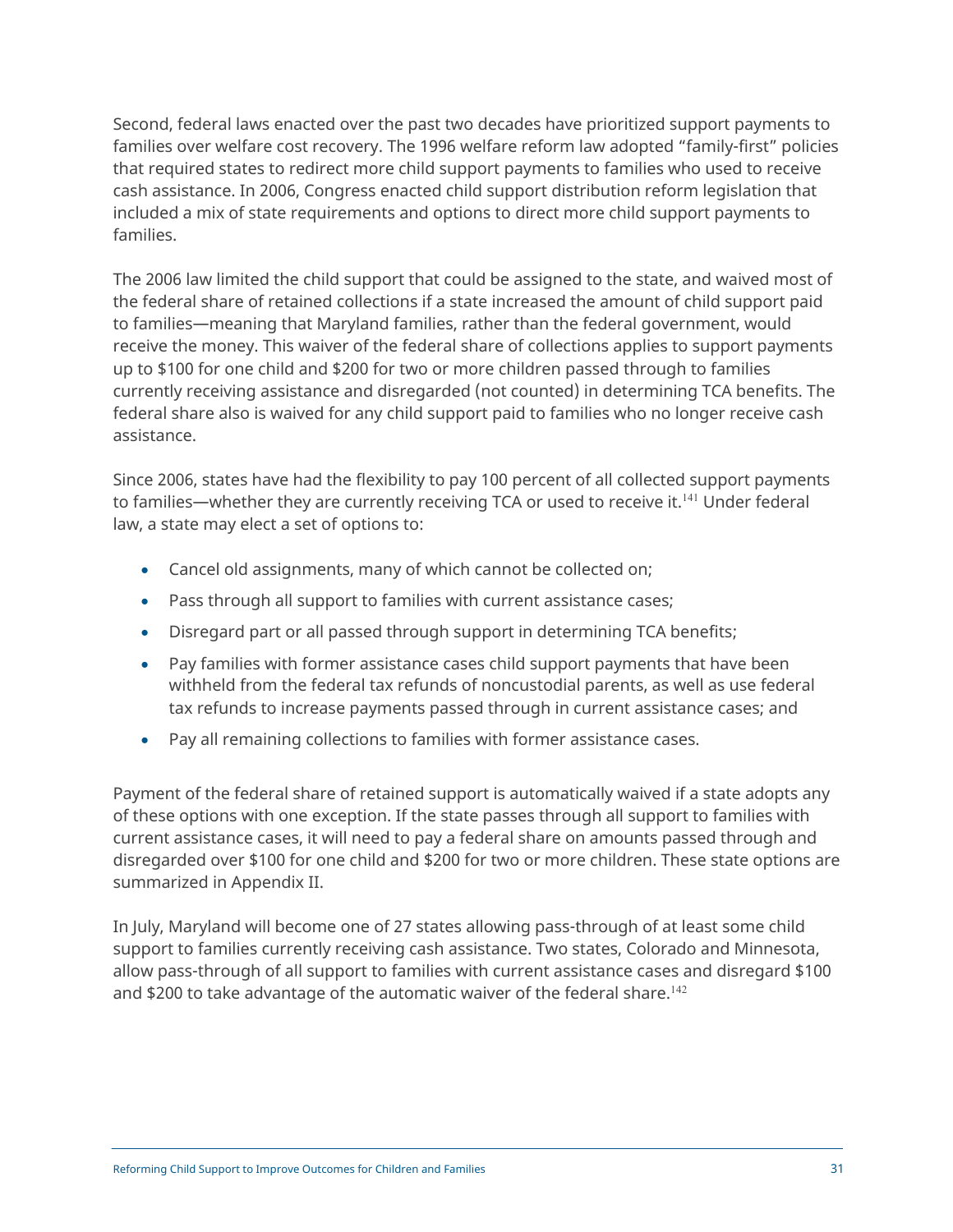Second, federal laws enacted over the past two decades have prioritized support payments to families over welfare cost recovery. The 1996 welfare reform law adopted "family-first" policies that required states to redirect more child support payments to families who used to receive cash assistance. In 2006, Congress enacted child support distribution reform legislation that included a mix of state requirements and options to direct more child support payments to families.

The 2006 law limited the child support that could be assigned to the state, and waived most of the federal share of retained collections if a state increased the amount of child support paid to families—meaning that Maryland families, rather than the federal government, would receive the money. This waiver of the federal share of collections applies to support payments up to $100 for one child and $200 for two or more children passed through to families currently receiving assistance and disregarded (not counted) in determining TCA benefits. The federal share also is waived for any child support paid to families who no longer receive cash assistance.

Since 2006, states have had the flexibility to pay 100 percent of all collected support payments to families—whether they are currently receiving TCA or used to receive it.[141] Under federal law, a state may elect a set of options to:

- Cancel old assignments, many of which cannot be collected on;
- Pass through all support to families with current assistance cases;
- Disregard part or all passed through support in determining TCA benefits;
- Pay families with former assistance cases child support payments that have been withheld from the federal tax refunds of noncustodial parents, as well as use federal tax refunds to increase payments passed through in current assistance cases; and
- Pay all remaining collections to families with former assistance cases.

Payment of the federal share of retained support is automatically waived if a state adopts any of these options with one exception. If the state passes through all support to families with current assistance cases, it will need to pay a federal share on amounts passed through and disregarded over $100 for one child and $200 for two or more children. These state options are summarized in Appendix II.

In July, Maryland will become one of 27 states allowing pass-through of at least some child support to families currently receiving cash assistance. Two states, Colorado and Minnesota, allow pass-through of all support to families with current assistance cases and disregard $100 and $200 to take advantage of the automatic waiver of the federal share.[142]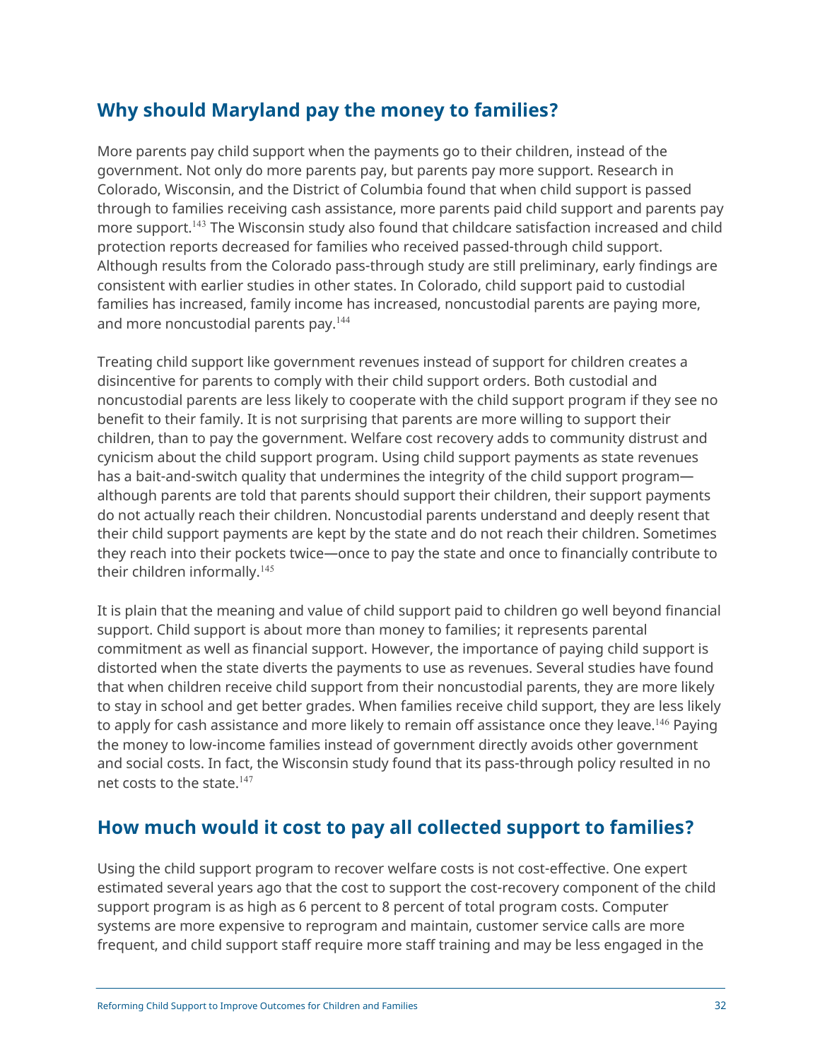## Why should Maryland pay the money to families?

More parents pay child support when the payments go to their children, instead of the government. Not only do more parents pay, but parents pay more support. Research in Colorado, Wisconsin, and the District of Columbia found that when child support is passed through to families receiving cash assistance, more parents paid child support and parents pay more support.[143] The Wisconsin study also found that childcare satisfaction increased and child protection reports decreased for families who received passed-through child support. Although results from the Colorado pass-through study are still preliminary, early findings are consistent with earlier studies in other states. In Colorado, child support paid to custodial families has increased, family income has increased, noncustodial parents are paying more, and more noncustodial parents pay.[144]

Treating child support like government revenues instead of support for children creates a disincentive for parents to comply with their child support orders. Both custodial and noncustodial parents are less likely to cooperate with the child support program if they see no benefit to their family. It is not surprising that parents are more willing to support their children, than to pay the government. Welfare cost recovery adds to community distrust and cynicism about the child support program. Using child support payments as state revenues has a bait-and-switch quality that undermines the integrity of the child support program—although parents are told that parents should support their children, their support payments do not actually reach their children. Noncustodial parents understand and deeply resent that their child support payments are kept by the state and do not reach their children. Sometimes they reach into their pockets twice—once to pay the state and once to financially contribute to their children informally.[145]

It is plain that the meaning and value of child support paid to children go well beyond financial support. Child support is about more than money to families; it represents parental commitment as well as financial support. However, the importance of paying child support is distorted when the state diverts the payments to use as revenues. Several studies have found that when children receive child support from their noncustodial parents, they are more likely to stay in school and get better grades. When families receive child support, they are less likely to apply for cash assistance and more likely to remain off assistance once they leave.[146] Paying the money to low-income families instead of government directly avoids other government and social costs. In fact, the Wisconsin study found that its pass-through policy resulted in no net costs to the state.[147]

## How much would it cost to pay all collected support to families?

Using the child support program to recover welfare costs is not cost-effective. One expert estimated several years ago that the cost to support the cost-recovery component of the child support program is as high as 6 percent to 8 percent of total program costs. Computer systems are more expensive to reprogram and maintain, customer service calls are more frequent, and child support staff require more staff training and may be less engaged in the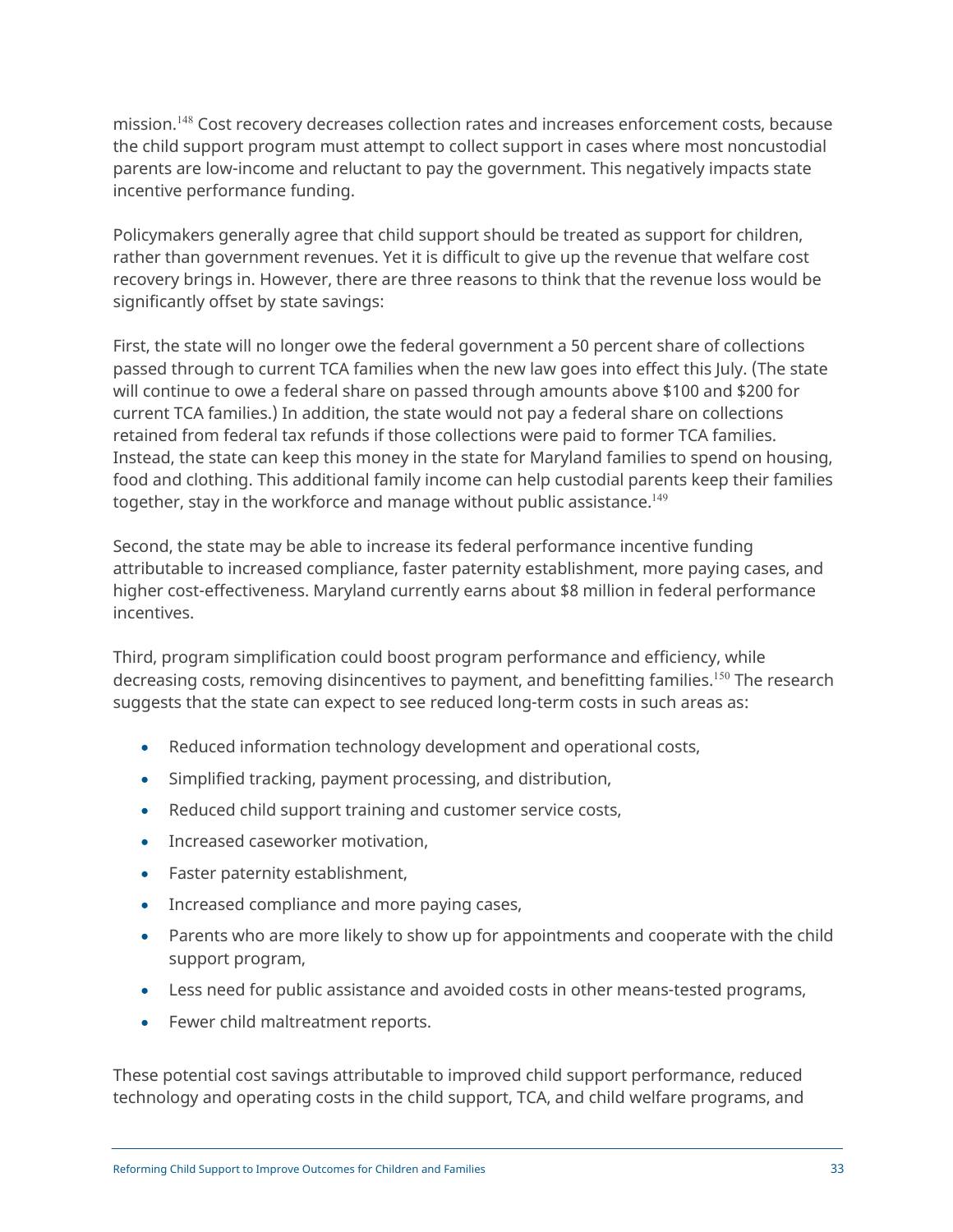mission.[148] Cost recovery decreases collection rates and increases enforcement costs, because the child support program must attempt to collect support in cases where most noncustodial parents are low-income and reluctant to pay the government. This negatively impacts state incentive performance funding.

Policymakers generally agree that child support should be treated as support for children, rather than government revenues. Yet it is difficult to give up the revenue that welfare cost recovery brings in. However, there are three reasons to think that the revenue loss would be significantly offset by state savings:

First, the state will no longer owe the federal government a 50 percent share of collections passed through to current TCA families when the new law goes into effect this July. (The state will continue to owe a federal share on passed through amounts above $100 and $200 for current TCA families.) In addition, the state would not pay a federal share on collections retained from federal tax refunds if those collections were paid to former TCA families. Instead, the state can keep this money in the state for Maryland families to spend on housing, food and clothing. This additional family income can help custodial parents keep their families together, stay in the workforce and manage without public assistance.[149]

Second, the state may be able to increase its federal performance incentive funding attributable to increased compliance, faster paternity establishment, more paying cases, and higher cost-effectiveness. Maryland currently earns about $8 million in federal performance incentives.

Third, program simplification could boost program performance and efficiency, while decreasing costs, removing disincentives to payment, and benefitting families.[150] The research suggests that the state can expect to see reduced long-term costs in such areas as:

- Reduced information technology development and operational costs,
- Simplified tracking, payment processing, and distribution,
- Reduced child support training and customer service costs,
- Increased caseworker motivation,
- Faster paternity establishment,
- Increased compliance and more paying cases,
- Parents who are more likely to show up for appointments and cooperate with the child support program,
- Less need for public assistance and avoided costs in other means-tested programs,
- Fewer child maltreatment reports.

These potential cost savings attributable to improved child support performance, reduced technology and operating costs in the child support, TCA, and child welfare programs, and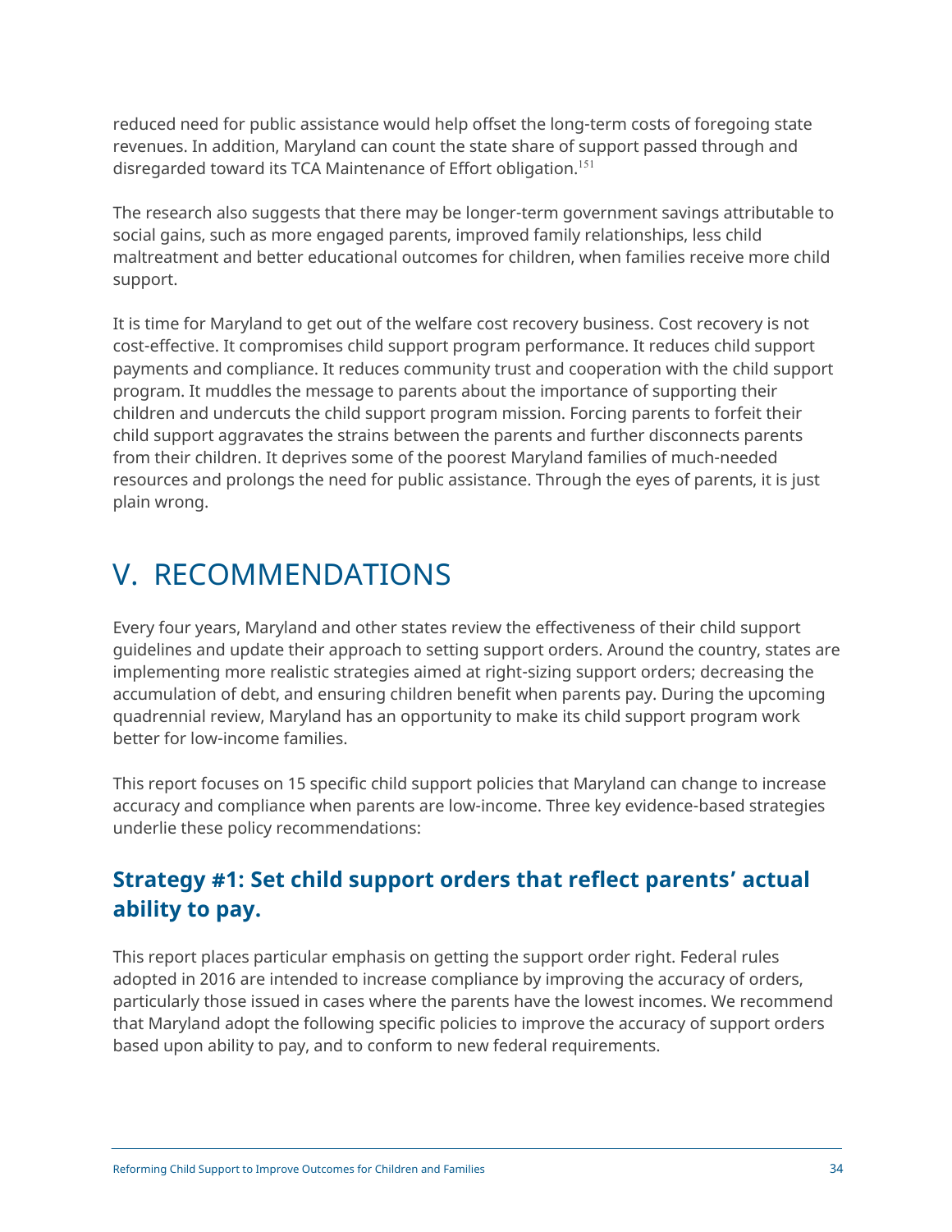reduced need for public assistance would help offset the long-term costs of foregoing state revenues. In addition, Maryland can count the state share of support passed through and disregarded toward its TCA Maintenance of Effort obligation.[151]

The research also suggests that there may be longer-term government savings attributable to social gains, such as more engaged parents, improved family relationships, less child maltreatment and better educational outcomes for children, when families receive more child support.

It is time for Maryland to get out of the welfare cost recovery business. Cost recovery is not cost-effective. It compromises child support program performance. It reduces child support payments and compliance. It reduces community trust and cooperation with the child support program. It muddles the message to parents about the importance of supporting their children and undercuts the child support program mission. Forcing parents to forfeit their child support aggravates the strains between the parents and further disconnects parents from their children. It deprives some of the poorest Maryland families of much-needed resources and prolongs the need for public assistance. Through the eyes of parents, it is just plain wrong.

# V. RECOMMENDATIONS

Every four years, Maryland and other states review the effectiveness of their child support guidelines and update their approach to setting support orders. Around the country, states are implementing more realistic strategies aimed at right-sizing support orders; decreasing the accumulation of debt, and ensuring children benefit when parents pay. During the upcoming quadrennial review, Maryland has an opportunity to make its child support program work better for low-income families.

This report focuses on 15 specific child support policies that Maryland can change to increase accuracy and compliance when parents are low-income. Three key evidence-based strategies underlie these policy recommendations:

## Strategy #1: Set child support orders that reflect parents' actual ability to pay.

This report places particular emphasis on getting the support order right. Federal rules adopted in 2016 are intended to increase compliance by improving the accuracy of orders, particularly those issued in cases where the parents have the lowest incomes. We recommend that Maryland adopt the following specific policies to improve the accuracy of support orders based upon ability to pay, and to conform to new federal requirements.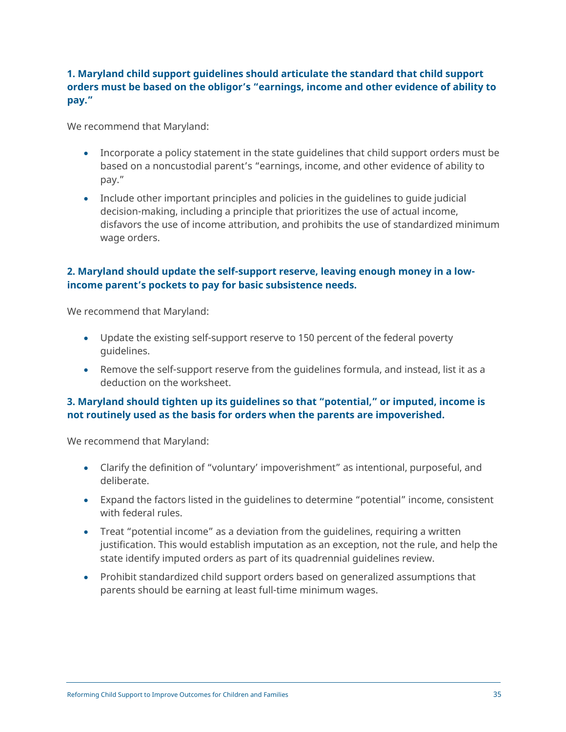### 1. Maryland child support guidelines should articulate the standard that child support orders must be based on the obligor's "earnings, income and other evidence of ability to pay."

We recommend that Maryland:

- Incorporate a policy statement in the state guidelines that child support orders must be based on a noncustodial parent's "earnings, income, and other evidence of ability to pay."
- Include other important principles and policies in the guidelines to guide judicial decision-making, including a principle that prioritizes the use of actual income, disfavors the use of income attribution, and prohibits the use of standardized minimum wage orders.

### 2. Maryland should update the self-support reserve, leaving enough money in a low-income parent's pockets to pay for basic subsistence needs.

We recommend that Maryland:

- Update the existing self-support reserve to 150 percent of the federal poverty guidelines.
- Remove the self-support reserve from the guidelines formula, and instead, list it as a deduction on the worksheet.

### 3. Maryland should tighten up its guidelines so that "potential," or imputed, income is not routinely used as the basis for orders when the parents are impoverished.

We recommend that Maryland:

- Clarify the definition of "voluntary' impoverishment" as intentional, purposeful, and deliberate.
- Expand the factors listed in the guidelines to determine "potential" income, consistent with federal rules.
- Treat "potential income" as a deviation from the guidelines, requiring a written justification. This would establish imputation as an exception, not the rule, and help the state identify imputed orders as part of its quadrennial guidelines review.
- Prohibit standardized child support orders based on generalized assumptions that parents should be earning at least full-time minimum wages.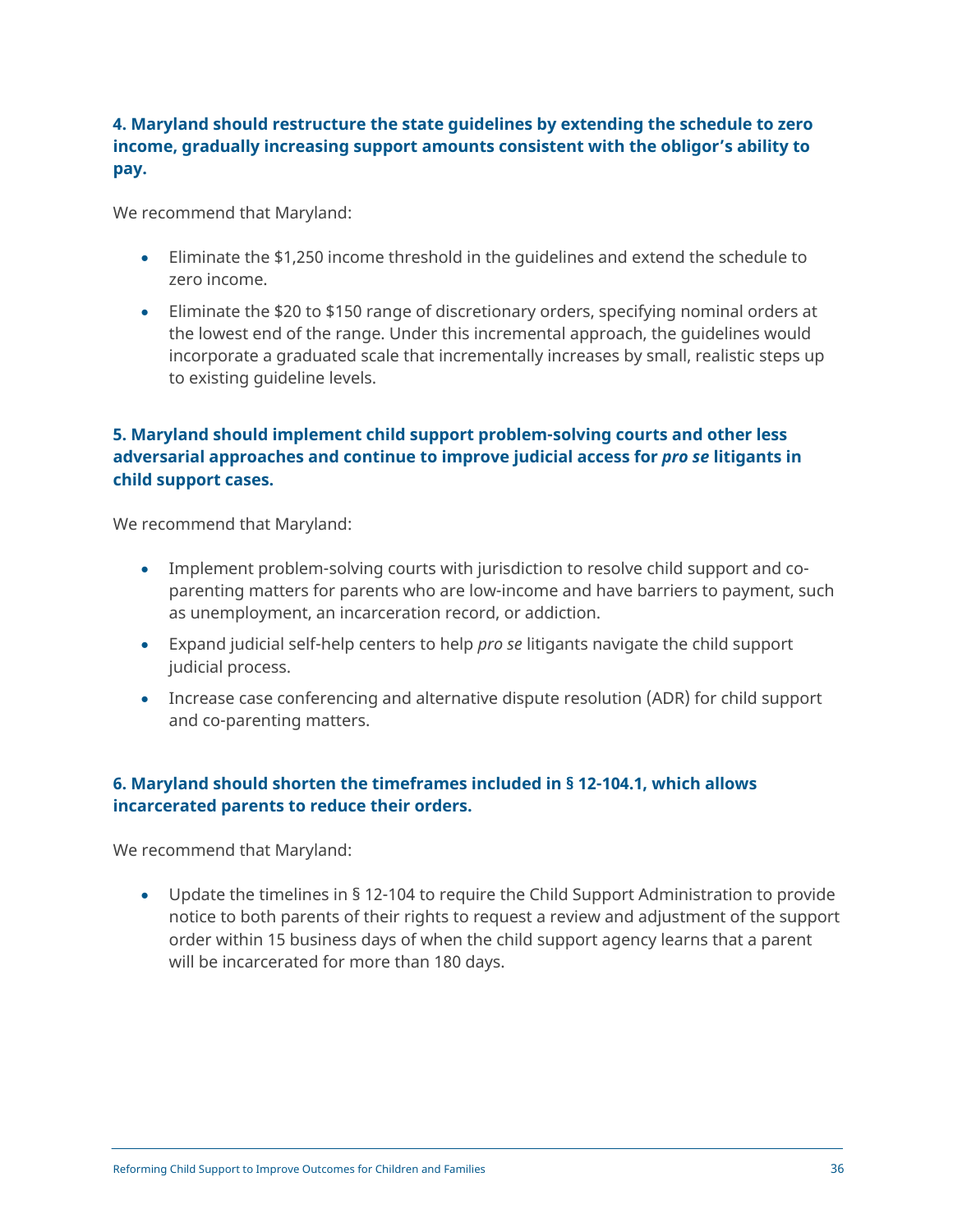**4. Maryland should restructure the state guidelines by extending the schedule to zero income, gradually increasing support amounts consistent with the obligor's ability to pay.**

We recommend that Maryland:

- Eliminate the $1,250 income threshold in the guidelines and extend the schedule to zero income.
- Eliminate the $20 to $150 range of discretionary orders, specifying nominal orders at the lowest end of the range. Under this incremental approach, the guidelines would incorporate a graduated scale that incrementally increases by small, realistic steps up to existing guideline levels.

**5. Maryland should implement child support problem-solving courts and other less adversarial approaches and continue to improve judicial access for *pro se* litigants in child support cases.**

We recommend that Maryland:

- Implement problem-solving courts with jurisdiction to resolve child support and co-parenting matters for parents who are low-income and have barriers to payment, such as unemployment, an incarceration record, or addiction.
- Expand judicial self-help centers to help *pro se* litigants navigate the child support judicial process.
- Increase case conferencing and alternative dispute resolution (ADR) for child support and co-parenting matters.

**6. Maryland should shorten the timeframes included in § 12-104.1, which allows incarcerated parents to reduce their orders.**

We recommend that Maryland:

- Update the timelines in § 12-104 to require the Child Support Administration to provide notice to both parents of their rights to request a review and adjustment of the support order within 15 business days of when the child support agency learns that a parent will be incarcerated for more than 180 days.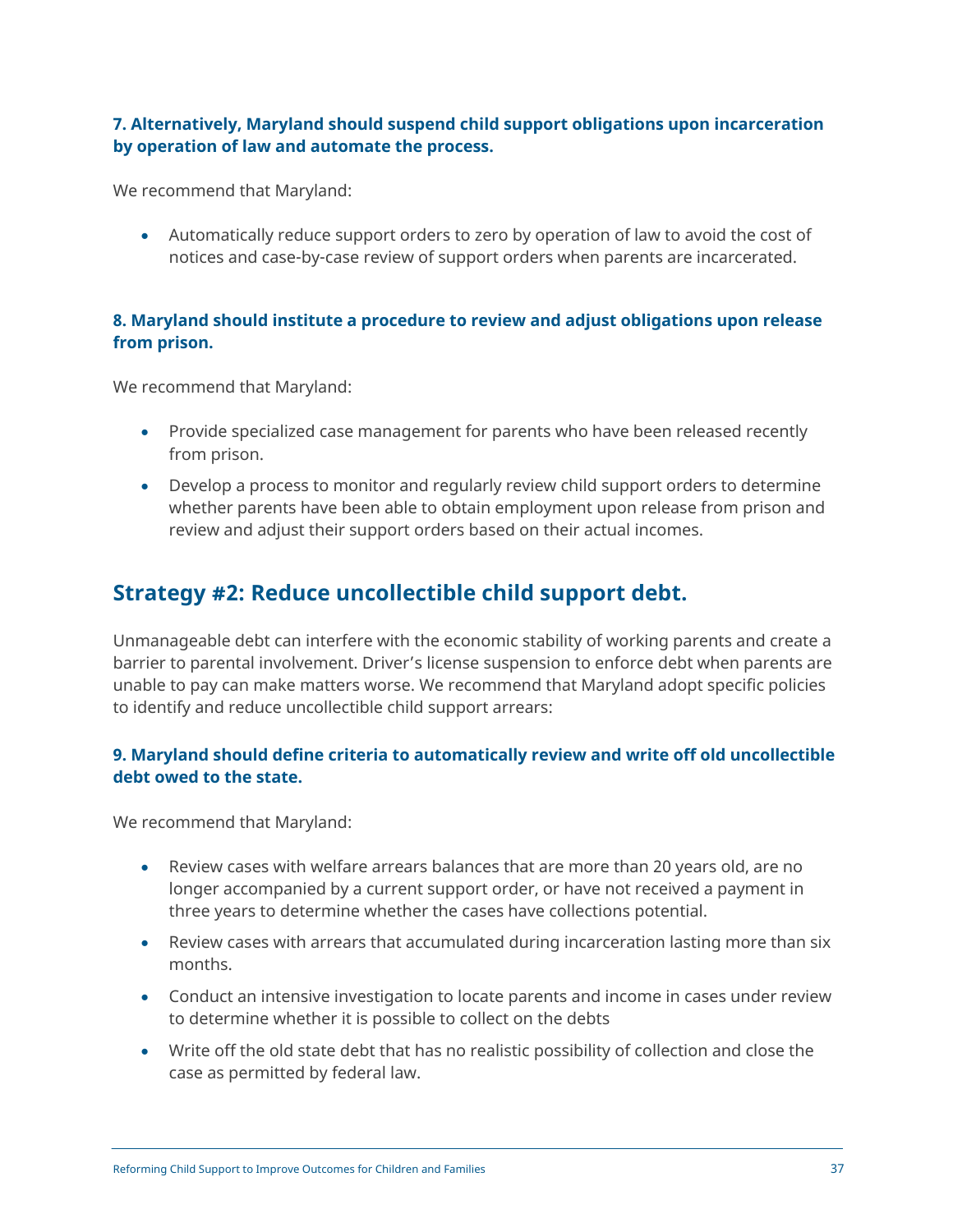### 7. Alternatively, Maryland should suspend child support obligations upon incarceration by operation of law and automate the process.

We recommend that Maryland:

- Automatically reduce support orders to zero by operation of law to avoid the cost of notices and case-by-case review of support orders when parents are incarcerated.

### 8. Maryland should institute a procedure to review and adjust obligations upon release from prison.

We recommend that Maryland:

- Provide specialized case management for parents who have been released recently from prison.
- Develop a process to monitor and regularly review child support orders to determine whether parents have been able to obtain employment upon release from prison and review and adjust their support orders based on their actual incomes.

## Strategy #2: Reduce uncollectible child support debt.

Unmanageable debt can interfere with the economic stability of working parents and create a barrier to parental involvement. Driver's license suspension to enforce debt when parents are unable to pay can make matters worse. We recommend that Maryland adopt specific policies to identify and reduce uncollectible child support arrears:

### 9. Maryland should define criteria to automatically review and write off old uncollectible debt owed to the state.

We recommend that Maryland:

- Review cases with welfare arrears balances that are more than 20 years old, are no longer accompanied by a current support order, or have not received a payment in three years to determine whether the cases have collections potential.
- Review cases with arrears that accumulated during incarceration lasting more than six months.
- Conduct an intensive investigation to locate parents and income in cases under review to determine whether it is possible to collect on the debts
- Write off the old state debt that has no realistic possibility of collection and close the case as permitted by federal law.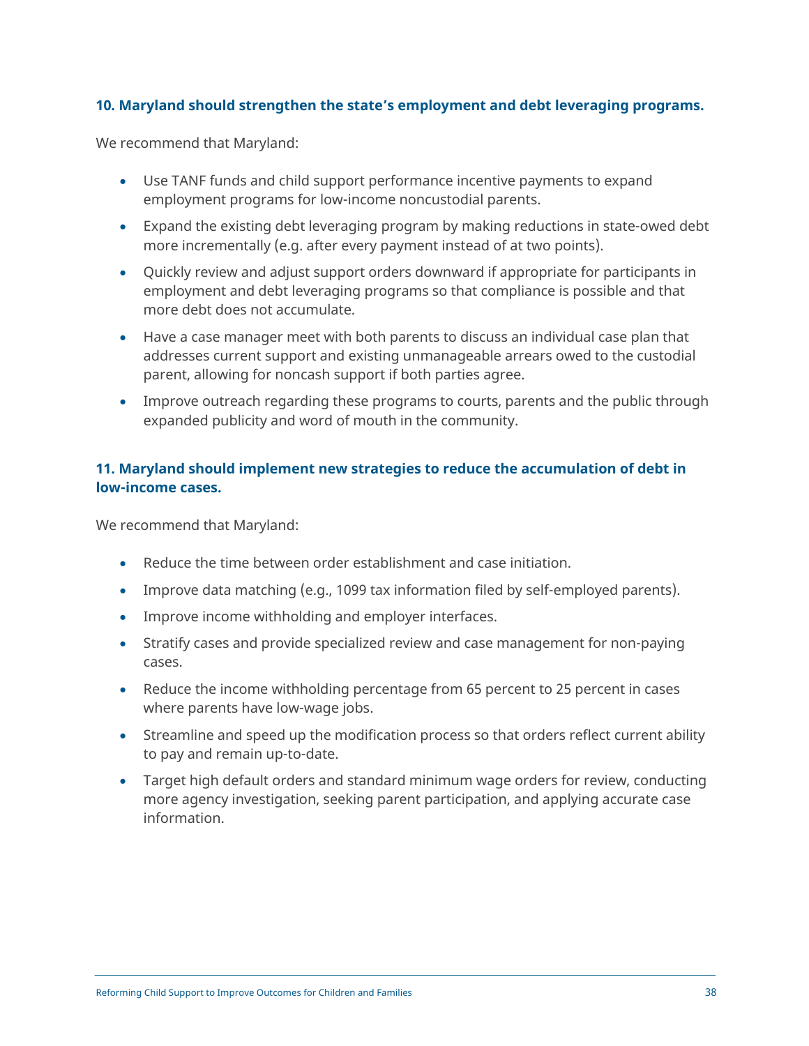### 10. Maryland should strengthen the state's employment and debt leveraging programs.

We recommend that Maryland:

- Use TANF funds and child support performance incentive payments to expand employment programs for low-income noncustodial parents.
- Expand the existing debt leveraging program by making reductions in state-owed debt more incrementally (e.g. after every payment instead of at two points).
- Quickly review and adjust support orders downward if appropriate for participants in employment and debt leveraging programs so that compliance is possible and that more debt does not accumulate.
- Have a case manager meet with both parents to discuss an individual case plan that addresses current support and existing unmanageable arrears owed to the custodial parent, allowing for noncash support if both parties agree.
- Improve outreach regarding these programs to courts, parents and the public through expanded publicity and word of mouth in the community.

### 11. Maryland should implement new strategies to reduce the accumulation of debt in low-income cases.

We recommend that Maryland:

- Reduce the time between order establishment and case initiation.
- Improve data matching (e.g., 1099 tax information filed by self-employed parents).
- Improve income withholding and employer interfaces.
- Stratify cases and provide specialized review and case management for non-paying cases.
- Reduce the income withholding percentage from 65 percent to 25 percent in cases where parents have low-wage jobs.
- Streamline and speed up the modification process so that orders reflect current ability to pay and remain up-to-date.
- Target high default orders and standard minimum wage orders for review, conducting more agency investigation, seeking parent participation, and applying accurate case information.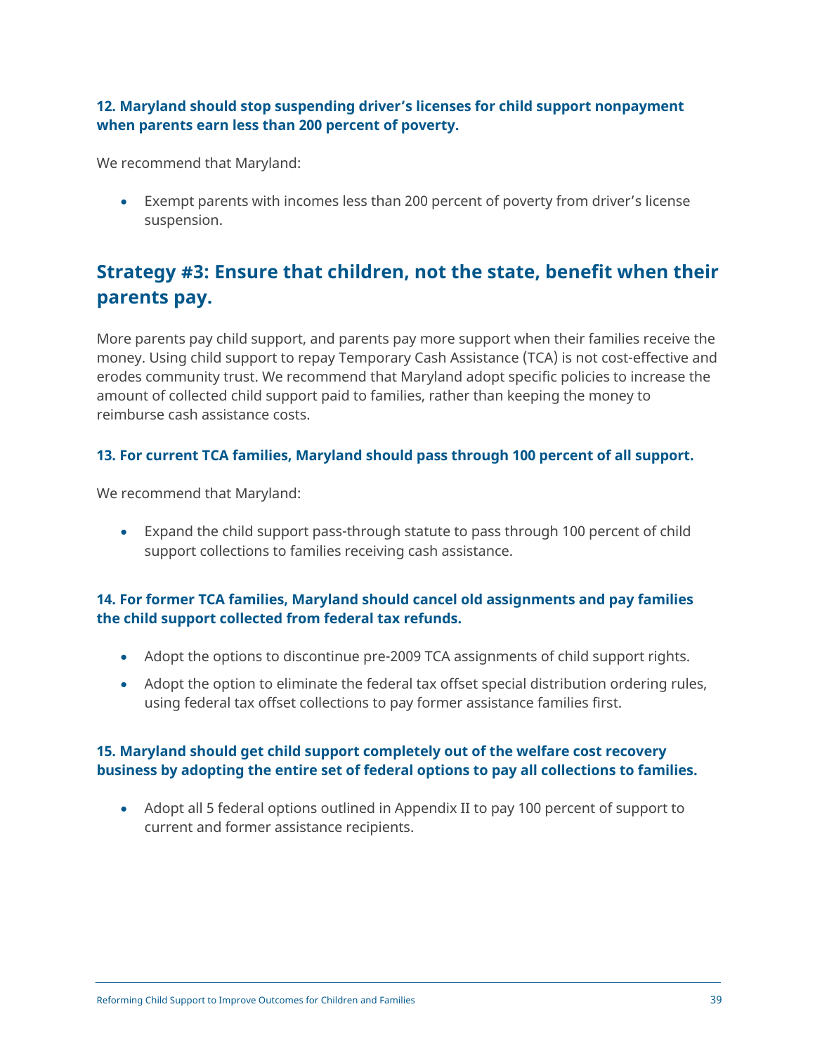**12. Maryland should stop suspending driver's licenses for child support nonpayment when parents earn less than 200 percent of poverty.**

We recommend that Maryland:

- Exempt parents with incomes less than 200 percent of poverty from driver's license suspension.

## Strategy #3: Ensure that children, not the state, benefit when their parents pay.

More parents pay child support, and parents pay more support when their families receive the money. Using child support to repay Temporary Cash Assistance (TCA) is not cost-effective and erodes community trust. We recommend that Maryland adopt specific policies to increase the amount of collected child support paid to families, rather than keeping the money to reimburse cash assistance costs.

**13. For current TCA families, Maryland should pass through 100 percent of all support.**

We recommend that Maryland:

- Expand the child support pass-through statute to pass through 100 percent of child support collections to families receiving cash assistance.

**14. For former TCA families, Maryland should cancel old assignments and pay families the child support collected from federal tax refunds.**

- Adopt the options to discontinue pre-2009 TCA assignments of child support rights.
- Adopt the option to eliminate the federal tax offset special distribution ordering rules, using federal tax offset collections to pay former assistance families first.

**15. Maryland should get child support completely out of the welfare cost recovery business by adopting the entire set of federal options to pay all collections to families.**

- Adopt all 5 federal options outlined in Appendix II to pay 100 percent of support to current and former assistance recipients.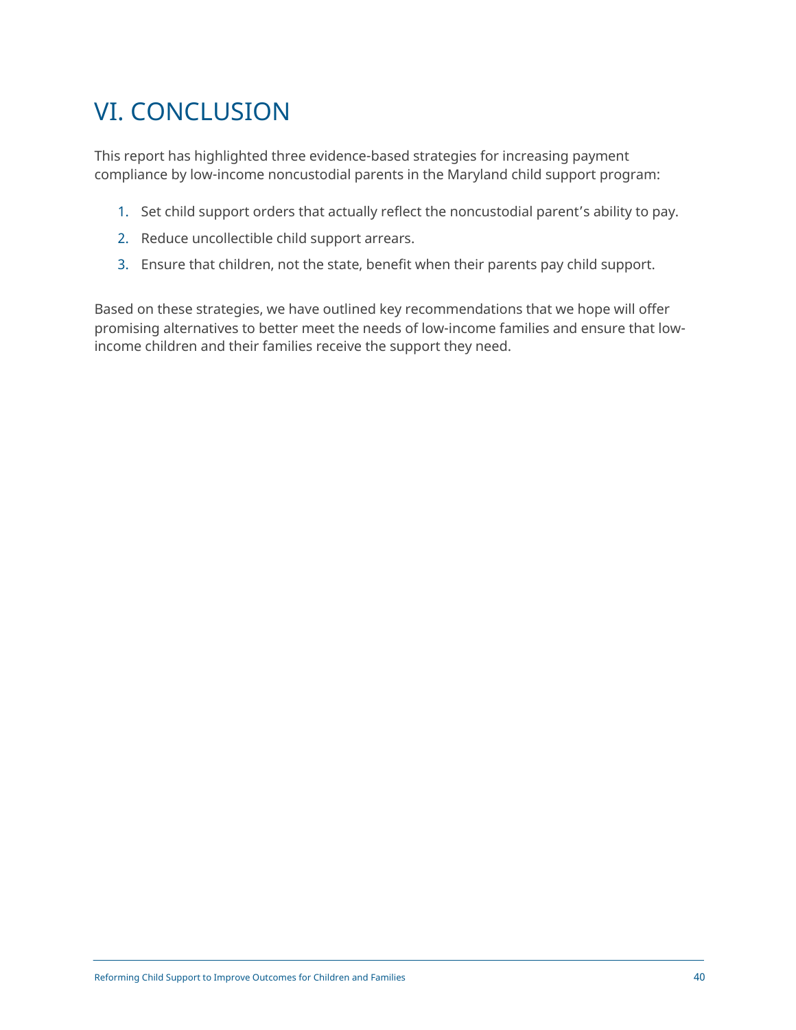# VI. CONCLUSION

This report has highlighted three evidence-based strategies for increasing payment compliance by low-income noncustodial parents in the Maryland child support program:

1. Set child support orders that actually reflect the noncustodial parent's ability to pay.
2. Reduce uncollectible child support arrears.
3. Ensure that children, not the state, benefit when their parents pay child support.

Based on these strategies, we have outlined key recommendations that we hope will offer promising alternatives to better meet the needs of low-income families and ensure that low-income children and their families receive the support they need.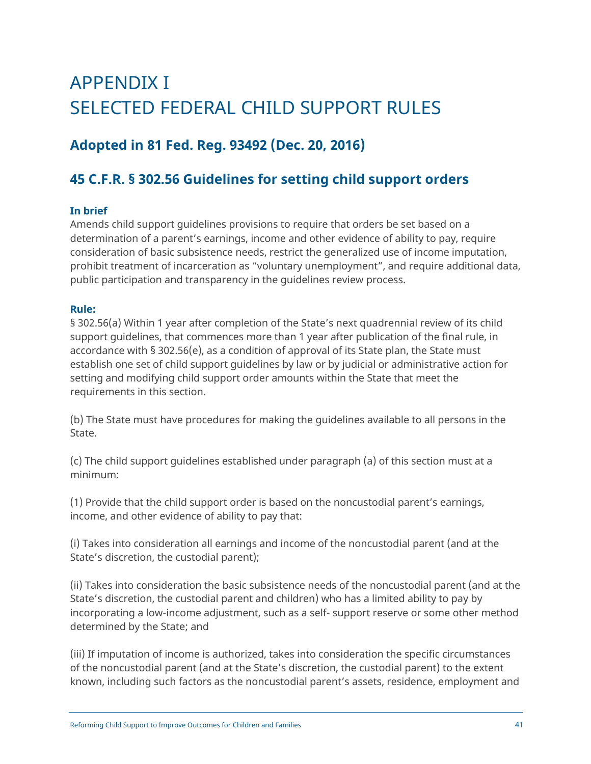# APPENDIX I
# SELECTED FEDERAL CHILD SUPPORT RULES

## Adopted in 81 Fed. Reg. 93492 (Dec. 20, 2016)

## 45 C.F.R. § 302.56 Guidelines for setting child support orders

### In brief

Amends child support guidelines provisions to require that orders be set based on a determination of a parent's earnings, income and other evidence of ability to pay, require consideration of basic subsistence needs, restrict the generalized use of income imputation, prohibit treatment of incarceration as "voluntary unemployment", and require additional data, public participation and transparency in the guidelines review process.

### Rule:

§ 302.56(a) Within 1 year after completion of the State's next quadrennial review of its child support guidelines, that commences more than 1 year after publication of the final rule, in accordance with § 302.56(e), as a condition of approval of its State plan, the State must establish one set of child support guidelines by law or by judicial or administrative action for setting and modifying child support order amounts within the State that meet the requirements in this section.

(b) The State must have procedures for making the guidelines available to all persons in the State.

(c) The child support guidelines established under paragraph (a) of this section must at a minimum:

(1) Provide that the child support order is based on the noncustodial parent's earnings, income, and other evidence of ability to pay that:

(i) Takes into consideration all earnings and income of the noncustodial parent (and at the State's discretion, the custodial parent);

(ii) Takes into consideration the basic subsistence needs of the noncustodial parent (and at the State's discretion, the custodial parent and children) who has a limited ability to pay by incorporating a low-income adjustment, such as a self- support reserve or some other method determined by the State; and

(iii) If imputation of income is authorized, takes into consideration the specific circumstances of the noncustodial parent (and at the State's discretion, the custodial parent) to the extent known, including such factors as the noncustodial parent's assets, residence, employment and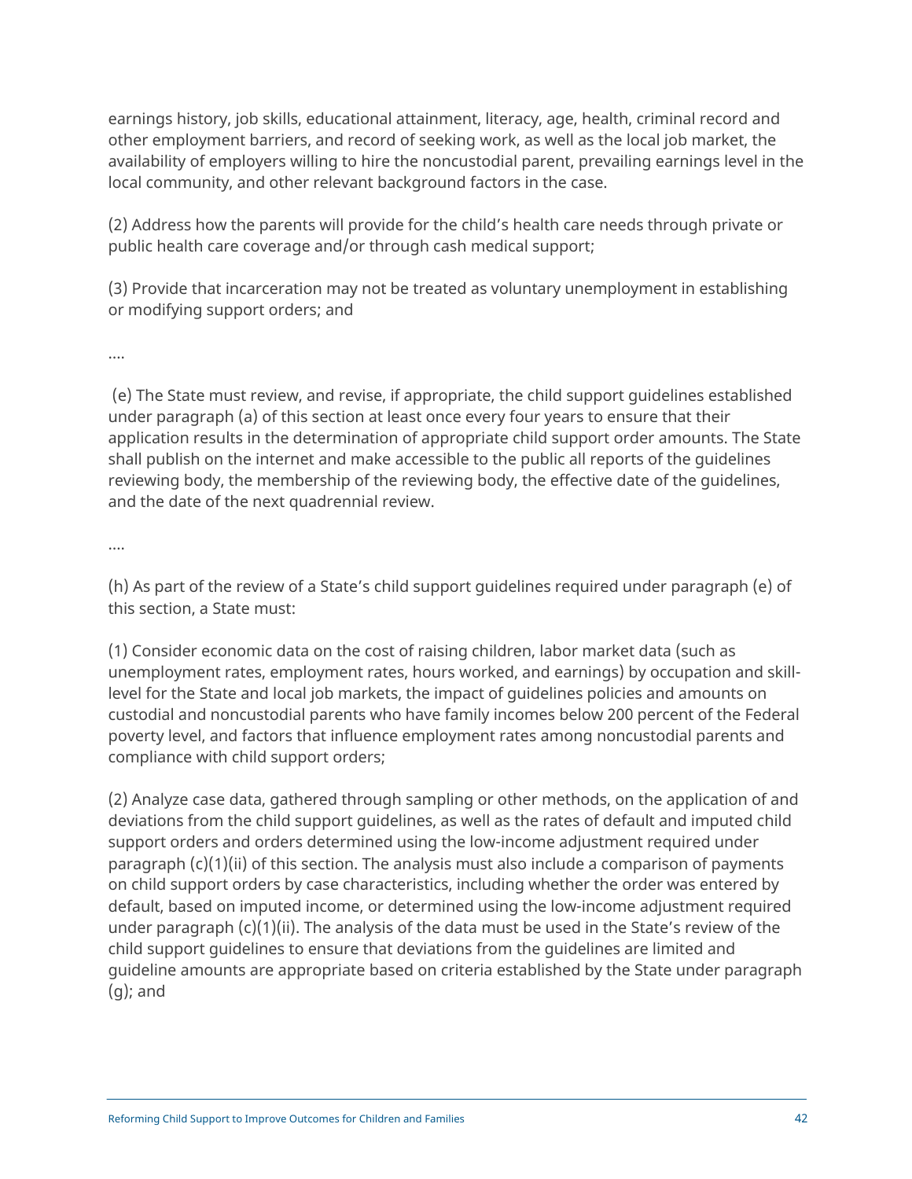earnings history, job skills, educational attainment, literacy, age, health, criminal record and other employment barriers, and record of seeking work, as well as the local job market, the availability of employers willing to hire the noncustodial parent, prevailing earnings level in the local community, and other relevant background factors in the case.

(2) Address how the parents will provide for the child's health care needs through private or public health care coverage and/or through cash medical support;

(3) Provide that incarceration may not be treated as voluntary unemployment in establishing or modifying support orders; and

....

(e) The State must review, and revise, if appropriate, the child support guidelines established under paragraph (a) of this section at least once every four years to ensure that their application results in the determination of appropriate child support order amounts. The State shall publish on the internet and make accessible to the public all reports of the guidelines reviewing body, the membership of the reviewing body, the effective date of the guidelines, and the date of the next quadrennial review.

....

(h) As part of the review of a State's child support guidelines required under paragraph (e) of this section, a State must:

(1) Consider economic data on the cost of raising children, labor market data (such as unemployment rates, employment rates, hours worked, and earnings) by occupation and skill-level for the State and local job markets, the impact of guidelines policies and amounts on custodial and noncustodial parents who have family incomes below 200 percent of the Federal poverty level, and factors that influence employment rates among noncustodial parents and compliance with child support orders;

(2) Analyze case data, gathered through sampling or other methods, on the application of and deviations from the child support guidelines, as well as the rates of default and imputed child support orders and orders determined using the low-income adjustment required under paragraph (c)(1)(ii) of this section. The analysis must also include a comparison of payments on child support orders by case characteristics, including whether the order was entered by default, based on imputed income, or determined using the low-income adjustment required under paragraph (c)(1)(ii). The analysis of the data must be used in the State's review of the child support guidelines to ensure that deviations from the guidelines are limited and guideline amounts are appropriate based on criteria established by the State under paragraph (g); and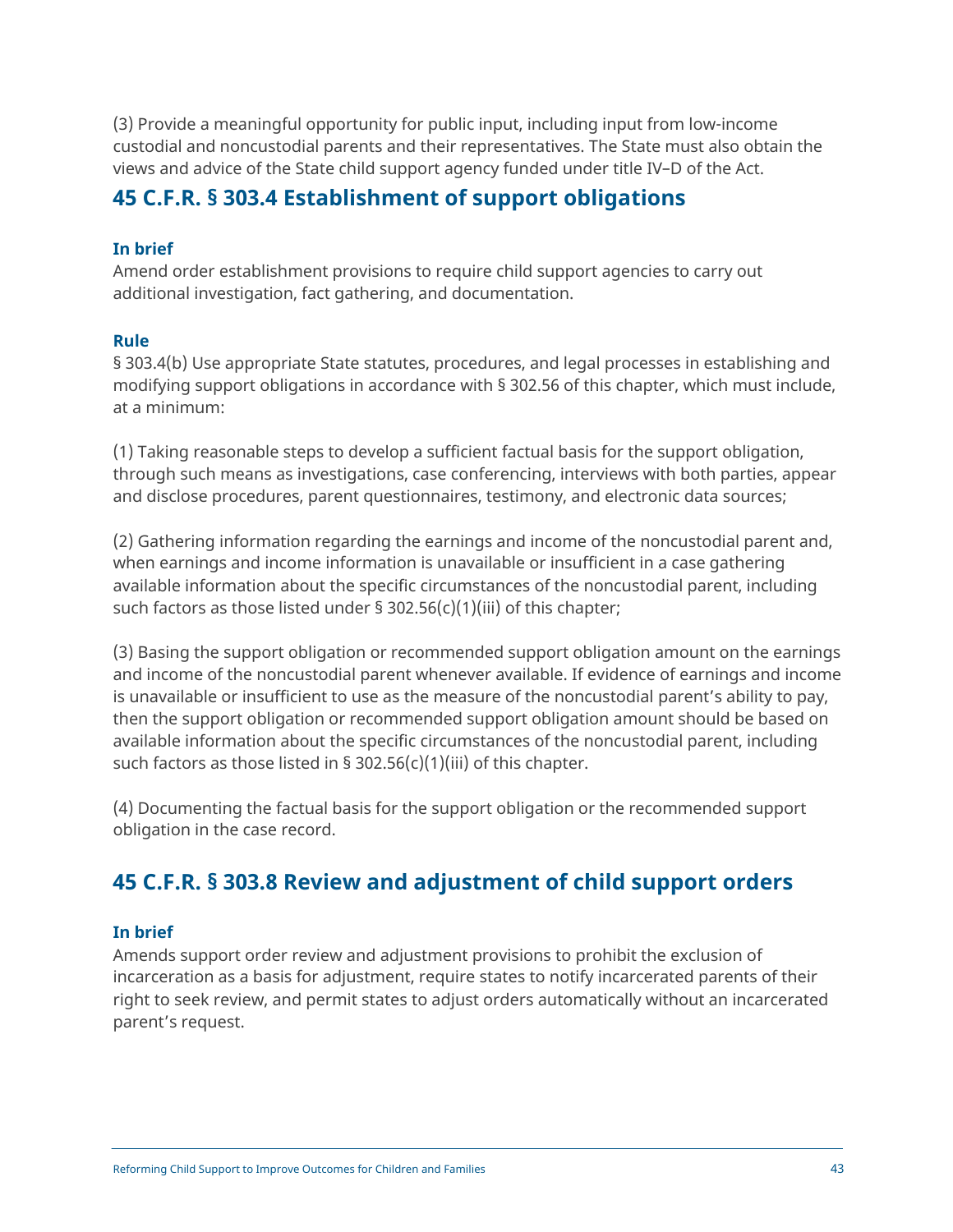(3) Provide a meaningful opportunity for public input, including input from low-income custodial and noncustodial parents and their representatives. The State must also obtain the views and advice of the State child support agency funded under title IV–D of the Act.

## 45 C.F.R. § 303.4 Establishment of support obligations

### In brief

Amend order establishment provisions to require child support agencies to carry out additional investigation, fact gathering, and documentation.

### Rule

§ 303.4(b) Use appropriate State statutes, procedures, and legal processes in establishing and modifying support obligations in accordance with § 302.56 of this chapter, which must include, at a minimum:

(1) Taking reasonable steps to develop a sufficient factual basis for the support obligation, through such means as investigations, case conferencing, interviews with both parties, appear and disclose procedures, parent questionnaires, testimony, and electronic data sources;

(2) Gathering information regarding the earnings and income of the noncustodial parent and, when earnings and income information is unavailable or insufficient in a case gathering available information about the specific circumstances of the noncustodial parent, including such factors as those listed under § 302.56(c)(1)(iii) of this chapter;

(3) Basing the support obligation or recommended support obligation amount on the earnings and income of the noncustodial parent whenever available. If evidence of earnings and income is unavailable or insufficient to use as the measure of the noncustodial parent's ability to pay, then the support obligation or recommended support obligation amount should be based on available information about the specific circumstances of the noncustodial parent, including such factors as those listed in § 302.56(c)(1)(iii) of this chapter.

(4) Documenting the factual basis for the support obligation or the recommended support obligation in the case record.

## 45 C.F.R. § 303.8 Review and adjustment of child support orders

### In brief

Amends support order review and adjustment provisions to prohibit the exclusion of incarceration as a basis for adjustment, require states to notify incarcerated parents of their right to seek review, and permit states to adjust orders automatically without an incarcerated parent's request.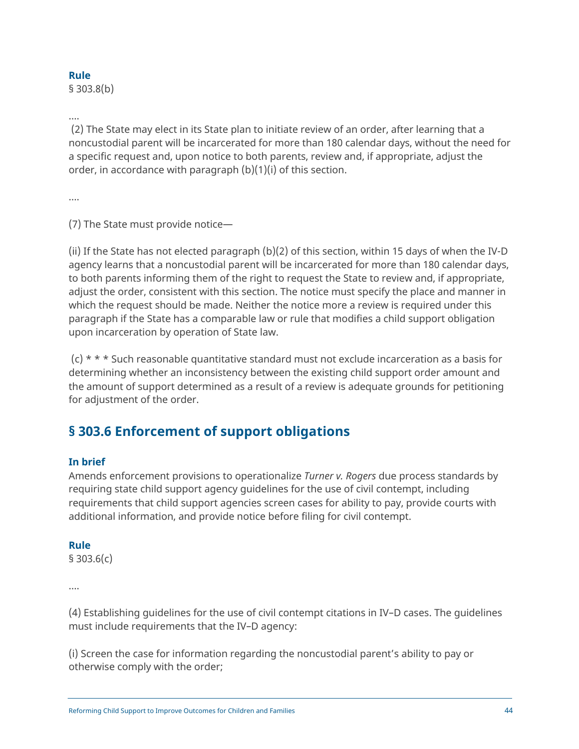**Rule**
§ 303.8(b)

....

(2) The State may elect in its State plan to initiate review of an order, after learning that a noncustodial parent will be incarcerated for more than 180 calendar days, without the need for a specific request and, upon notice to both parents, review and, if appropriate, adjust the order, in accordance with paragraph (b)(1)(i) of this section.

....

(7) The State must provide notice—

(ii) If the State has not elected paragraph (b)(2) of this section, within 15 days of when the IV-D agency learns that a noncustodial parent will be incarcerated for more than 180 calendar days, to both parents informing them of the right to request the State to review and, if appropriate, adjust the order, consistent with this section. The notice must specify the place and manner in which the request should be made. Neither the notice more a review is required under this paragraph if the State has a comparable law or rule that modifies a child support obligation upon incarceration by operation of State law.

(c) * * * Such reasonable quantitative standard must not exclude incarceration as a basis for determining whether an inconsistency between the existing child support order amount and the amount of support determined as a result of a review is adequate grounds for petitioning for adjustment of the order.

## § 303.6 Enforcement of support obligations

**In brief**
Amends enforcement provisions to operationalize *Turner v. Rogers* due process standards by requiring state child support agency guidelines for the use of civil contempt, including requirements that child support agencies screen cases for ability to pay, provide courts with additional information, and provide notice before filing for civil contempt.

**Rule**
§ 303.6(c)

....

(4) Establishing guidelines for the use of civil contempt citations in IV–D cases. The guidelines must include requirements that the IV–D agency:

(i) Screen the case for information regarding the noncustodial parent's ability to pay or otherwise comply with the order;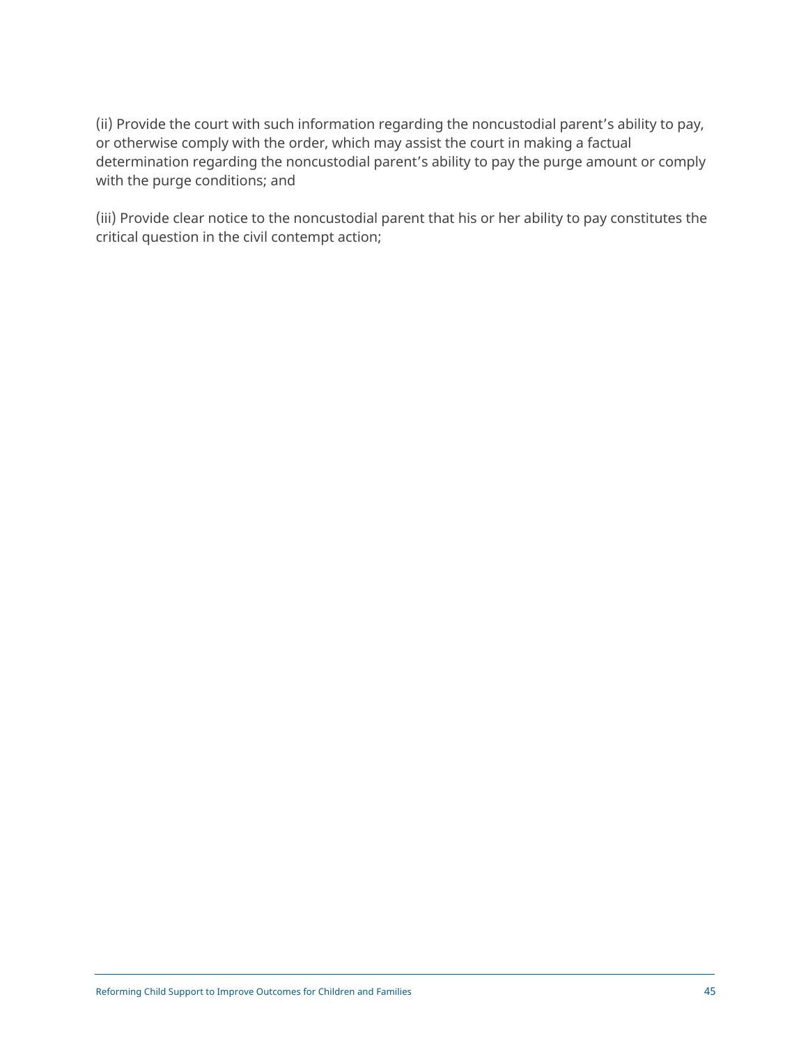(ii) Provide the court with such information regarding the noncustodial parent's ability to pay, or otherwise comply with the order, which may assist the court in making a factual determination regarding the noncustodial parent's ability to pay the purge amount or comply with the purge conditions; and

(iii) Provide clear notice to the noncustodial parent that his or her ability to pay constitutes the critical question in the civil contempt action;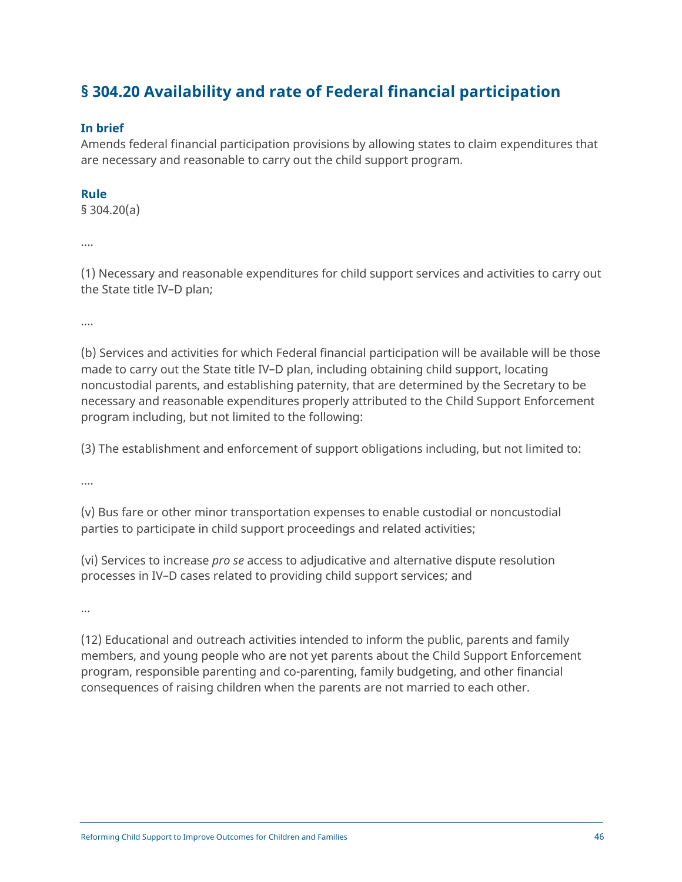## § 304.20 Availability and rate of Federal financial participation

### In brief

Amends federal financial participation provisions by allowing states to claim expenditures that are necessary and reasonable to carry out the child support program.

### Rule

§ 304.20(a)

....

(1) Necessary and reasonable expenditures for child support services and activities to carry out the State title IV–D plan;

....

(b) Services and activities for which Federal financial participation will be available will be those made to carry out the State title IV–D plan, including obtaining child support, locating noncustodial parents, and establishing paternity, that are determined by the Secretary to be necessary and reasonable expenditures properly attributed to the Child Support Enforcement program including, but not limited to the following:

(3) The establishment and enforcement of support obligations including, but not limited to:

....

(v) Bus fare or other minor transportation expenses to enable custodial or noncustodial parties to participate in child support proceedings and related activities;

(vi) Services to increase *pro se* access to adjudicative and alternative dispute resolution processes in IV–D cases related to providing child support services; and

...

(12) Educational and outreach activities intended to inform the public, parents and family members, and young people who are not yet parents about the Child Support Enforcement program, responsible parenting and co-parenting, family budgeting, and other financial consequences of raising children when the parents are not married to each other.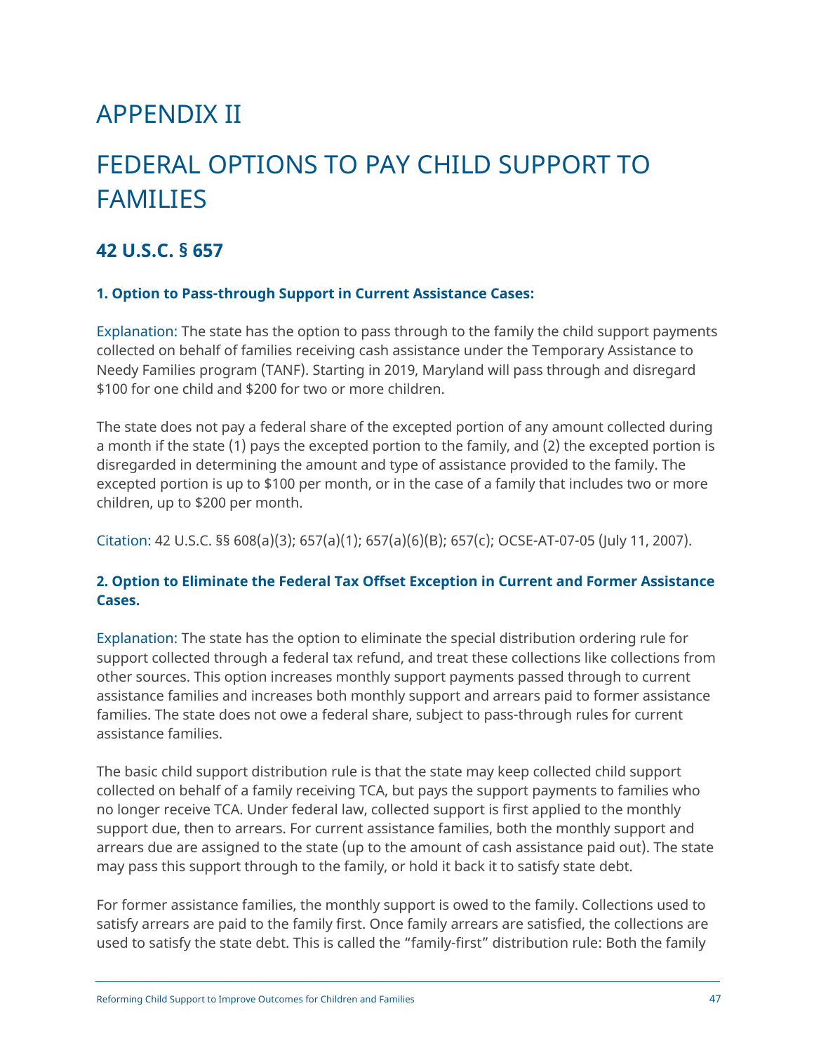# APPENDIX II

# FEDERAL OPTIONS TO PAY CHILD SUPPORT TO FAMILIES

## 42 U.S.C. § 657

### 1. Option to Pass-through Support in Current Assistance Cases:

Explanation: The state has the option to pass through to the family the child support payments collected on behalf of families receiving cash assistance under the Temporary Assistance to Needy Families program (TANF). Starting in 2019, Maryland will pass through and disregard $100 for one child and $200 for two or more children.

The state does not pay a federal share of the excepted portion of any amount collected during a month if the state (1) pays the excepted portion to the family, and (2) the excepted portion is disregarded in determining the amount and type of assistance provided to the family. The excepted portion is up to $100 per month, or in the case of a family that includes two or more children, up to $200 per month.

Citation: 42 U.S.C. §§ 608(a)(3); 657(a)(1); 657(a)(6)(B); 657(c); OCSE-AT-07-05 (July 11, 2007).

### 2. Option to Eliminate the Federal Tax Offset Exception in Current and Former Assistance Cases.

Explanation: The state has the option to eliminate the special distribution ordering rule for support collected through a federal tax refund, and treat these collections like collections from other sources. This option increases monthly support payments passed through to current assistance families and increases both monthly support and arrears paid to former assistance families. The state does not owe a federal share, subject to pass-through rules for current assistance families.

The basic child support distribution rule is that the state may keep collected child support collected on behalf of a family receiving TCA, but pays the support payments to families who no longer receive TCA. Under federal law, collected support is first applied to the monthly support due, then to arrears. For current assistance families, both the monthly support and arrears due are assigned to the state (up to the amount of cash assistance paid out). The state may pass this support through to the family, or hold it back it to satisfy state debt.

For former assistance families, the monthly support is owed to the family. Collections used to satisfy arrears are paid to the family first. Once family arrears are satisfied, the collections are used to satisfy the state debt. This is called the "family-first" distribution rule: Both the family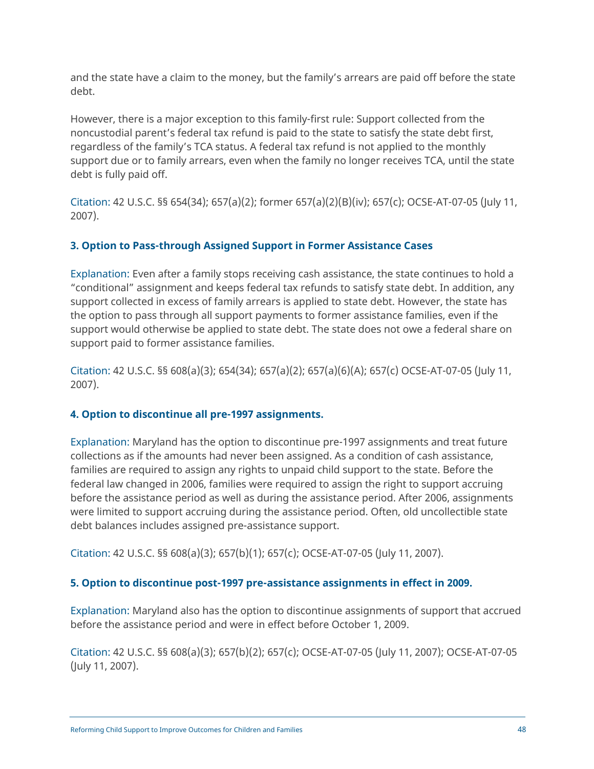and the state have a claim to the money, but the family's arrears are paid off before the state debt.

However, there is a major exception to this family-first rule: Support collected from the noncustodial parent's federal tax refund is paid to the state to satisfy the state debt first, regardless of the family's TCA status. A federal tax refund is not applied to the monthly support due or to family arrears, even when the family no longer receives TCA, until the state debt is fully paid off.

Citation: 42 U.S.C. §§ 654(34); 657(a)(2); former 657(a)(2)(B)(iv); 657(c); OCSE-AT-07-05 (July 11, 2007).

### 3. Option to Pass-through Assigned Support in Former Assistance Cases

Explanation: Even after a family stops receiving cash assistance, the state continues to hold a "conditional" assignment and keeps federal tax refunds to satisfy state debt. In addition, any support collected in excess of family arrears is applied to state debt. However, the state has the option to pass through all support payments to former assistance families, even if the support would otherwise be applied to state debt. The state does not owe a federal share on support paid to former assistance families.

Citation: 42 U.S.C. §§ 608(a)(3); 654(34); 657(a)(2); 657(a)(6)(A); 657(c) OCSE-AT-07-05 (July 11, 2007).

### 4. Option to discontinue all pre-1997 assignments.

Explanation: Maryland has the option to discontinue pre-1997 assignments and treat future collections as if the amounts had never been assigned. As a condition of cash assistance, families are required to assign any rights to unpaid child support to the state. Before the federal law changed in 2006, families were required to assign the right to support accruing before the assistance period as well as during the assistance period. After 2006, assignments were limited to support accruing during the assistance period. Often, old uncollectible state debt balances includes assigned pre-assistance support.

Citation: 42 U.S.C. §§ 608(a)(3); 657(b)(1); 657(c); OCSE-AT-07-05 (July 11, 2007).

### 5. Option to discontinue post-1997 pre-assistance assignments in effect in 2009.

Explanation: Maryland also has the option to discontinue assignments of support that accrued before the assistance period and were in effect before October 1, 2009.

Citation: 42 U.S.C. §§ 608(a)(3); 657(b)(2); 657(c); OCSE-AT-07-05 (July 11, 2007); OCSE-AT-07-05 (July 11, 2007).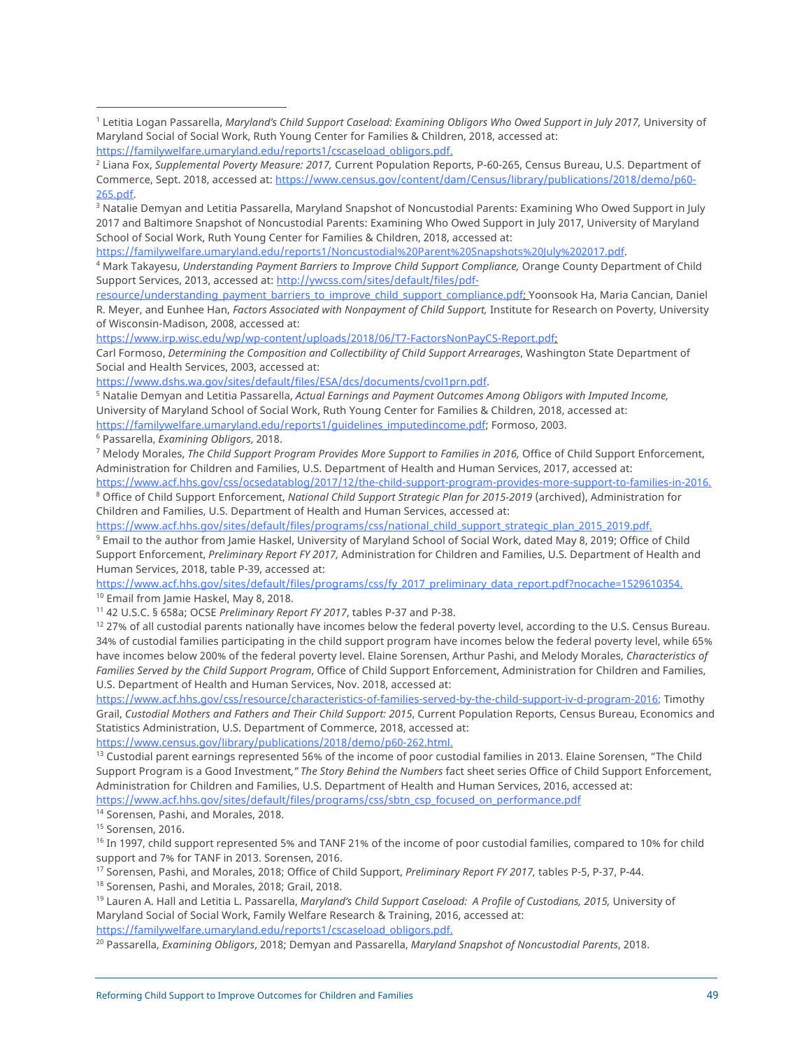[1] Letitia Logan Passarella, *Maryland's Child Support Caseload: Examining Obligors Who Owed Support in July 2017,* University of Maryland Social of Social Work, Ruth Young Center for Families & Children, 2018, accessed at: https://familywelfare.umaryland.edu/reports1/cscaseload_obligors.pdf.

[2] Liana Fox, *Supplemental Poverty Measure: 2017,* Current Population Reports, P-60-265, Census Bureau, U.S. Department of Commerce, Sept. 2018, accessed at: https://www.census.gov/content/dam/Census/library/publications/2018/demo/p60-265.pdf.

[3] Natalie Demyan and Letitia Passarella, Maryland Snapshot of Noncustodial Parents: Examining Who Owed Support in July 2017 and Baltimore Snapshot of Noncustodial Parents: Examining Who Owed Support in July 2017, University of Maryland School of Social Work, Ruth Young Center for Families & Children, 2018, accessed at: https://familywelfare.umaryland.edu/reports1/Noncustodial%20Parent%20Snapshots%20July%202017.pdf.

[4] Mark Takayesu, *Understanding Payment Barriers to Improve Child Support Compliance,* Orange County Department of Child Support Services, 2013, accessed at: http://ywcss.com/sites/default/files/pdf-resource/understanding_payment_barriers_to_improve_child_support_compliance.pdf; Yoonsook Ha, Maria Cancian, Daniel R. Meyer, and Eunhee Han, *Factors Associated with Nonpayment of Child Support,* Institute for Research on Poverty, University of Wisconsin-Madison, 2008, accessed at: https://www.irp.wisc.edu/wp/wp-content/uploads/2018/06/T7-FactorsNonPayCS-Report.pdf; Carl Formoso, *Determining the Composition and Collectibility of Child Support Arrearages*, Washington State Department of Social and Health Services, 2003, accessed at: https://www.dshs.wa.gov/sites/default/files/ESA/dcs/documents/cvol1prn.pdf.

[5] Natalie Demyan and Letitia Passarella, *Actual Earnings and Payment Outcomes Among Obligors with Imputed Income,* University of Maryland School of Social Work, Ruth Young Center for Families & Children, 2018, accessed at: https://familywelfare.umaryland.edu/reports1/guidelines_imputedincome.pdf; Formoso, 2003.

[6] Passarella, *Examining Obligors*, 2018.

[7] Melody Morales, *The Child Support Program Provides More Support to Families in 2016,* Office of Child Support Enforcement, Administration for Children and Families, U.S. Department of Health and Human Services, 2017, accessed at: https://www.acf.hhs.gov/css/ocsedatablog/2017/12/the-child-support-program-provides-more-support-to-families-in-2016.

[8] Office of Child Support Enforcement, *National Child Support Strategic Plan for 2015-2019* (archived), Administration for Children and Families, U.S. Department of Health and Human Services, accessed at: https://www.acf.hhs.gov/sites/default/files/programs/css/national_child_support_strategic_plan_2015_2019.pdf.

[9] Email to the author from Jamie Haskel, University of Maryland School of Social Work, dated May 8, 2019; Office of Child Support Enforcement, *Preliminary Report FY 2017,* Administration for Children and Families, U.S. Department of Health and Human Services, 2018, table P-39, accessed at: https://www.acf.hhs.gov/sites/default/files/programs/css/fy_2017_preliminary_data_report.pdf?nocache=1529610354.

[10] Email from Jamie Haskel, May 8, 2018.

[11] 42 U.S.C. § 658a; OCSE *Preliminary Report FY 2017*, tables P-37 and P-38.

[12] 27% of all custodial parents nationally have incomes below the federal poverty level, according to the U.S. Census Bureau. 34% of custodial families participating in the child support program have incomes below the federal poverty level, while 65% have incomes below 200% of the federal poverty level. Elaine Sorensen, Arthur Pashi, and Melody Morales, *Characteristics of Families Served by the Child Support Program*, Office of Child Support Enforcement, Administration for Children and Families, U.S. Department of Health and Human Services, Nov. 2018, accessed at: https://www.acf.hhs.gov/css/resource/characteristics-of-families-served-by-the-child-support-iv-d-program-2016; Timothy Grail, *Custodial Mothers and Fathers and Their Child Support: 2015*, Current Population Reports, Census Bureau, Economics and Statistics Administration, U.S. Department of Commerce, 2018, accessed at: https://www.census.gov/library/publications/2018/demo/p60-262.html.

[13] Custodial parent earnings represented 56% of the income of poor custodial families in 2013. Elaine Sorensen, "The Child Support Program is a Good Investment*," The Story Behind the Numbers* fact sheet series Office of Child Support Enforcement, Administration for Children and Families, U.S. Department of Health and Human Services, 2016, accessed at: https://www.acf.hhs.gov/sites/default/files/programs/css/sbtn_csp_focused_on_performance.pdf

[14] Sorensen, Pashi, and Morales, 2018.

[15] Sorensen, 2016.

[16] In 1997, child support represented 5% and TANF 21% of the income of poor custodial families, compared to 10% for child support and 7% for TANF in 2013. Sorensen, 2016.

[17] Sorensen, Pashi, and Morales, 2018; Office of Child Support, *Preliminary Report FY 2017,* tables P-5, P-37, P-44.

[18] Sorensen, Pashi, and Morales, 2018; Grail, 2018.

[19] Lauren A. Hall and Letitia L. Passarella, *Maryland's Child Support Caseload: A Profile of Custodians, 2015,* University of Maryland Social of Social Work, Family Welfare Research & Training, 2016, accessed at: https://familywelfare.umaryland.edu/reports1/cscaseload_obligors.pdf.

[20] Passarella, *Examining Obligors*, 2018; Demyan and Passarella, *Maryland Snapshot of Noncustodial Parents*, 2018.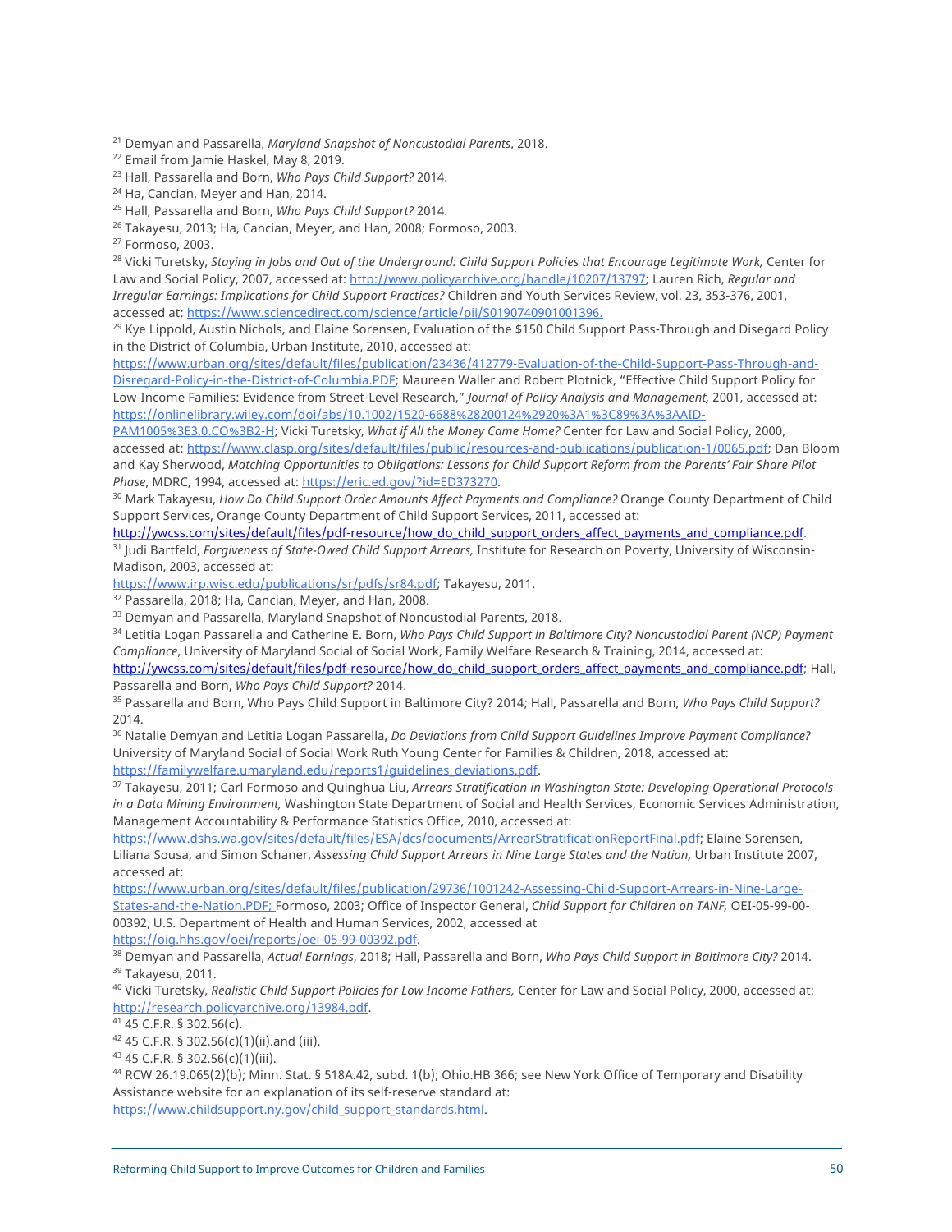[21] Demyan and Passarella, *Maryland Snapshot of Noncustodial Parents*, 2018.

[22] Email from Jamie Haskel, May 8, 2019.

[23] Hall, Passarella and Born, *Who Pays Child Support?* 2014.

[24] Ha, Cancian, Meyer and Han, 2014.

[25] Hall, Passarella and Born, *Who Pays Child Support?* 2014.

[26] Takayesu, 2013; Ha, Cancian, Meyer, and Han, 2008; Formoso, 2003.

[27] Formoso, 2003.

[28] Vicki Turetsky, *Staying in Jobs and Out of the Underground: Child Support Policies that Encourage Legitimate Work,* Center for Law and Social Policy, 2007, accessed at: http://www.policyarchive.org/handle/10207/13797; Lauren Rich, *Regular and Irregular Earnings: Implications for Child Support Practices?* Children and Youth Services Review, vol. 23, 353-376, 2001, accessed at: https://www.sciencedirect.com/science/article/pii/S0190740901001396.

[29] Kye Lippold, Austin Nichols, and Elaine Sorensen, Evaluation of the $150 Child Support Pass-Through and Disegard Policy in the District of Columbia, Urban Institute, 2010, accessed at: https://www.urban.org/sites/default/files/publication/23436/412779-Evaluation-of-the-Child-Support-Pass-Through-and-Disregard-Policy-in-the-District-of-Columbia.PDF; Maureen Waller and Robert Plotnick, "Effective Child Support Policy for Low-Income Families: Evidence from Street-Level Research," *Journal of Policy Analysis and Management,* 2001, accessed at: https://onlinelibrary.wiley.com/doi/abs/10.1002/1520-6688%28200124%2920%3A1%3C89%3A%3AAID-PAM1005%3E3.0.CO%3B2-H; Vicki Turetsky, *What if All the Money Came Home?* Center for Law and Social Policy, 2000, accessed at: https://www.clasp.org/sites/default/files/public/resources-and-publications/publication-1/0065.pdf; Dan Bloom and Kay Sherwood, *Matching Opportunities to Obligations: Lessons for Child Support Reform from the Parents' Fair Share Pilot Phase*, MDRC, 1994, accessed at: https://eric.ed.gov/?id=ED373270.

[30] Mark Takayesu, *How Do Child Support Order Amounts Affect Payments and Compliance?* Orange County Department of Child Support Services, Orange County Department of Child Support Services, 2011, accessed at: http://ywcss.com/sites/default/files/pdf-resource/how_do_child_support_orders_affect_payments_and_compliance.pdf.

[31] Judi Bartfeld, *Forgiveness of State-Owed Child Support Arrears,* Institute for Research on Poverty, University of Wisconsin-Madison, 2003, accessed at: https://www.irp.wisc.edu/publications/sr/pdfs/sr84.pdf; Takayesu, 2011.

[32] Passarella, 2018; Ha, Cancian, Meyer, and Han, 2008.

[33] Demyan and Passarella, Maryland Snapshot of Noncustodial Parents, 2018.

[34] Letitia Logan Passarella and Catherine E. Born, *Who Pays Child Support in Baltimore City? Noncustodial Parent (NCP) Payment Compliance*, University of Maryland Social of Social Work, Family Welfare Research & Training, 2014, accessed at: http://ywcss.com/sites/default/files/pdf-resource/how_do_child_support_orders_affect_payments_and_compliance.pdf; Hall, Passarella and Born, *Who Pays Child Support?* 2014.

[35] Passarella and Born, Who Pays Child Support in Baltimore City? 2014; Hall, Passarella and Born, *Who Pays Child Support?* 2014.

[36] Natalie Demyan and Letitia Logan Passarella, *Do Deviations from Child Support Guidelines Improve Payment Compliance?* University of Maryland Social of Social Work Ruth Young Center for Families & Children, 2018, accessed at: https://familywelfare.umaryland.edu/reports1/guidelines_deviations.pdf.

[37] Takayesu, 2011; Carl Formoso and Quinghua Liu, *Arrears Stratification in Washington State: Developing Operational Protocols in a Data Mining Environment,* Washington State Department of Social and Health Services, Economic Services Administration, Management Accountability & Performance Statistics Office, 2010, accessed at: https://www.dshs.wa.gov/sites/default/files/ESA/dcs/documents/ArrearStratificationReportFinal.pdf; Elaine Sorensen, Liliana Sousa, and Simon Schaner, *Assessing Child Support Arrears in Nine Large States and the Nation,* Urban Institute 2007, accessed at: https://www.urban.org/sites/default/files/publication/29736/1001242-Assessing-Child-Support-Arrears-in-Nine-Large-States-and-the-Nation.PDF; Formoso, 2003; Office of Inspector General, *Child Support for Children on TANF,* OEI-05-99-00-00392, U.S. Department of Health and Human Services, 2002, accessed at https://oig.hhs.gov/oei/reports/oei-05-99-00392.pdf.

[38] Demyan and Passarella, *Actual Earnings*, 2018; Hall, Passarella and Born, *Who Pays Child Support in Baltimore City?* 2014.

[39] Takayesu, 2011.

[40] Vicki Turetsky, *Realistic Child Support Policies for Low Income Fathers,* Center for Law and Social Policy, 2000, accessed at: http://research.policyarchive.org/13984.pdf.

[41] 45 C.F.R. § 302.56(c).

[42] 45 C.F.R. § 302.56(c)(1)(ii).and (iii).

[43] 45 C.F.R. § 302.56(c)(1)(iii).

[44] RCW 26.19.065(2)(b); Minn. Stat. § 518A.42, subd. 1(b); Ohio.HB 366; see New York Office of Temporary and Disability Assistance website for an explanation of its self-reserve standard at: https://www.childsupport.ny.gov/child_support_standards.html.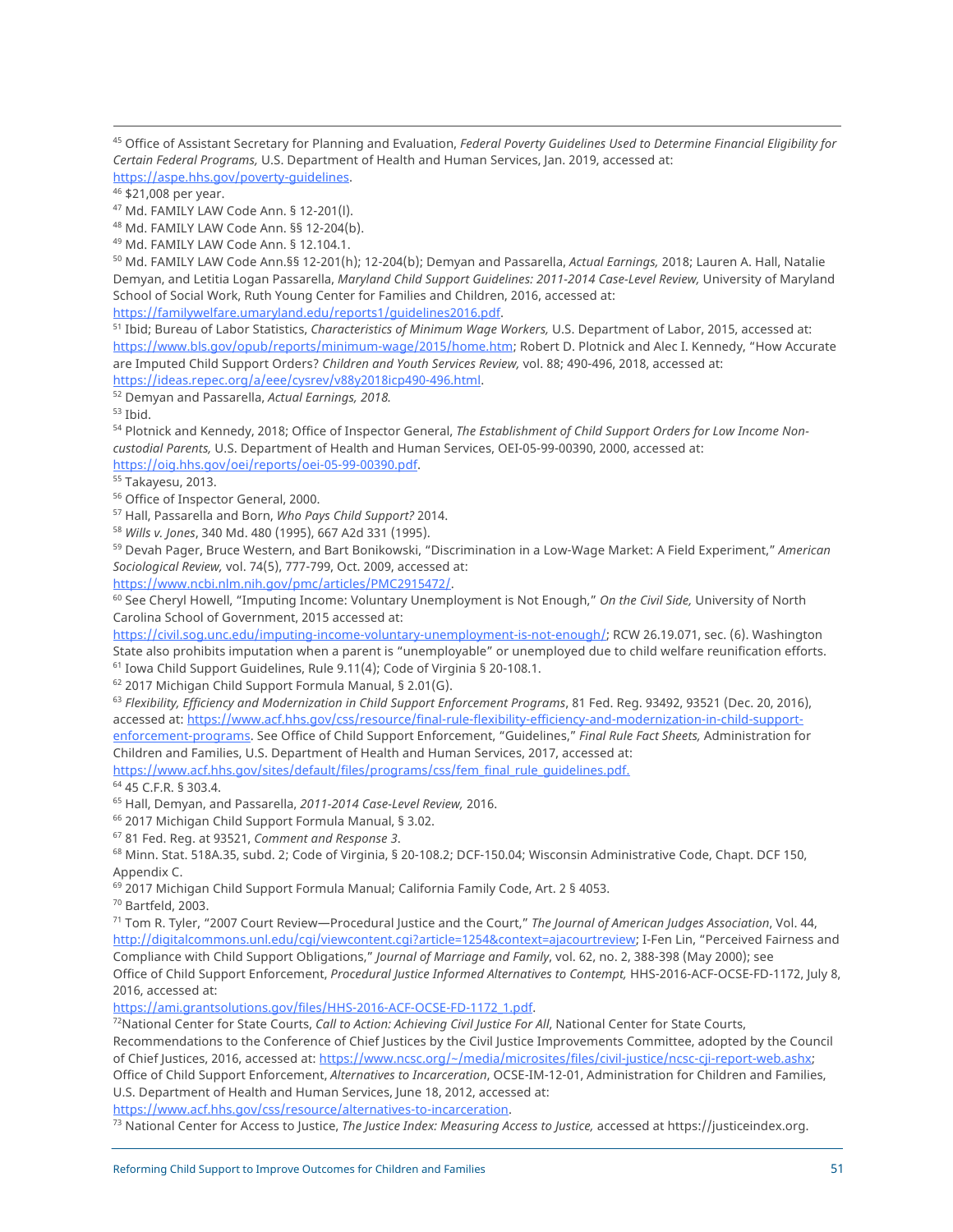[45] Office of Assistant Secretary for Planning and Evaluation, *Federal Poverty Guidelines Used to Determine Financial Eligibility for Certain Federal Programs,* U.S. Department of Health and Human Services, Jan. 2019, accessed at: https://aspe.hhs.gov/poverty-guidelines.

[46] $21,008 per year.

[47] Md. FAMILY LAW Code Ann. § 12-201(l).

[48] Md. FAMILY LAW Code Ann. §§ 12-204(b).

[49] Md. FAMILY LAW Code Ann. § 12.104.1.

[50] Md. FAMILY LAW Code Ann.§§ 12-201(h); 12-204(b); Demyan and Passarella, *Actual Earnings,* 2018; Lauren A. Hall, Natalie Demyan, and Letitia Logan Passarella, *Maryland Child Support Guidelines: 2011-2014 Case-Level Review,* University of Maryland School of Social Work, Ruth Young Center for Families and Children, 2016, accessed at: https://familywelfare.umaryland.edu/reports1/guidelines2016.pdf.

[51] Ibid; Bureau of Labor Statistics, *Characteristics of Minimum Wage Workers,* U.S. Department of Labor, 2015, accessed at: https://www.bls.gov/opub/reports/minimum-wage/2015/home.htm; Robert D. Plotnick and Alec I. Kennedy, "How Accurate are Imputed Child Support Orders? *Children and Youth Services Review,* vol. 88; 490-496, 2018, accessed at: https://ideas.repec.org/a/eee/cysrev/v88y2018icp490-496.html.

[52] Demyan and Passarella, *Actual Earnings, 2018.*

[53] Ibid.

[54] Plotnick and Kennedy, 2018; Office of Inspector General, *The Establishment of Child Support Orders for Low Income Non-custodial Parents,* U.S. Department of Health and Human Services, OEI-05-99-00390, 2000, accessed at: https://oig.hhs.gov/oei/reports/oei-05-99-00390.pdf.

[55] Takayesu, 2013.

[56] Office of Inspector General, 2000.

[57] Hall, Passarella and Born, *Who Pays Child Support?* 2014.

[58] *Wills v. Jones*, 340 Md. 480 (1995), 667 A2d 331 (1995).

[59] Devah Pager, Bruce Western, and Bart Bonikowski, "Discrimination in a Low-Wage Market: A Field Experiment," *American Sociological Review,* vol. 74(5), 777-799, Oct. 2009, accessed at: https://www.ncbi.nlm.nih.gov/pmc/articles/PMC2915472/.

[60] See Cheryl Howell, "Imputing Income: Voluntary Unemployment is Not Enough," *On the Civil Side,* University of North Carolina School of Government, 2015 accessed at: https://civil.sog.unc.edu/imputing-income-voluntary-unemployment-is-not-enough/; RCW 26.19.071, sec. (6). Washington State also prohibits imputation when a parent is "unemployable" or unemployed due to child welfare reunification efforts.

[61] Iowa Child Support Guidelines, Rule 9.11(4); Code of Virginia § 20-108.1.

[62] 2017 Michigan Child Support Formula Manual, § 2.01(G).

[63] *Flexibility, Efficiency and Modernization in Child Support Enforcement Programs*, 81 Fed. Reg. 93492, 93521 (Dec. 20, 2016), accessed at: https://www.acf.hhs.gov/css/resource/final-rule-flexibility-efficiency-and-modernization-in-child-support-enforcement-programs. See Office of Child Support Enforcement, "Guidelines," *Final Rule Fact Sheets,* Administration for Children and Families, U.S. Department of Health and Human Services, 2017, accessed at: https://www.acf.hhs.gov/sites/default/files/programs/css/fem_final_rule_guidelines.pdf.

[64] 45 C.F.R. § 303.4.

[65] Hall, Demyan, and Passarella, *2011-2014 Case-Level Review,* 2016.

[66] 2017 Michigan Child Support Formula Manual, § 3.02.

[67] 81 Fed. Reg. at 93521, *Comment and Response 3*.

[68] Minn. Stat. 518A.35, subd. 2; Code of Virginia, § 20-108.2; DCF-150.04; Wisconsin Administrative Code, Chapt. DCF 150, Appendix C.

[69] 2017 Michigan Child Support Formula Manual; California Family Code, Art. 2 § 4053.

[70] Bartfeld, 2003.

[71] Tom R. Tyler, "2007 Court Review—Procedural Justice and the Court," *The Journal of American Judges Association*, Vol. 44, http://digitalcommons.unl.edu/cgi/viewcontent.cgi?article=1254&context=ajacourtreview; I-Fen Lin, "Perceived Fairness and Compliance with Child Support Obligations," *Journal of Marriage and Family*, vol. 62, no. 2, 388-398 (May 2000); see Office of Child Support Enforcement, *Procedural Justice Informed Alternatives to Contempt,* HHS-2016-ACF-OCSE-FD-1172, July 8, 2016, accessed at: https://ami.grantsolutions.gov/files/HHS-2016-ACF-OCSE-FD-1172_1.pdf.

[72] National Center for State Courts, *Call to Action: Achieving Civil Justice For All*, National Center for State Courts, Recommendations to the Conference of Chief Justices by the Civil Justice Improvements Committee, adopted by the Council of Chief Justices, 2016, accessed at: https://www.ncsc.org/~/media/microsites/files/civil-justice/ncsc-cji-report-web.ashx; Office of Child Support Enforcement, *Alternatives to Incarceration*, OCSE-IM-12-01, Administration for Children and Families, U.S. Department of Health and Human Services, June 18, 2012, accessed at: https://www.acf.hhs.gov/css/resource/alternatives-to-incarceration.

[73] National Center for Access to Justice, *The Justice Index: Measuring Access to Justice,* accessed at https://justiceindex.org.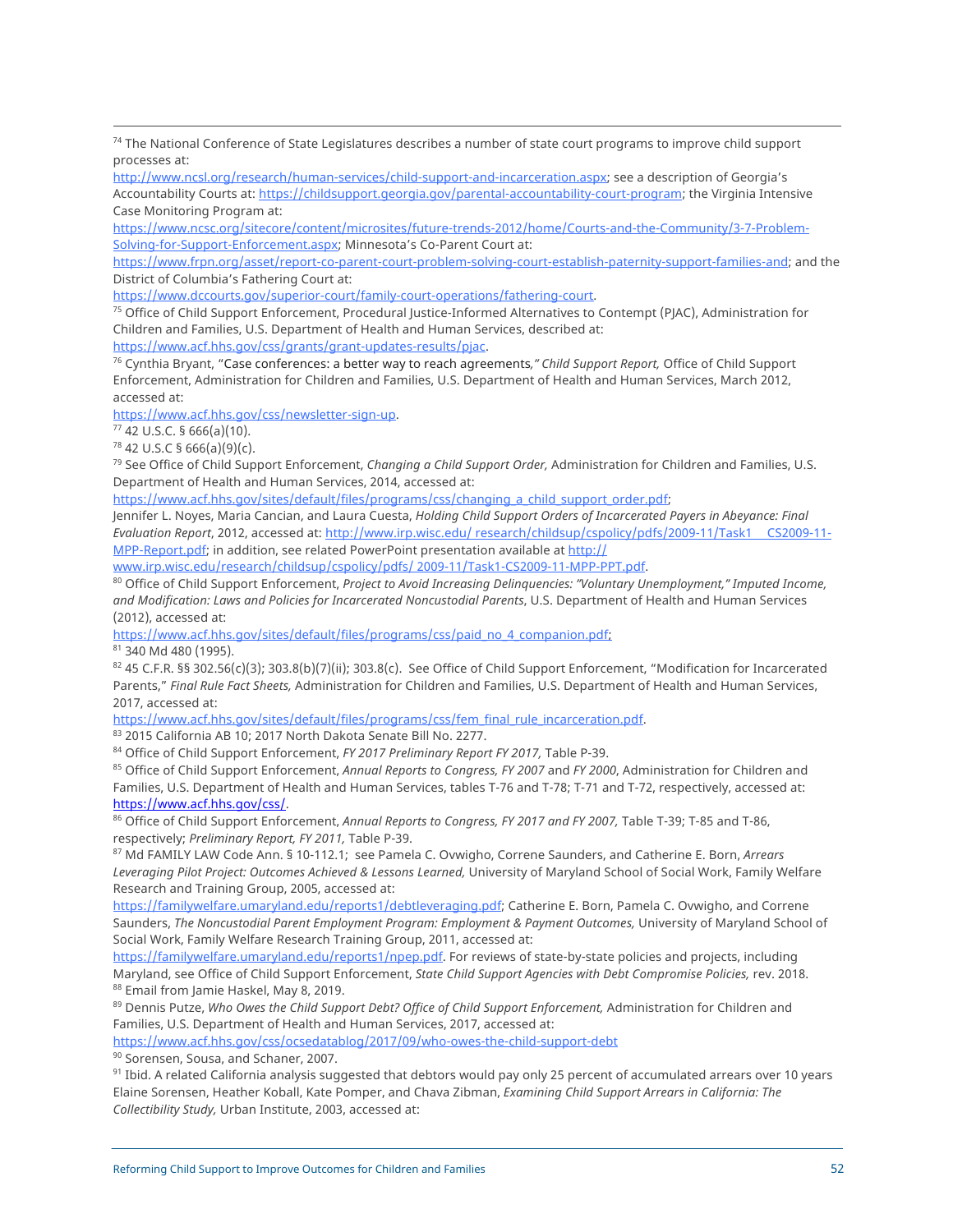[74] The National Conference of State Legislatures describes a number of state court programs to improve child support processes at: http://www.ncsl.org/research/human-services/child-support-and-incarceration.aspx; see a description of Georgia's Accountability Courts at: https://childsupport.georgia.gov/parental-accountability-court-program; the Virginia Intensive Case Monitoring Program at: https://www.ncsc.org/sitecore/content/microsites/future-trends-2012/home/Courts-and-the-Community/3-7-Problem-Solving-for-Support-Enforcement.aspx; Minnesota's Co-Parent Court at: https://www.frpn.org/asset/report-co-parent-court-problem-solving-court-establish-paternity-support-families-and; and the District of Columbia's Fathering Court at: https://www.dccourts.gov/superior-court/family-court-operations/fathering-court.

[75] Office of Child Support Enforcement, Procedural Justice-Informed Alternatives to Contempt (PJAC), Administration for Children and Families, U.S. Department of Health and Human Services, described at: https://www.acf.hhs.gov/css/grants/grant-updates-results/pjac.

[76] Cynthia Bryant, "Case conferences: a better way to reach agreements," *Child Support Report,* Office of Child Support Enforcement, Administration for Children and Families, U.S. Department of Health and Human Services, March 2012, accessed at: https://www.acf.hhs.gov/css/newsletter-sign-up.

[77] 42 U.S.C. § 666(a)(10).

[78] 42 U.S.C § 666(a)(9)(c).

[79] See Office of Child Support Enforcement, *Changing a Child Support Order,* Administration for Children and Families, U.S. Department of Health and Human Services, 2014, accessed at: https://www.acf.hhs.gov/sites/default/files/programs/css/changing_a_child_support_order.pdf; Jennifer L. Noyes, Maria Cancian, and Laura Cuesta, *Holding Child Support Orders of Incarcerated Payers in Abeyance: Final Evaluation Report*, 2012, accessed at: http://www.irp.wisc.edu/ research/childsup/cspolicy/pdfs/2009-11/Task1__CS2009-11-MPP-Report.pdf; in addition, see related PowerPoint presentation available at http:// www.irp.wisc.edu/research/childsup/cspolicy/pdfs/ 2009-11/Task1-CS2009-11-MPP-PPT.pdf.

[80] Office of Child Support Enforcement, *Project to Avoid Increasing Delinquencies: "Voluntary Unemployment," Imputed Income, and Modification: Laws and Policies for Incarcerated Noncustodial Parents*, U.S. Department of Health and Human Services (2012), accessed at: https://www.acf.hhs.gov/sites/default/files/programs/css/paid_no_4_companion.pdf;

[81] 340 Md 480 (1995).

[82] 45 C.F.R. §§ 302.56(c)(3); 303.8(b)(7)(ii); 303.8(c). See Office of Child Support Enforcement, "Modification for Incarcerated Parents," *Final Rule Fact Sheets,* Administration for Children and Families, U.S. Department of Health and Human Services, 2017, accessed at: https://www.acf.hhs.gov/sites/default/files/programs/css/fem_final_rule_incarceration.pdf.

[83] 2015 California AB 10; 2017 North Dakota Senate Bill No. 2277.

[84] Office of Child Support Enforcement, *FY 2017 Preliminary Report FY 2017,* Table P-39.

[85] Office of Child Support Enforcement, *Annual Reports to Congress, FY 2007* and *FY 2000*, Administration for Children and Families, U.S. Department of Health and Human Services, tables T-76 and T-78; T-71 and T-72, respectively, accessed at: https://www.acf.hhs.gov/css/.

[86] Office of Child Support Enforcement, *Annual Reports to Congress, FY 2017 and FY 2007,* Table T-39; T-85 and T-86, respectively; *Preliminary Report, FY 2011,* Table P-39.

[87] Md FAMILY LAW Code Ann. § 10-112.1; see Pamela C. Ovwigho, Correne Saunders, and Catherine E. Born, *Arrears Leveraging Pilot Project: Outcomes Achieved & Lessons Learned,* University of Maryland School of Social Work, Family Welfare Research and Training Group, 2005, accessed at: https://familywelfare.umaryland.edu/reports1/debtleveraging.pdf; Catherine E. Born, Pamela C. Ovwigho, and Correne Saunders, *The Noncustodial Parent Employment Program: Employment & Payment Outcomes,* University of Maryland School of Social Work, Family Welfare Research Training Group, 2011, accessed at: https://familywelfare.umaryland.edu/reports1/npep.pdf. For reviews of state-by-state policies and projects, including Maryland, see Office of Child Support Enforcement, *State Child Support Agencies with Debt Compromise Policies,* rev. 2018.

[88] Email from Jamie Haskel, May 8, 2019.

[89] Dennis Putze, *Who Owes the Child Support Debt? Office of Child Support Enforcement,* Administration for Children and Families, U.S. Department of Health and Human Services, 2017, accessed at: https://www.acf.hhs.gov/css/ocsedatablog/2017/09/who-owes-the-child-support-debt

[90] Sorensen, Sousa, and Schaner, 2007.

[91] Ibid. A related California analysis suggested that debtors would pay only 25 percent of accumulated arrears over 10 years Elaine Sorensen, Heather Koball, Kate Pomper, and Chava Zibman, *Examining Child Support Arrears in California: The Collectibility Study,* Urban Institute, 2003, accessed at: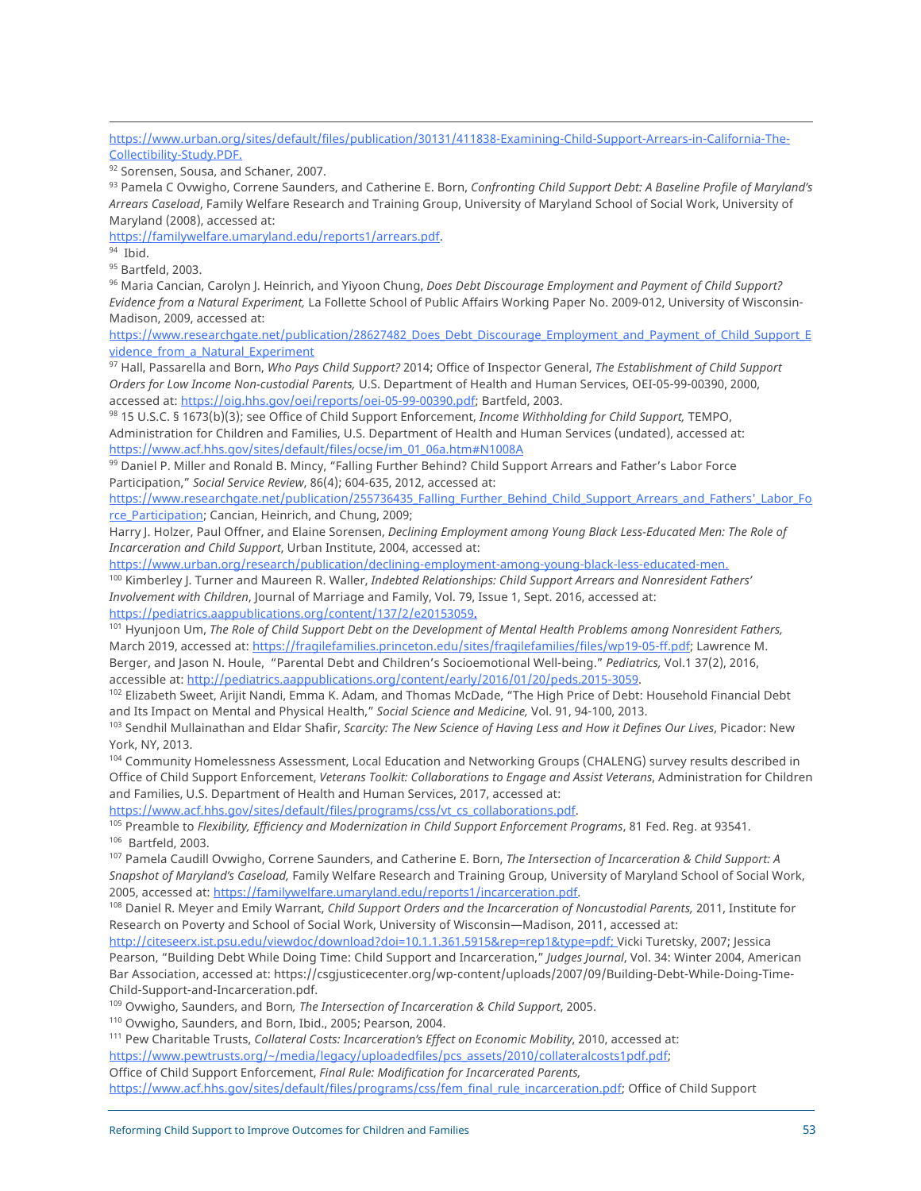https://www.urban.org/sites/default/files/publication/30131/411838-Examining-Child-Support-Arrears-in-California-The-Collectibility-Study.PDF.

[92] Sorensen, Sousa, and Schaner, 2007.

[93] Pamela C Ovwigho, Correne Saunders, and Catherine E. Born, *Confronting Child Support Debt: A Baseline Profile of Maryland's Arrears Caseload*, Family Welfare Research and Training Group, University of Maryland School of Social Work, University of Maryland (2008), accessed at: https://familywelfare.umaryland.edu/reports1/arrears.pdf.

[94] Ibid.

[95] Bartfeld, 2003.

[96] Maria Cancian, Carolyn J. Heinrich, and Yiyoon Chung, *Does Debt Discourage Employment and Payment of Child Support? Evidence from a Natural Experiment,* La Follette School of Public Affairs Working Paper No. 2009-012, University of Wisconsin-Madison, 2009, accessed at: https://www.researchgate.net/publication/28627482_Does_Debt_Discourage_Employment_and_Payment_of_Child_Support_Evidence_from_a_Natural_Experiment

[97] Hall, Passarella and Born, *Who Pays Child Support?* 2014; Office of Inspector General, *The Establishment of Child Support Orders for Low Income Non-custodial Parents,* U.S. Department of Health and Human Services, OEI-05-99-00390, 2000, accessed at: https://oig.hhs.gov/oei/reports/oei-05-99-00390.pdf; Bartfeld, 2003.

[98] 15 U.S.C. § 1673(b)(3); see Office of Child Support Enforcement, *Income Withholding for Child Support,* TEMPO, Administration for Children and Families, U.S. Department of Health and Human Services (undated), accessed at: https://www.acf.hhs.gov/sites/default/files/ocse/im_01_06a.htm#N1008A

[99] Daniel P. Miller and Ronald B. Mincy, "Falling Further Behind? Child Support Arrears and Father's Labor Force Participation," *Social Service Review*, 86(4); 604-635, 2012, accessed at: https://www.researchgate.net/publication/255736435_Falling_Further_Behind_Child_Support_Arrears_and_Fathers'_Labor_Force_Participation; Cancian, Heinrich, and Chung, 2009;
Harry J. Holzer, Paul Offner, and Elaine Sorensen, *Declining Employment among Young Black Less-Educated Men: The Role of Incarceration and Child Support*, Urban Institute, 2004, accessed at: https://www.urban.org/research/publication/declining-employment-among-young-black-less-educated-men.

[100] Kimberley J. Turner and Maureen R. Waller, *Indebted Relationships: Child Support Arrears and Nonresident Fathers' Involvement with Children*, Journal of Marriage and Family, Vol. 79, Issue 1, Sept. 2016, accessed at: https://pediatrics.aappublications.org/content/137/2/e20153059.

[101] Hyunjoon Um, *The Role of Child Support Debt on the Development of Mental Health Problems among Nonresident Fathers,* March 2019, accessed at: https://fragilefamilies.princeton.edu/sites/fragilefamilies/files/wp19-05-ff.pdf; Lawrence M. Berger, and Jason N. Houle, "Parental Debt and Children's Socioemotional Well-being." *Pediatrics,* Vol.1 37(2), 2016, accessible at: http://pediatrics.aappublications.org/content/early/2016/01/20/peds.2015-3059.

[102] Elizabeth Sweet, Arijit Nandi, Emma K. Adam, and Thomas McDade, "The High Price of Debt: Household Financial Debt and Its Impact on Mental and Physical Health," *Social Science and Medicine,* Vol. 91, 94-100, 2013.

[103] Sendhil Mullainathan and Eldar Shafir, *Scarcity: The New Science of Having Less and How it Defines Our Lives*, Picador: New York, NY, 2013.

[104] Community Homelessness Assessment, Local Education and Networking Groups (CHALENG) survey results described in Office of Child Support Enforcement, *Veterans Toolkit: Collaborations to Engage and Assist Veterans*, Administration for Children and Families, U.S. Department of Health and Human Services, 2017, accessed at: https://www.acf.hhs.gov/sites/default/files/programs/css/vt_cs_collaborations.pdf.

[105] Preamble to *Flexibility, Efficiency and Modernization in Child Support Enforcement Programs*, 81 Fed. Reg. at 93541.

[106] Bartfeld, 2003.

[107] Pamela Caudill Ovwigho, Correne Saunders, and Catherine E. Born, *The Intersection of Incarceration & Child Support: A Snapshot of Maryland's Caseload,* Family Welfare Research and Training Group, University of Maryland School of Social Work, 2005, accessed at: https://familywelfare.umaryland.edu/reports1/incarceration.pdf.

[108] Daniel R. Meyer and Emily Warrant, *Child Support Orders and the Incarceration of Noncustodial Parents,* 2011, Institute for Research on Poverty and School of Social Work, University of Wisconsin—Madison, 2011, accessed at: http://citeseerx.ist.psu.edu/viewdoc/download?doi=10.1.1.361.5915&rep=rep1&type=pdf; Vicki Turetsky, 2007; Jessica Pearson, "Building Debt While Doing Time: Child Support and Incarceration," *Judges Journal*, Vol. 34: Winter 2004, American Bar Association, accessed at: https://csgjusticecenter.org/wp-content/uploads/2007/09/Building-Debt-While-Doing-Time-Child-Support-and-Incarceration.pdf.

[109] Ovwigho, Saunders, and Born*, The Intersection of Incarceration & Child Support*, 2005.

[110] Ovwigho, Saunders, and Born, Ibid., 2005; Pearson, 2004.

[111] Pew Charitable Trusts, *Collateral Costs: Incarceration's Effect on Economic Mobility*, 2010, accessed at: https://www.pewtrusts.org/~/media/legacy/uploadedfiles/pcs_assets/2010/collateralcosts1pdf.pdf;
Office of Child Support Enforcement, *Final Rule: Modification for Incarcerated Parents,* https://www.acf.hhs.gov/sites/default/files/programs/css/fem_final_rule_incarceration.pdf; Office of Child Support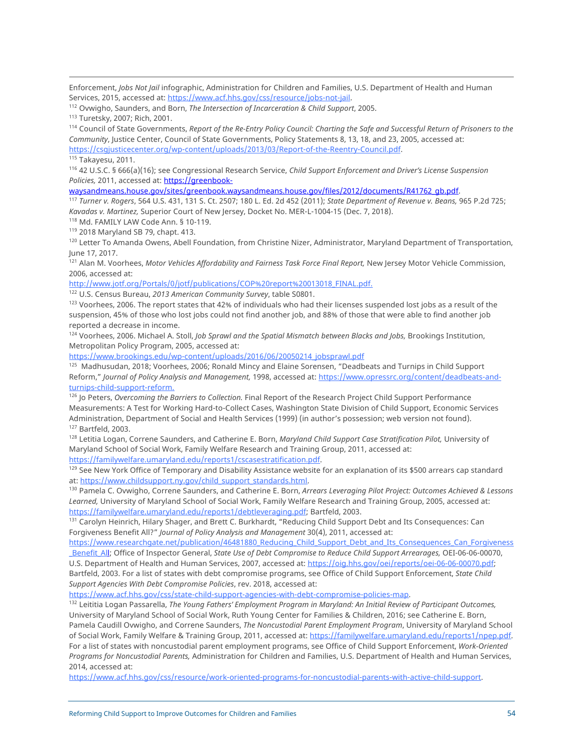Enforcement, *Jobs Not Jail* infographic, Administration for Children and Families, U.S. Department of Health and Human Services, 2015, accessed at: https://www.acf.hhs.gov/css/resource/jobs-not-jail.

[112] Ovwigho, Saunders, and Born, *The Intersection of Incarceration & Child Support*, 2005.

[113] Turetsky, 2007; Rich, 2001.

[114] Council of State Governments, *Report of the Re-Entry Policy Council: Charting the Safe and Successful Return of Prisoners to the Community*, Justice Center, Council of State Governments, Policy Statements 8, 13, 18, and 23, 2005, accessed at: https://csgjusticecenter.org/wp-content/uploads/2013/03/Report-of-the-Reentry-Council.pdf.

[115] Takayesu, 2011.

[116] 42 U.S.C. § 666(a)(16); see Congressional Research Service, *Child Support Enforcement and Driver's License Suspension Policies,* 2011, accessed at: https://greenbook-waysandmeans.house.gov/sites/greenbook.waysandmeans.house.gov/files/2012/documents/R41762_gb.pdf.

[117] *Turner v. Rogers*, 564 U.S. 431, 131 S. Ct. 2507; 180 L. Ed. 2d 452 (2011); *State Department of Revenue v. Beans,* 965 P.2d 725; *Kavadas v. Martinez,* Superior Court of New Jersey, Docket No. MER-L-1004-15 (Dec. 7, 2018).

[118] Md. FAMILY LAW Code Ann. § 10-119.

[119] 2018 Maryland SB 79, chapt. 413.

[120] Letter To Amanda Owens, Abell Foundation, from Christine Nizer, Administrator, Maryland Department of Transportation, June 17, 2017.

[121] Alan M. Voorhees, *Motor Vehicles Affordability and Fairness Task Force Final Report,* New Jersey Motor Vehicle Commission, 2006, accessed at: http://www.jotf.org/Portals/0/jotf/publications/COP%20report%20013018_FINAL.pdf.

[122] U.S. Census Bureau, *2013 American Community Survey*, table S0801.

[123] Voorhees, 2006. The report states that 42% of individuals who had their licenses suspended lost jobs as a result of the suspension, 45% of those who lost jobs could not find another job, and 88% of those that were able to find another job reported a decrease in income.

[124] Voorhees, 2006. Michael A. Stoll, *Job Sprawl and the Spatial Mismatch between Blacks and Jobs,* Brookings Institution, Metropolitan Policy Program, 2005, accessed at: https://www.brookings.edu/wp-content/uploads/2016/06/20050214_jobsprawl.pdf

[125] Madhusudan, 2018; Voorhees, 2006; Ronald Mincy and Elaine Sorensen, "Deadbeats and Turnips in Child Support Reform," *Journal of Policy Analysis and Management,* 1998, accessed at: https://www.opressrc.org/content/deadbeats-and-turnips-child-support-reform.

[126] Jo Peters, *Overcoming the Barriers to Collection.* Final Report of the Research Project Child Support Performance Measurements: A Test for Working Hard-to-Collect Cases, Washington State Division of Child Support, Economic Services Administration, Department of Social and Health Services (1999) (in author's possession; web version not found).

[127] Bartfeld, 2003.

[128] Letitia Logan, Correne Saunders, and Catherine E. Born, *Maryland Child Support Case Stratification Pilot,* University of Maryland School of Social Work, Family Welfare Research and Training Group, 2011, accessed at: https://familywelfare.umaryland.edu/reports1/cscasestratification.pdf.

[129] See New York Office of Temporary and Disability Assistance website for an explanation of its $500 arrears cap standard at: https://www.childsupport.ny.gov/child_support_standards.html.

[130] Pamela C. Ovwigho, Correne Saunders, and Catherine E. Born, *Arrears Leveraging Pilot Project: Outcomes Achieved & Lessons Learned,* University of Maryland School of Social Work, Family Welfare Research and Training Group, 2005, accessed at: https://familywelfare.umaryland.edu/reports1/debtleveraging.pdf; Bartfeld, 2003.

[131] Carolyn Heinrich, Hilary Shager, and Brett C. Burkhardt, "Reducing Child Support Debt and Its Consequences: Can Forgiveness Benefit All?" *Journal of Policy Analysis and Management* 30(4), 2011, accessed at: https://www.researchgate.net/publication/46481880_Reducing_Child_Support_Debt_and_Its_Consequences_Can_Forgiveness_Benefit_All; Office of Inspector General, *State Use of Debt Compromise to Reduce Child Support Arrearages,* OEI-06-06-00070, U.S. Department of Health and Human Services, 2007, accessed at: https://oig.hhs.gov/oei/reports/oei-06-06-00070.pdf; Bartfeld, 2003. For a list of states with debt compromise programs, see Office of Child Support Enforcement, *State Child Support Agencies With Debt Compromise Policies*, rev. 2018, accessed at: https://www.acf.hhs.gov/css/state-child-support-agencies-with-debt-compromise-policies-map.

[132] Leititia Logan Passarella, *The Young Fathers' Employment Program in Maryland: An Initial Review of Participant Outcomes,* University of Maryland School of Social Work, Ruth Young Center for Families & Children, 2016; see Catherine E. Born, Pamela Caudill Ovwigho, and Correne Saunders, *The Noncustodial Parent Employment Program*, University of Maryland School of Social Work, Family Welfare & Training Group, 2011, accessed at: https://familywelfare.umaryland.edu/reports1/npep.pdf. For a list of states with noncustodial parent employment programs, see Office of Child Support Enforcement, *Work-Oriented Programs for Noncustodial Parents,* Administration for Children and Families, U.S. Department of Health and Human Services, 2014, accessed at: https://www.acf.hhs.gov/css/resource/work-oriented-programs-for-noncustodial-parents-with-active-child-support.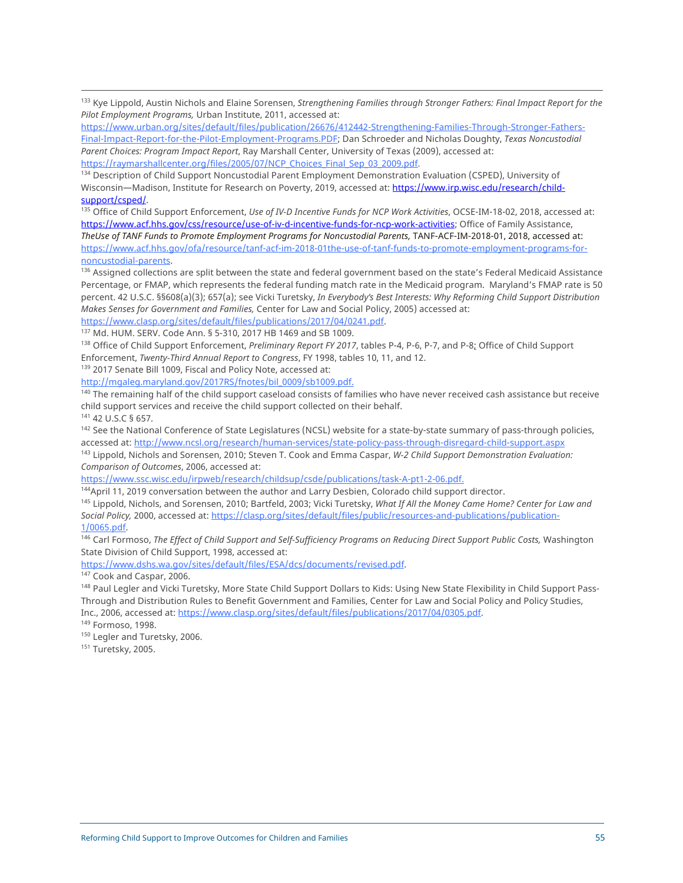[133] Kye Lippold, Austin Nichols and Elaine Sorensen, *Strengthening Families through Stronger Fathers: Final Impact Report for the Pilot Employment Programs,* Urban Institute, 2011, accessed at: https://www.urban.org/sites/default/files/publication/26676/412442-Strengthening-Families-Through-Stronger-Fathers-Final-Impact-Report-for-the-Pilot-Employment-Programs.PDF; Dan Schroeder and Nicholas Doughty, *Texas Noncustodial Parent Choices: Program Impact Report*, Ray Marshall Center, University of Texas (2009), accessed at: https://raymarshallcenter.org/files/2005/07/NCP_Choices_Final_Sep_03_2009.pdf.

[134] Description of Child Support Noncustodial Parent Employment Demonstration Evaluation (CSPED), University of Wisconsin—Madison, Institute for Research on Poverty, 2019, accessed at: https://www.irp.wisc.edu/research/child-support/csped/.

[135] Office of Child Support Enforcement, *Use of IV-D Incentive Funds for NCP Work Activities*, OCSE-IM-18-02, 2018, accessed at: https://www.acf.hhs.gov/css/resource/use-of-iv-d-incentive-funds-for-ncp-work-activities; Office of Family Assistance, *TheUse of TANF Funds to Promote Employment Programs for Noncustodial Parents,* TANF-ACF-IM-2018-01, 2018, accessed at: https://www.acf.hhs.gov/ofa/resource/tanf-acf-im-2018-01the-use-of-tanf-funds-to-promote-employment-programs-for-noncustodial-parents.

[136] Assigned collections are split between the state and federal government based on the state's Federal Medicaid Assistance Percentage, or FMAP, which represents the federal funding match rate in the Medicaid program. Maryland's FMAP rate is 50 percent. 42 U.S.C. §§608(a)(3); 657(a); see Vicki Turetsky, *In Everybody's Best Interests: Why Reforming Child Support Distribution Makes Senses for Government and Families,* Center for Law and Social Policy, 2005) accessed at: https://www.clasp.org/sites/default/files/publications/2017/04/0241.pdf.

[137] Md. HUM. SERV. Code Ann. § 5-310, 2017 HB 1469 and SB 1009.

[138] Office of Child Support Enforcement, *Preliminary Report FY 2017*, tables P-4, P-6, P-7, and P-8; Office of Child Support Enforcement, *Twenty-Third Annual Report to Congress*, FY 1998, tables 10, 11, and 12.

[139] 2017 Senate Bill 1009, Fiscal and Policy Note, accessed at: http://mgaleg.maryland.gov/2017RS/fnotes/bil_0009/sb1009.pdf.

[140] The remaining half of the child support caseload consists of families who have never received cash assistance but receive child support services and receive the child support collected on their behalf.

[141] 42 U.S.C § 657.

[142] See the National Conference of State Legislatures (NCSL) website for a state-by-state summary of pass-through policies, accessed at: http://www.ncsl.org/research/human-services/state-policy-pass-through-disregard-child-support.aspx

[143] Lippold, Nichols and Sorensen, 2010; Steven T. Cook and Emma Caspar, *W-2 Child Support Demonstration Evaluation: Comparison of Outcomes*, 2006, accessed at: https://www.ssc.wisc.edu/irpweb/research/childsup/csde/publications/task-A-pt1-2-06.pdf.

[144] April 11, 2019 conversation between the author and Larry Desbien, Colorado child support director.

[145] Lippold, Nichols, and Sorensen, 2010; Bartfeld, 2003; Vicki Turetsky, *What If All the Money Came Home? Center for Law and Social Policy,* 2000, accessed at: https://clasp.org/sites/default/files/public/resources-and-publications/publication-1/0065.pdf.

[146] Carl Formoso, *The Effect of Child Support and Self-Sufficiency Programs on Reducing Direct Support Public Costs,* Washington State Division of Child Support, 1998, accessed at: https://www.dshs.wa.gov/sites/default/files/ESA/dcs/documents/revised.pdf.

[147] Cook and Caspar, 2006.

[148] Paul Legler and Vicki Turetsky, More State Child Support Dollars to Kids: Using New State Flexibility in Child Support Pass-Through and Distribution Rules to Benefit Government and Families, Center for Law and Social Policy and Policy Studies, Inc., 2006, accessed at: https://www.clasp.org/sites/default/files/publications/2017/04/0305.pdf.

[149] Formoso, 1998.

[150] Legler and Turetsky, 2006.

[151] Turetsky, 2005.